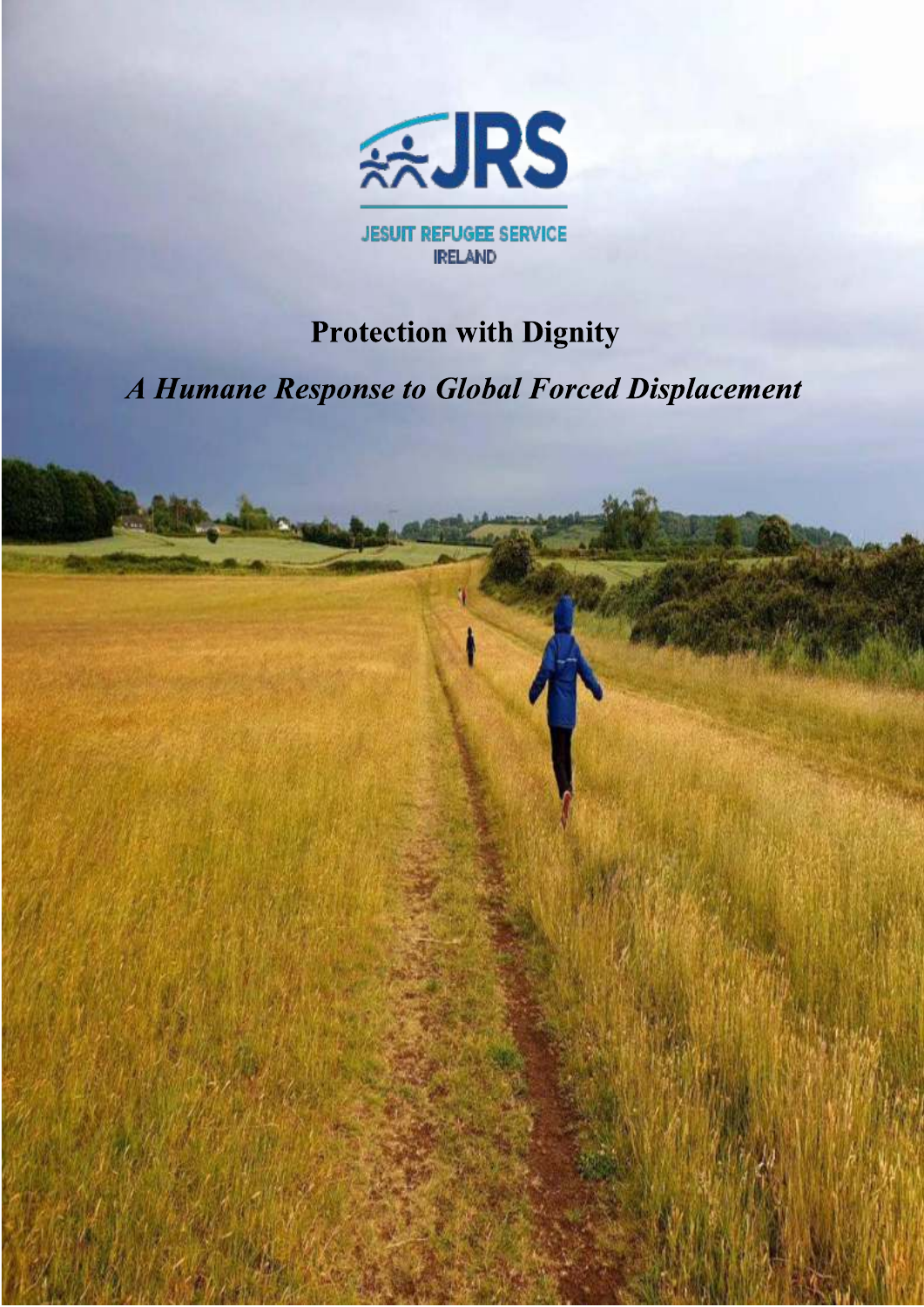JESUIT REFUGEE SERVICE IRELAND

# Protection with Dignity

## *A Humane Response to Global Forced Displacement*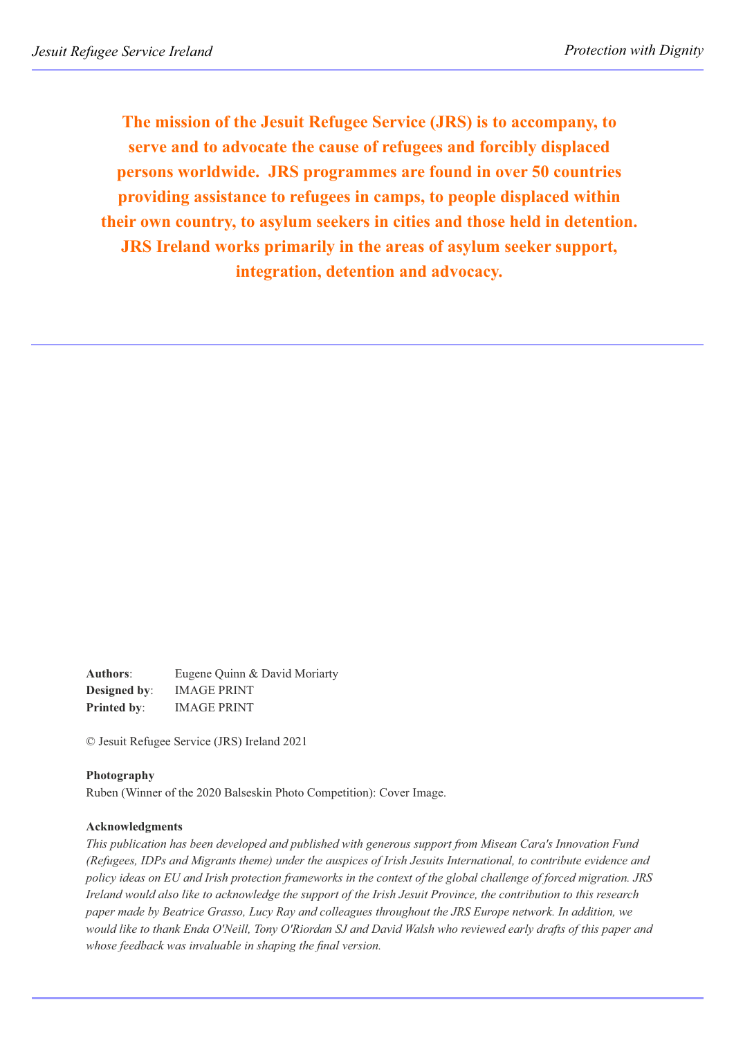**The mission of the Jesuit Refugee Service (JRS) is to accompany, to serve and to advocate the cause of refugees and forcibly displaced persons worldwide. JRS programmes are found in over 50 countries providing assistance to refugees in camps, to people displaced within their own country, to asylum seekers in cities and those held in detention. JRS Ireland works primarily in the areas of asylum seeker support, integration, detention and advocacy.**

**Authors**: Eugene Quinn & David Moriarty
**Designed by**: IMAGE PRINT
**Printed by**: IMAGE PRINT

© Jesuit Refugee Service (JRS) Ireland 2021

**Photography**
Ruben (Winner of the 2020 Balseskin Photo Competition): Cover Image.

**Acknowledgments**
*This publication has been developed and published with generous support from Misean Cara's Innovation Fund (Refugees, IDPs and Migrants theme) under the auspices of Irish Jesuits International, to contribute evidence and policy ideas on EU and Irish protection frameworks in the context of the global challenge of forced migration. JRS Ireland would also like to acknowledge the support of the Irish Jesuit Province, the contribution to this research paper made by Beatrice Grasso, Lucy Ray and colleagues throughout the JRS Europe network. In addition, we would like to thank Enda O'Neill, Tony O'Riordan SJ and David Walsh who reviewed early drafts of this paper and whose feedback was invaluable in shaping the final version.*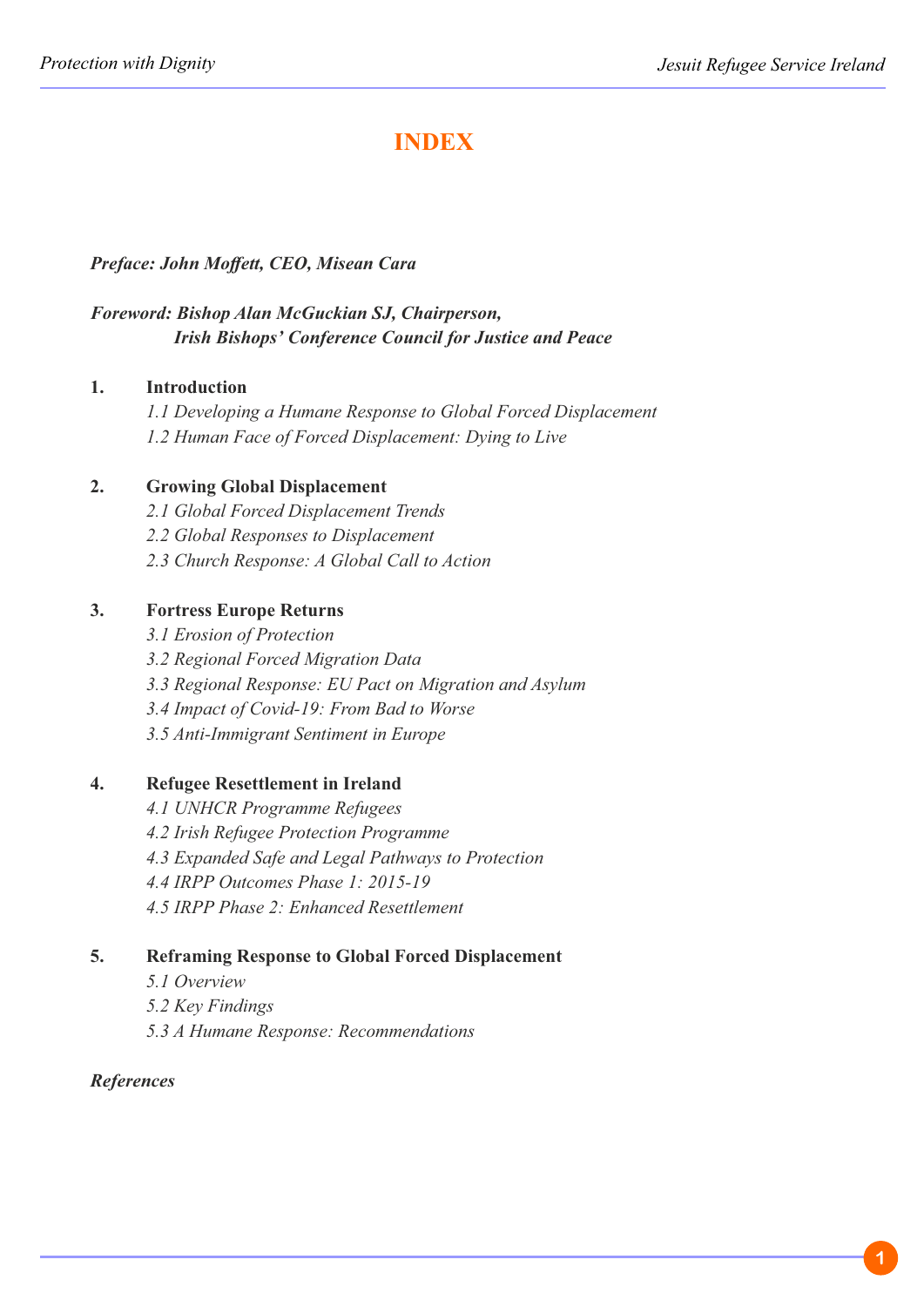# INDEX

***Preface: John Moffett, CEO, Misean Cara***

***Foreword: Bishop Alan McGuckian SJ, Chairperson, Irish Bishops' Conference Council for Justice and Peace***

**1. Introduction**

*1.1 Developing a Humane Response to Global Forced Displacement*

*1.2 Human Face of Forced Displacement: Dying to Live*

**2. Growing Global Displacement**

*2.1 Global Forced Displacement Trends*

*2.2 Global Responses to Displacement*

*2.3 Church Response: A Global Call to Action*

**3. Fortress Europe Returns**

*3.1 Erosion of Protection*

*3.2 Regional Forced Migration Data*

*3.3 Regional Response: EU Pact on Migration and Asylum*

*3.4 Impact of Covid-19: From Bad to Worse*

*3.5 Anti-Immigrant Sentiment in Europe*

**4. Refugee Resettlement in Ireland**

*4.1 UNHCR Programme Refugees*

*4.2 Irish Refugee Protection Programme*

*4.3 Expanded Safe and Legal Pathways to Protection*

*4.4 IRPP Outcomes Phase 1: 2015-19*

*4.5 IRPP Phase 2: Enhanced Resettlement*

**5. Reframing Response to Global Forced Displacement**

*5.1 Overview*

*5.2 Key Findings*

*5.3 A Humane Response: Recommendations*

***References***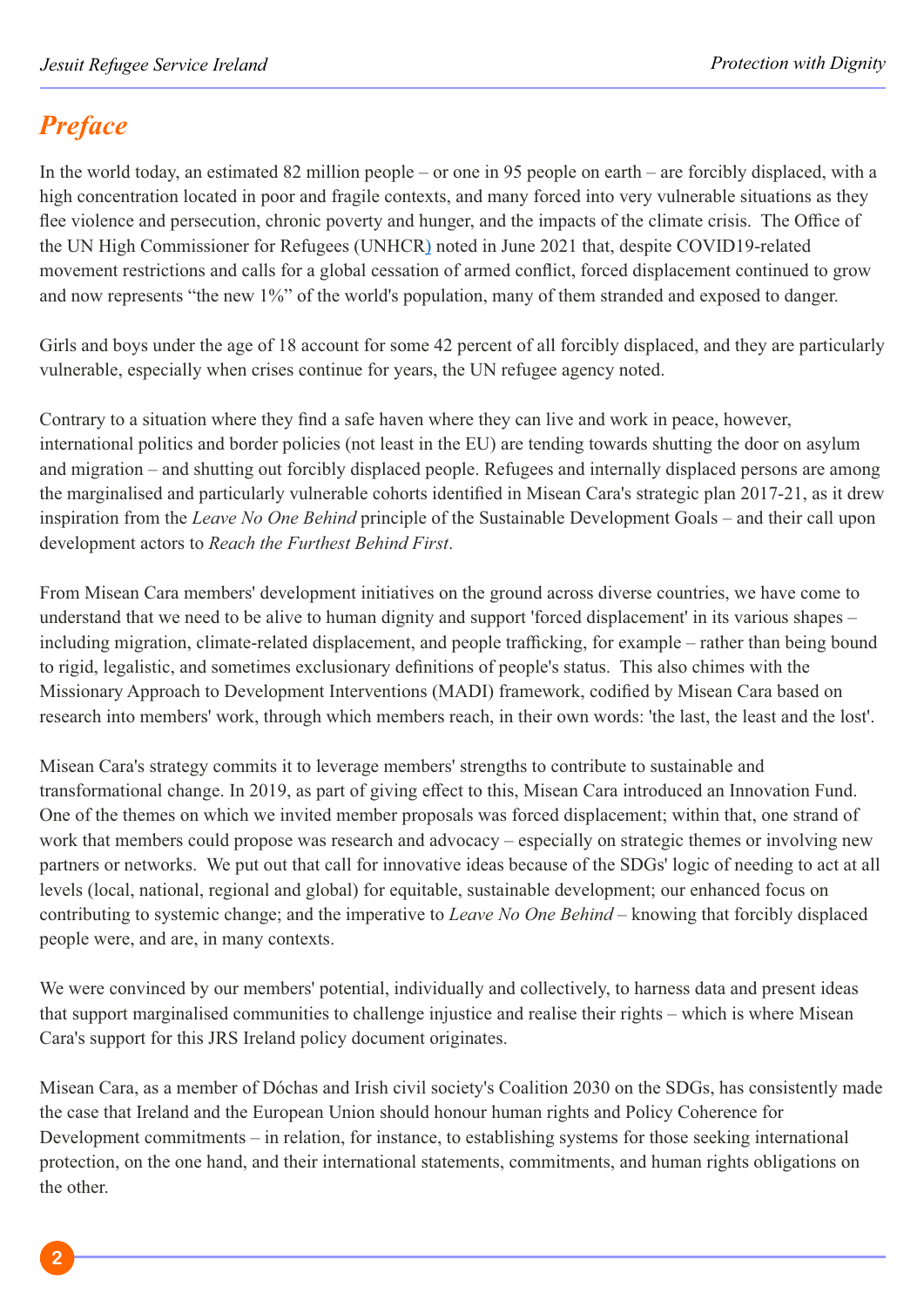# *Preface*

In the world today, an estimated 82 million people – or one in 95 people on earth – are forcibly displaced, with a high concentration located in poor and fragile contexts, and many forced into very vulnerable situations as they flee violence and persecution, chronic poverty and hunger, and the impacts of the climate crisis. The Office of the UN High Commissioner for Refugees (UNHCR) noted in June 2021 that, despite COVID19-related movement restrictions and calls for a global cessation of armed conflict, forced displacement continued to grow and now represents "the new 1%" of the world's population, many of them stranded and exposed to danger.

Girls and boys under the age of 18 account for some 42 percent of all forcibly displaced, and they are particularly vulnerable, especially when crises continue for years, the UN refugee agency noted.

Contrary to a situation where they find a safe haven where they can live and work in peace, however, international politics and border policies (not least in the EU) are tending towards shutting the door on asylum and migration – and shutting out forcibly displaced people. Refugees and internally displaced persons are among the marginalised and particularly vulnerable cohorts identified in Misean Cara's strategic plan 2017-21, as it drew inspiration from the *Leave No One Behind* principle of the Sustainable Development Goals – and their call upon development actors to *Reach the Furthest Behind First*.

From Misean Cara members' development initiatives on the ground across diverse countries, we have come to understand that we need to be alive to human dignity and support 'forced displacement' in its various shapes – including migration, climate-related displacement, and people trafficking, for example – rather than being bound to rigid, legalistic, and sometimes exclusionary definitions of people's status. This also chimes with the Missionary Approach to Development Interventions (MADI) framework, codified by Misean Cara based on research into members' work, through which members reach, in their own words: 'the last, the least and the lost'.

Misean Cara's strategy commits it to leverage members' strengths to contribute to sustainable and transformational change. In 2019, as part of giving effect to this, Misean Cara introduced an Innovation Fund. One of the themes on which we invited member proposals was forced displacement; within that, one strand of work that members could propose was research and advocacy – especially on strategic themes or involving new partners or networks. We put out that call for innovative ideas because of the SDGs' logic of needing to act at all levels (local, national, regional and global) for equitable, sustainable development; our enhanced focus on contributing to systemic change; and the imperative to *Leave No One Behind* – knowing that forcibly displaced people were, and are, in many contexts.

We were convinced by our members' potential, individually and collectively, to harness data and present ideas that support marginalised communities to challenge injustice and realise their rights – which is where Misean Cara's support for this JRS Ireland policy document originates.

Misean Cara, as a member of Dóchas and Irish civil society's Coalition 2030 on the SDGs, has consistently made the case that Ireland and the European Union should honour human rights and Policy Coherence for Development commitments – in relation, for instance, to establishing systems for those seeking international protection, on the one hand, and their international statements, commitments, and human rights obligations on the other.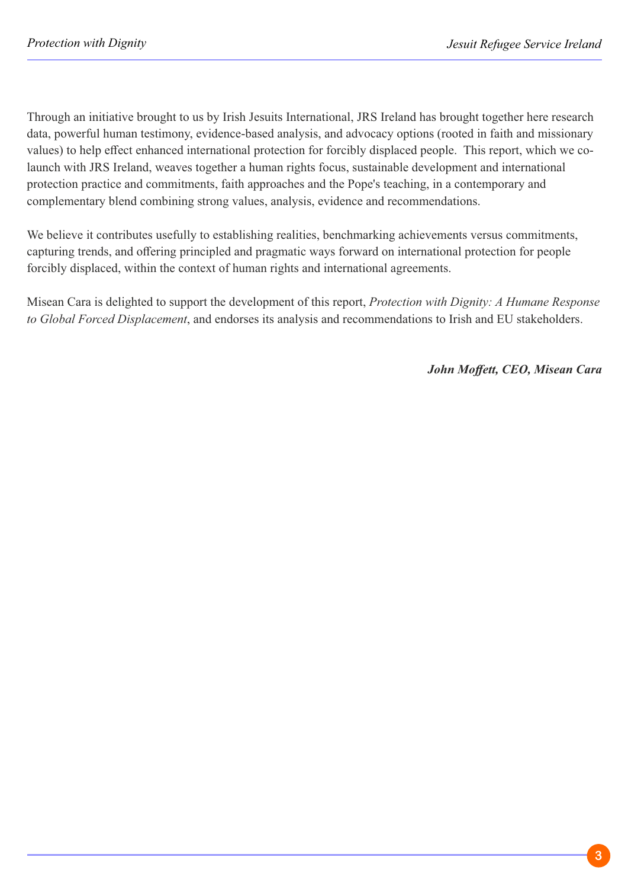Through an initiative brought to us by Irish Jesuits International, JRS Ireland has brought together here research data, powerful human testimony, evidence-based analysis, and advocacy options (rooted in faith and missionary values) to help effect enhanced international protection for forcibly displaced people. This report, which we co-launch with JRS Ireland, weaves together a human rights focus, sustainable development and international protection practice and commitments, faith approaches and the Pope's teaching, in a contemporary and complementary blend combining strong values, analysis, evidence and recommendations.

We believe it contributes usefully to establishing realities, benchmarking achievements versus commitments, capturing trends, and offering principled and pragmatic ways forward on international protection for people forcibly displaced, within the context of human rights and international agreements.

Misean Cara is delighted to support the development of this report, *Protection with Dignity: A Humane Response to Global Forced Displacement*, and endorses its analysis and recommendations to Irish and EU stakeholders.

***John Moffett, CEO, Misean Cara***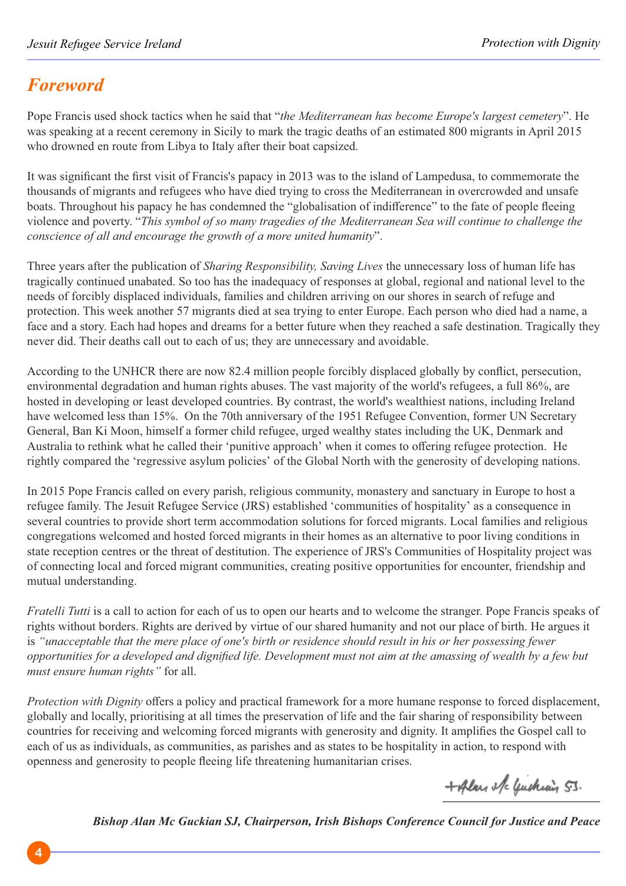# Foreword

Pope Francis used shock tactics when he said that "*the Mediterranean has become Europe's largest cemetery*". He was speaking at a recent ceremony in Sicily to mark the tragic deaths of an estimated 800 migrants in April 2015 who drowned en route from Libya to Italy after their boat capsized.

It was significant the first visit of Francis's papacy in 2013 was to the island of Lampedusa, to commemorate the thousands of migrants and refugees who have died trying to cross the Mediterranean in overcrowded and unsafe boats. Throughout his papacy he has condemned the "globalisation of indifference" to the fate of people fleeing violence and poverty. "*This symbol of so many tragedies of the Mediterranean Sea will continue to challenge the conscience of all and encourage the growth of a more united humanity*".

Three years after the publication of *Sharing Responsibility, Saving Lives* the unnecessary loss of human life has tragically continued unabated. So too has the inadequacy of responses at global, regional and national level to the needs of forcibly displaced individuals, families and children arriving on our shores in search of refuge and protection. This week another 57 migrants died at sea trying to enter Europe. Each person who died had a name, a face and a story. Each had hopes and dreams for a better future when they reached a safe destination. Tragically they never did. Their deaths call out to each of us; they are unnecessary and avoidable.

According to the UNHCR there are now 82.4 million people forcibly displaced globally by conflict, persecution, environmental degradation and human rights abuses. The vast majority of the world's refugees, a full 86%, are hosted in developing or least developed countries. By contrast, the world's wealthiest nations, including Ireland have welcomed less than 15%. On the 70th anniversary of the 1951 Refugee Convention, former UN Secretary General, Ban Ki Moon, himself a former child refugee, urged wealthy states including the UK, Denmark and Australia to rethink what he called their 'punitive approach' when it comes to offering refugee protection. He rightly compared the 'regressive asylum policies' of the Global North with the generosity of developing nations.

In 2015 Pope Francis called on every parish, religious community, monastery and sanctuary in Europe to host a refugee family. The Jesuit Refugee Service (JRS) established 'communities of hospitality' as a consequence in several countries to provide short term accommodation solutions for forced migrants. Local families and religious congregations welcomed and hosted forced migrants in their homes as an alternative to poor living conditions in state reception centres or the threat of destitution. The experience of JRS's Communities of Hospitality project was of connecting local and forced migrant communities, creating positive opportunities for encounter, friendship and mutual understanding.

*Fratelli Tutti* is a call to action for each of us to open our hearts and to welcome the stranger. Pope Francis speaks of rights without borders. Rights are derived by virtue of our shared humanity and not our place of birth. He argues it is *"unacceptable that the mere place of one's birth or residence should result in his or her possessing fewer opportunities for a developed and dignified life. Development must not aim at the amassing of wealth by a few but must ensure human rights"* for all.

*Protection with Dignity* offers a policy and practical framework for a more humane response to forced displacement, globally and locally, prioritising at all times the preservation of life and the fair sharing of responsibility between countries for receiving and welcoming forced migrants with generosity and dignity. It amplifies the Gospel call to each of us as individuals, as communities, as parishes and as states to be hospitality in action, to respond with openness and generosity to people fleeing life threatening humanitarian crises.

+Alan Mc Guckian SJ.

***Bishop Alan Mc Guckian SJ, Chairperson, Irish Bishops Conference Council for Justice and Peace***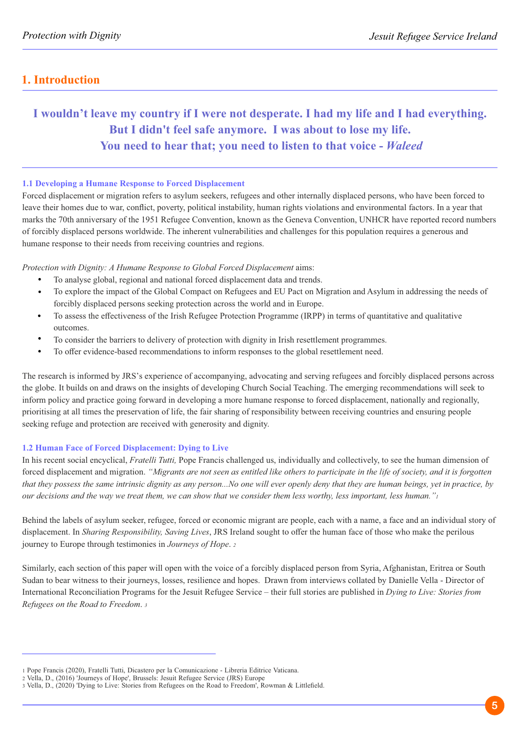## 1. Introduction

**I wouldn't leave my country if I were not desperate. I had my life and I had everything. But I didn't feel safe anymore. I was about to lose my life. You need to hear that; you need to listen to that voice - *Waleed***

### 1.1 Developing a Humane Response to Forced Displacement

Forced displacement or migration refers to asylum seekers, refugees and other internally displaced persons, who have been forced to leave their homes due to war, conflict, poverty, political instability, human rights violations and environmental factors. In a year that marks the 70th anniversary of the 1951 Refugee Convention, known as the Geneva Convention, UNHCR have reported record numbers of forcibly displaced persons worldwide. The inherent vulnerabilities and challenges for this population requires a generous and humane response to their needs from receiving countries and regions.

*Protection with Dignity: A Humane Response to Global Forced Displacement* aims:

- To analyse global, regional and national forced displacement data and trends.
- To explore the impact of the Global Compact on Refugees and EU Pact on Migration and Asylum in addressing the needs of forcibly displaced persons seeking protection across the world and in Europe.
- To assess the effectiveness of the Irish Refugee Protection Programme (IRPP) in terms of quantitative and qualitative outcomes.
- To consider the barriers to delivery of protection with dignity in Irish resettlement programmes.
- To offer evidence-based recommendations to inform responses to the global resettlement need.

The research is informed by JRS's experience of accompanying, advocating and serving refugees and forcibly displaced persons across the globe. It builds on and draws on the insights of developing Church Social Teaching. The emerging recommendations will seek to inform policy and practice going forward in developing a more humane response to forced displacement, nationally and regionally, prioritising at all times the preservation of life, the fair sharing of responsibility between receiving countries and ensuring people seeking refuge and protection are received with generosity and dignity.

### 1.2 Human Face of Forced Displacement: Dying to Live

In his recent social encyclical, *Fratelli Tutti,* Pope Francis challenged us, individually and collectively, to see the human dimension of forced displacement and migration. *"Migrants are not seen as entitled like others to participate in the life of society, and it is forgotten that they possess the same intrinsic dignity as any person...No one will ever openly deny that they are human beings, yet in practice, by our decisions and the way we treat them, we can show that we consider them less worthy, less important, less human."*[1]

Behind the labels of asylum seeker, refugee, forced or economic migrant are people, each with a name, a face and an individual story of displacement. In *Sharing Responsibility, Saving Lives*, JRS Ireland sought to offer the human face of those who make the perilous journey to Europe through testimonies in *Journeys of Hope*.[2]

Similarly, each section of this paper will open with the voice of a forcibly displaced person from Syria, Afghanistan, Eritrea or South Sudan to bear witness to their journeys, losses, resilience and hopes. Drawn from interviews collated by Danielle Vella - Director of International Reconciliation Programs for the Jesuit Refugee Service – their full stories are published in *Dying to Live: Stories from Refugees on the Road to Freedom*.[3]

---

1 Pope Francis (2020), Fratelli Tutti, Dicastero per la Comunicazione - Libreria Editrice Vaticana.
2 Vella, D., (2016) 'Journeys of Hope', Brussels: Jesuit Refugee Service (JRS) Europe
3 Vella, D., (2020) 'Dying to Live: Stories from Refugees on the Road to Freedom', Rowman & Littlefield.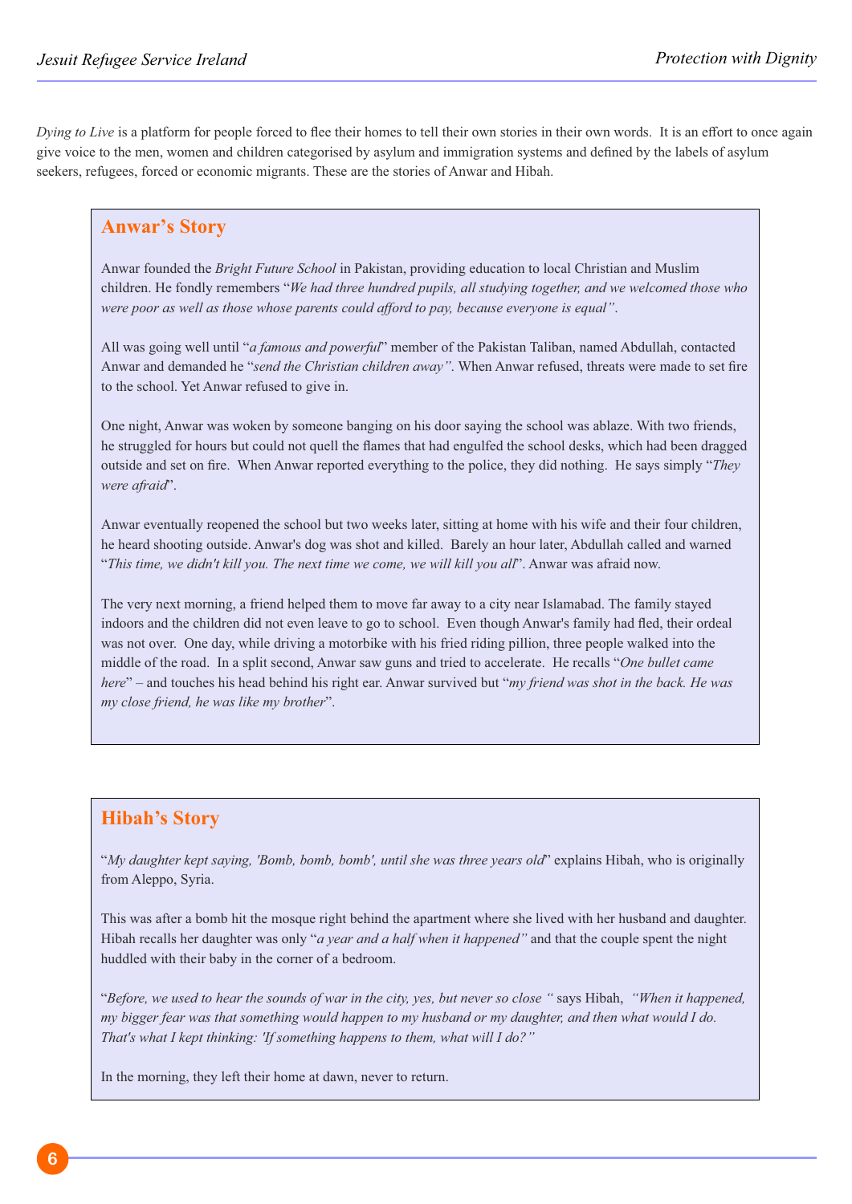*Dying to Live* is a platform for people forced to flee their homes to tell their own stories in their own words. It is an effort to once again give voice to the men, women and children categorised by asylum and immigration systems and defined by the labels of asylum seekers, refugees, forced or economic migrants. These are the stories of Anwar and Hibah.

## Anwar's Story

Anwar founded the *Bright Future School* in Pakistan, providing education to local Christian and Muslim children. He fondly remembers "*We had three hundred pupils, all studying together, and we welcomed those who were poor as well as those whose parents could afford to pay, because everyone is equal"*.

All was going well until "*a famous and powerful*" member of the Pakistan Taliban, named Abdullah, contacted Anwar and demanded he "*send the Christian children away"*. When Anwar refused, threats were made to set fire to the school. Yet Anwar refused to give in.

One night, Anwar was woken by someone banging on his door saying the school was ablaze. With two friends, he struggled for hours but could not quell the flames that had engulfed the school desks, which had been dragged outside and set on fire. When Anwar reported everything to the police, they did nothing. He says simply "*They were afraid*".

Anwar eventually reopened the school but two weeks later, sitting at home with his wife and their four children, he heard shooting outside. Anwar's dog was shot and killed. Barely an hour later, Abdullah called and warned "*This time, we didn't kill you. The next time we come, we will kill you all*". Anwar was afraid now.

The very next morning, a friend helped them to move far away to a city near Islamabad. The family stayed indoors and the children did not even leave to go to school. Even though Anwar's family had fled, their ordeal was not over. One day, while driving a motorbike with his fried riding pillion, three people walked into the middle of the road. In a split second, Anwar saw guns and tried to accelerate. He recalls "*One bullet came here*" – and touches his head behind his right ear. Anwar survived but "*my friend was shot in the back. He was my close friend, he was like my brother*".

## Hibah's Story

"*My daughter kept saying, 'Bomb, bomb, bomb', until she was three years old*" explains Hibah, who is originally from Aleppo, Syria.

This was after a bomb hit the mosque right behind the apartment where she lived with her husband and daughter. Hibah recalls her daughter was only "*a year and a half when it happened"* and that the couple spent the night huddled with their baby in the corner of a bedroom.

"*Before, we used to hear the sounds of war in the city, yes, but never so close "* says Hibah, *"When it happened, my bigger fear was that something would happen to my husband or my daughter, and then what would I do. That's what I kept thinking: 'If something happens to them, what will I do?"*

In the morning, they left their home at dawn, never to return.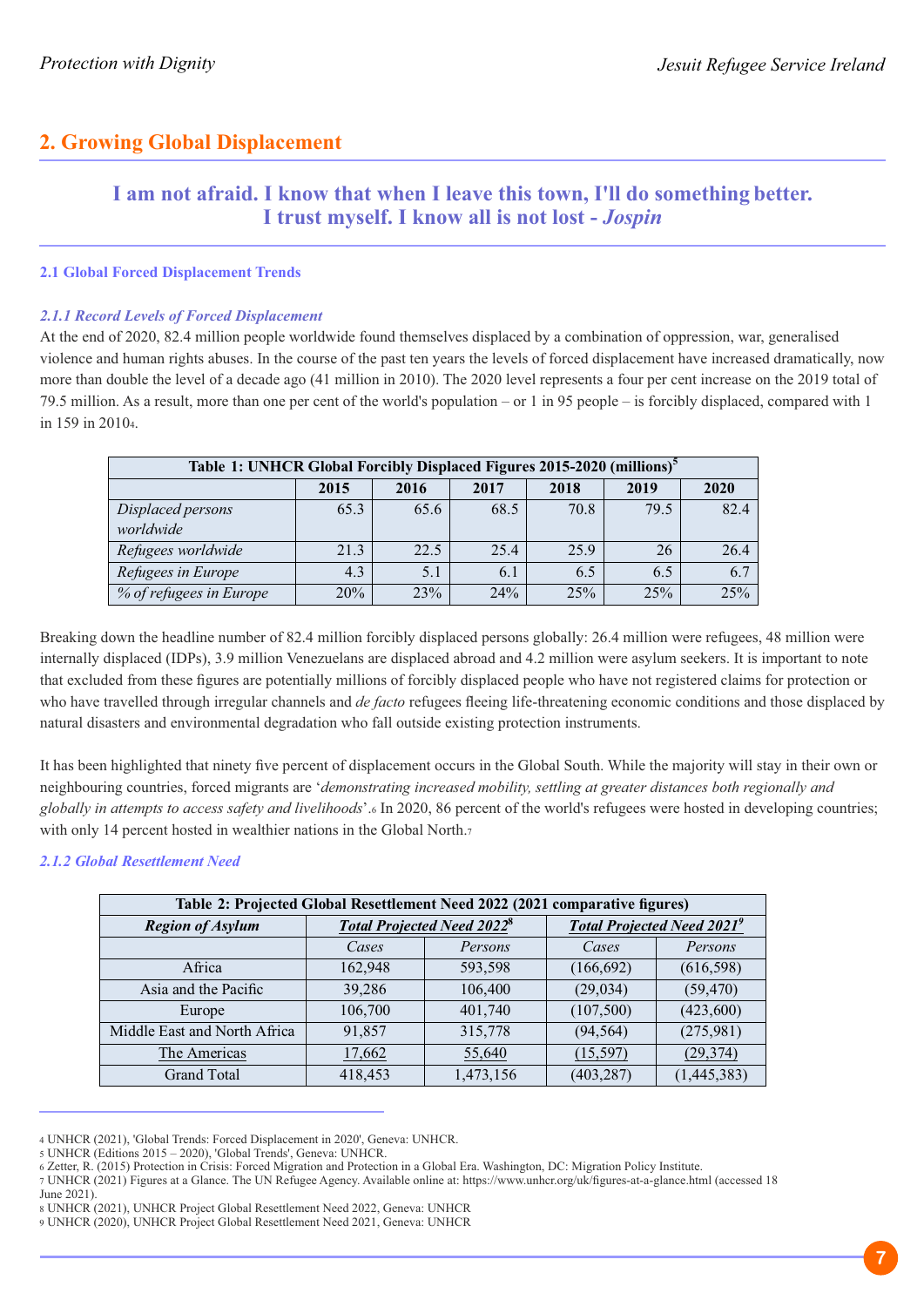## 2. Growing Global Displacement

**I am not afraid. I know that when I leave this town, I'll do something better. I trust myself. I know all is not lost - *Jospin***

### 2.1 Global Forced Displacement Trends

#### *2.1.1 Record Levels of Forced Displacement*

At the end of 2020, 82.4 million people worldwide found themselves displaced by a combination of oppression, war, generalised violence and human rights abuses. In the course of the past ten years the levels of forced displacement have increased dramatically, now more than double the level of a decade ago (41 million in 2010). The 2020 level represents a four per cent increase on the 2019 total of 79.5 million. As a result, more than one per cent of the world's population – or 1 in 95 people – is forcibly displaced, compared with 1 in 159 in 2010[4].

| Table 1: UNHCR Global Forcibly Displaced Figures 2015-2020 (millions)[5] | | | | | | |
|---|---|---|---|---|---|---|
| | **2015** | **2016** | **2017** | **2018** | **2019** | **2020** |
| *Displaced persons worldwide* | 65.3 | 65.6 | 68.5 | 70.8 | 79.5 | 82.4 |
| *Refugees worldwide* | 21.3 | 22.5 | 25.4 | 25.9 | 26 | 26.4 |
| *Refugees in Europe* | 4.3 | 5.1 | 6.1 | 6.5 | 6.5 | 6.7 |
| *% of refugees in Europe* | 20% | 23% | 24% | 25% | 25% | 25% |

Breaking down the headline number of 82.4 million forcibly displaced persons globally: 26.4 million were refugees, 48 million were internally displaced (IDPs), 3.9 million Venezuelans are displaced abroad and 4.2 million were asylum seekers. It is important to note that excluded from these figures are potentially millions of forcibly displaced people who have not registered claims for protection or who have travelled through irregular channels and *de facto* refugees fleeing life-threatening economic conditions and those displaced by natural disasters and environmental degradation who fall outside existing protection instruments.

It has been highlighted that ninety five percent of displacement occurs in the Global South. While the majority will stay in their own or neighbouring countries, forced migrants are '*demonstrating increased mobility, settling at greater distances both regionally and globally in attempts to access safety and livelihoods*'.[6] In 2020, 86 percent of the world's refugees were hosted in developing countries; with only 14 percent hosted in wealthier nations in the Global North.[7]

#### *2.1.2 Global Resettlement Need*

| Table 2: Projected Global Resettlement Need 2022 (2021 comparative figures) | | | | |
|---|---|---|---|---|
| ***Region of Asylum*** | ***Total Projected Need 2022***[8] | | ***Total Projected Need 2021***[9] | |
| | *Cases* | *Persons* | *Cases* | *Persons* |
| Africa | 162,948 | 593,598 | (166,692) | (616,598) |
| Asia and the Pacific | 39,286 | 106,400 | (29,034) | (59,470) |
| Europe | 106,700 | 401,740 | (107,500) | (423,600) |
| Middle East and North Africa | 91,857 | 315,778 | (94,564) | (275,981) |
| The Americas | 17,662 | 55,640 | (15,597) | (29,374) |
| Grand Total | 418,453 | 1,473,156 | (403,287) | (1,445,383) |

---

4 UNHCR (2021), 'Global Trends: Forced Displacement in 2020', Geneva: UNHCR.

5 UNHCR (Editions 2015 – 2020), 'Global Trends', Geneva: UNHCR.

6 Zetter, R. (2015) Protection in Crisis: Forced Migration and Protection in a Global Era. Washington, DC: Migration Policy Institute.

7 UNHCR (2021) Figures at a Glance. The UN Refugee Agency. Available online at: https://www.unhcr.org/uk/figures-at-a-glance.html (accessed 18 June 2021).

8 UNHCR (2021), UNHCR Project Global Resettlement Need 2022, Geneva: UNHCR

9 UNHCR (2020), UNHCR Project Global Resettlement Need 2021, Geneva: UNHCR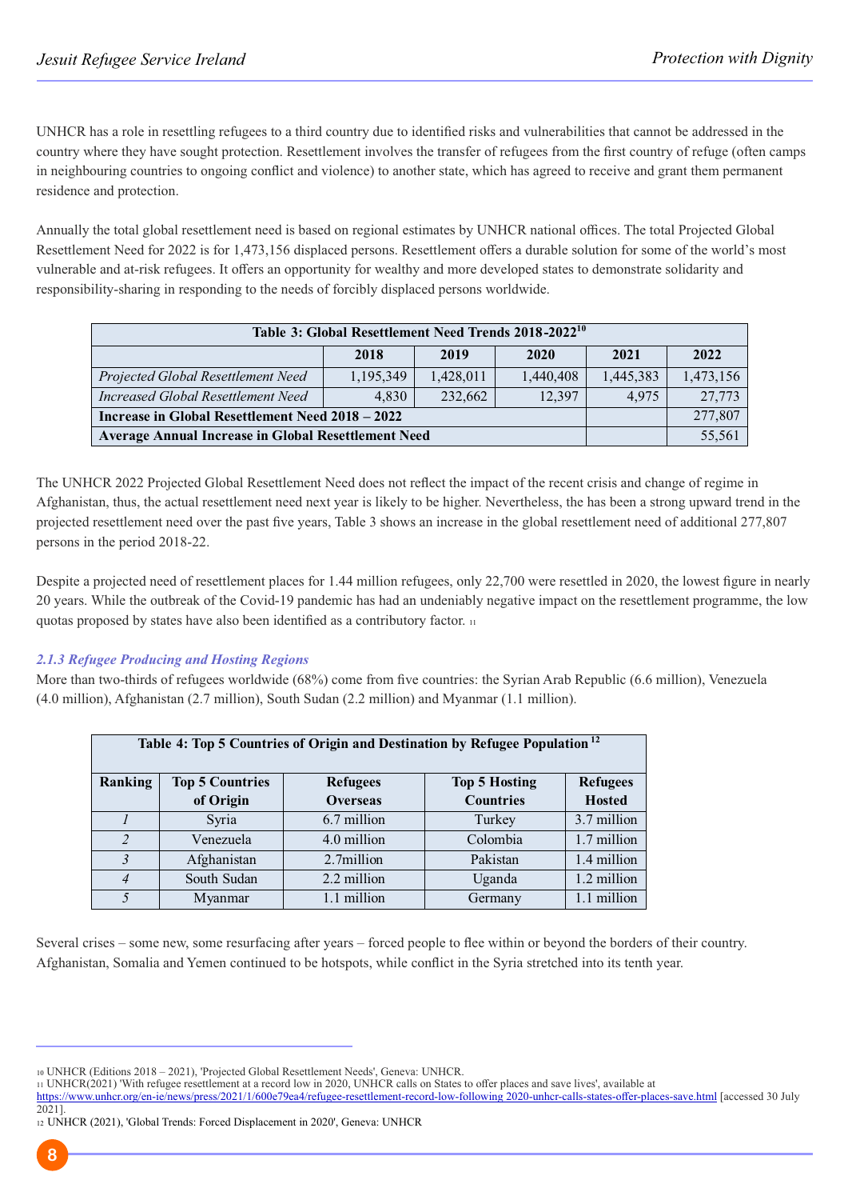UNHCR has a role in resettling refugees to a third country due to identified risks and vulnerabilities that cannot be addressed in the country where they have sought protection. Resettlement involves the transfer of refugees from the first country of refuge (often camps in neighbouring countries to ongoing conflict and violence) to another state, which has agreed to receive and grant them permanent residence and protection.

Annually the total global resettlement need is based on regional estimates by UNHCR national offices. The total Projected Global Resettlement Need for 2022 is for 1,473,156 displaced persons. Resettlement offers a durable solution for some of the world's most vulnerable and at-risk refugees. It offers an opportunity for wealthy and more developed states to demonstrate solidarity and responsibility-sharing in responding to the needs of forcibly displaced persons worldwide.

| **Table 3: Global Resettlement Need Trends 2018-2022[10]** | | | | | |
|---|---|---|---|---|---|
| | **2018** | **2019** | **2020** | **2021** | **2022** |
| *Projected Global Resettlement Need* | 1,195,349 | 1,428,011 | 1,440,408 | 1,445,383 | 1,473,156 |
| *Increased Global Resettlement Need* | 4,830 | 232,662 | 12,397 | 4,975 | 27,773 |
| **Increase in Global Resettlement Need 2018 – 2022** | | | | | 277,807 |
| **Average Annual Increase in Global Resettlement Need** | | | | | 55,561 |

The UNHCR 2022 Projected Global Resettlement Need does not reflect the impact of the recent crisis and change of regime in Afghanistan, thus, the actual resettlement need next year is likely to be higher. Nevertheless, the has been a strong upward trend in the projected resettlement need over the past five years, Table 3 shows an increase in the global resettlement need of additional 277,807 persons in the period 2018-22.

Despite a projected need of resettlement places for 1.44 million refugees, only 22,700 were resettled in 2020, the lowest figure in nearly 20 years. While the outbreak of the Covid-19 pandemic has had an undeniably negative impact on the resettlement programme, the low quotas proposed by states have also been identified as a contributory factor. [11]

### *2.1.3 Refugee Producing and Hosting Regions*

More than two-thirds of refugees worldwide (68%) come from five countries: the Syrian Arab Republic (6.6 million), Venezuela (4.0 million), Afghanistan (2.7 million), South Sudan (2.2 million) and Myanmar (1.1 million).

| **Table 4: Top 5 Countries of Origin and Destination by Refugee Population [12]** | | | | |
|---|---|---|---|---|
| **Ranking** | **Top 5 Countries of Origin** | **Refugees Overseas** | **Top 5 Hosting Countries** | **Refugees Hosted** |
| *1* | Syria | 6.7 million | Turkey | 3.7 million |
| *2* | Venezuela | 4.0 million | Colombia | 1.7 million |
| *3* | Afghanistan | 2.7million | Pakistan | 1.4 million |
| *4* | South Sudan | 2.2 million | Uganda | 1.2 million |
| *5* | Myanmar | 1.1 million | Germany | 1.1 million |

Several crises – some new, some resurfacing after years – forced people to flee within or beyond the borders of their country. Afghanistan, Somalia and Yemen continued to be hotspots, while conflict in the Syria stretched into its tenth year.

---

10 UNHCR (Editions 2018 – 2021), 'Projected Global Resettlement Needs', Geneva: UNHCR.

11 UNHCR(2021) 'With refugee resettlement at a record low in 2020, UNHCR calls on States to offer places and save lives', available at https://www.unhcr.org/en-ie/news/press/2021/1/600e79ea4/refugee-resettlement-record-low-following 2020-unhcr-calls-states-offer-places-save.html [accessed 30 July 2021].

12 UNHCR (2021), 'Global Trends: Forced Displacement in 2020', Geneva: UNHCR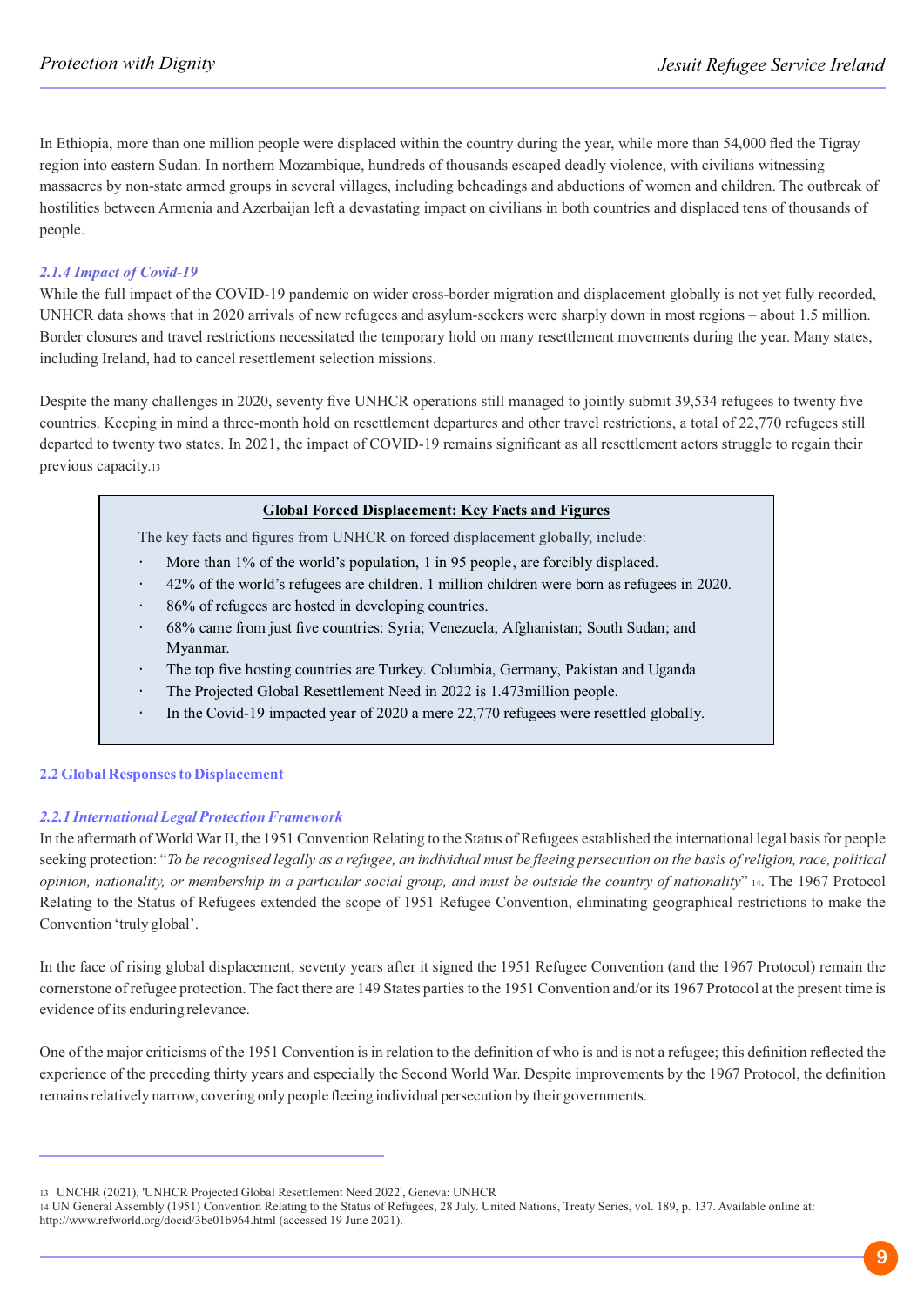In Ethiopia, more than one million people were displaced within the country during the year, while more than 54,000 fled the Tigray region into eastern Sudan. In northern Mozambique, hundreds of thousands escaped deadly violence, with civilians witnessing massacres by non-state armed groups in several villages, including beheadings and abductions of women and children. The outbreak of hostilities between Armenia and Azerbaijan left a devastating impact on civilians in both countries and displaced tens of thousands of people.

#### *2.1.4 Impact of Covid-19*

While the full impact of the COVID-19 pandemic on wider cross-border migration and displacement globally is not yet fully recorded, UNHCR data shows that in 2020 arrivals of new refugees and asylum-seekers were sharply down in most regions – about 1.5 million. Border closures and travel restrictions necessitated the temporary hold on many resettlement movements during the year. Many states, including Ireland, had to cancel resettlement selection missions.

Despite the many challenges in 2020, seventy five UNHCR operations still managed to jointly submit 39,534 refugees to twenty five countries. Keeping in mind a three-month hold on resettlement departures and other travel restrictions, a total of 22,770 refugees still departed to twenty two states. In 2021, the impact of COVID-19 remains significant as all resettlement actors struggle to regain their previous capacity.[13]

> **Global Forced Displacement: Key Facts and Figures**
>
> The key facts and figures from UNHCR on forced displacement globally, include:
>
> - More than 1% of the world's population, 1 in 95 people, are forcibly displaced.
> - 42% of the world's refugees are children. 1 million children were born as refugees in 2020.
> - 86% of refugees are hosted in developing countries.
> - 68% came from just five countries: Syria; Venezuela; Afghanistan; South Sudan; and Myanmar.
> - The top five hosting countries are Turkey. Columbia, Germany, Pakistan and Uganda
> - The Projected Global Resettlement Need in 2022 is 1.473million people.
> - In the Covid-19 impacted year of 2020 a mere 22,770 refugees were resettled globally.

### 2.2 Global Responses to Displacement

#### *2.2.1 International Legal Protection Framework*

In the aftermath of World War II, the 1951 Convention Relating to the Status of Refugees established the international legal basis for people seeking protection: "*To be recognised legally as a refugee, an individual must be fleeing persecution on the basis of religion, race, political opinion, nationality, or membership in a particular social group, and must be outside the country of nationality*" [14]. The 1967 Protocol Relating to the Status of Refugees extended the scope of 1951 Refugee Convention, eliminating geographical restrictions to make the Convention 'truly global'.

In the face of rising global displacement, seventy years after it signed the 1951 Refugee Convention (and the 1967 Protocol) remain the cornerstone of refugee protection. The fact there are 149 States parties to the 1951 Convention and/or its 1967 Protocol at the present time is evidence of its enduring relevance.

One of the major criticisms of the 1951 Convention is in relation to the definition of who is and is not a refugee; this definition reflected the experience of the preceding thirty years and especially the Second World War. Despite improvements by the 1967 Protocol, the definition remains relatively narrow, covering only people fleeing individual persecution by their governments.

---

[13] UNCHR (2021), 'UNHCR Projected Global Resettlement Need 2022', Geneva: UNHCR

[14] UN General Assembly (1951) Convention Relating to the Status of Refugees, 28 July. United Nations, Treaty Series, vol. 189, p. 137. Available online at: http://www.refworld.org/docid/3be01b964.html (accessed 19 June 2021).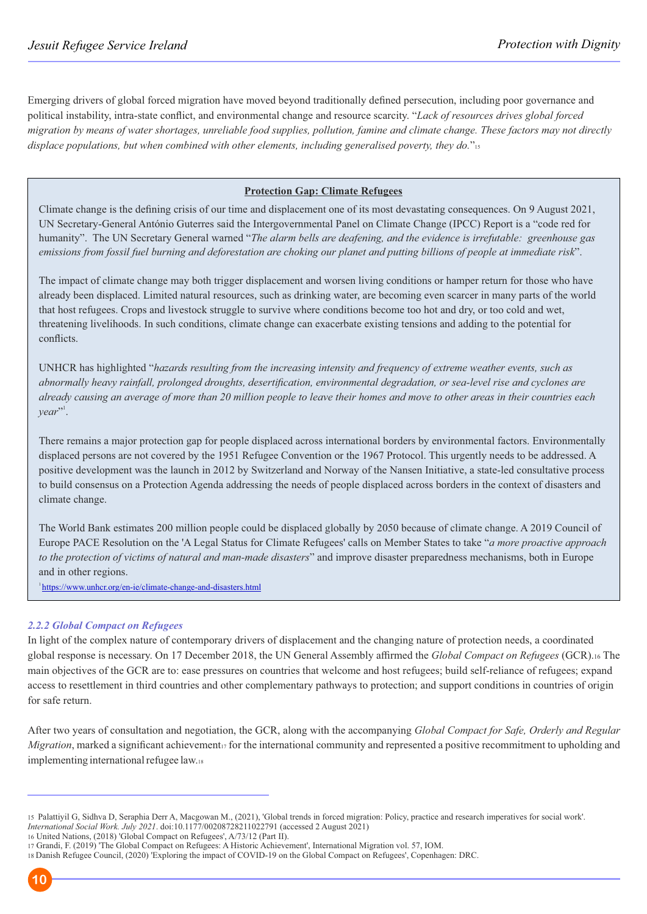Emerging drivers of global forced migration have moved beyond traditionally defined persecution, including poor governance and political instability, intra-state conflict, and environmental change and resource scarcity. "*Lack of resources drives global forced migration by means of water shortages, unreliable food supplies, pollution, famine and climate change. These factors may not directly displace populations, but when combined with other elements, including generalised poverty, they do.*"[15]

**Protection Gap: Climate Refugees**

Climate change is the defining crisis of our time and displacement one of its most devastating consequences. On 9 August 2021, UN Secretary-General António Guterres said the Intergovernmental Panel on Climate Change (IPCC) Report is a "code red for humanity". The UN Secretary General warned "*The alarm bells are deafening, and the evidence is irrefutable: greenhouse gas emissions from fossil fuel burning and deforestation are choking our planet and putting billions of people at immediate risk*".

The impact of climate change may both trigger displacement and worsen living conditions or hamper return for those who have already been displaced. Limited natural resources, such as drinking water, are becoming even scarcer in many parts of the world that host refugees. Crops and livestock struggle to survive where conditions become too hot and dry, or too cold and wet, threatening livelihoods. In such conditions, climate change can exacerbate existing tensions and adding to the potential for conflicts.

UNHCR has highlighted "*hazards resulting from the increasing intensity and frequency of extreme weather events, such as abnormally heavy rainfall, prolonged droughts, desertification, environmental degradation, or sea-level rise and cyclones are already causing an average of more than 20 million people to leave their homes and move to other areas in their countries each year*"[1].

There remains a major protection gap for people displaced across international borders by environmental factors. Environmentally displaced persons are not covered by the 1951 Refugee Convention or the 1967 Protocol. This urgently needs to be addressed. A positive development was the launch in 2012 by Switzerland and Norway of the Nansen Initiative, a state-led consultative process to build consensus on a Protection Agenda addressing the needs of people displaced across borders in the context of disasters and climate change.

The World Bank estimates 200 million people could be displaced globally by 2050 because of climate change. A 2019 Council of Europe PACE Resolution on the 'A Legal Status for Climate Refugees' calls on Member States to take "*a more proactive approach to the protection of victims of natural and man-made disasters*" and improve disaster preparedness mechanisms, both in Europe and in other regions.

[1] https://www.unhcr.org/en-ie/climate-change-and-disasters.html

### *2.2.2 Global Compact on Refugees*

In light of the complex nature of contemporary drivers of displacement and the changing nature of protection needs, a coordinated global response is necessary. On 17 December 2018, the UN General Assembly affirmed the *Global Compact on Refugees* (GCR).[16] The main objectives of the GCR are to: ease pressures on countries that welcome and host refugees; build self-reliance of refugees; expand access to resettlement in third countries and other complementary pathways to protection; and support conditions in countries of origin for safe return.

After two years of consultation and negotiation, the GCR, along with the accompanying *Global Compact for Safe, Orderly and Regular Migration*, marked a significant achievement[17] for the international community and represented a positive recommitment to upholding and implementing international refugee law.[18]

---

15 Palattiyil G, Sidhva D, Seraphia Derr A, Macgowan M., (2021), 'Global trends in forced migration: Policy, practice and research imperatives for social work'. *International Social Work. July 2021*. doi:10.1177/00208728211022791 (accessed 2 August 2021)

16 United Nations, (2018) 'Global Compact on Refugees', A/73/12 (Part II).

17 Grandi, F. (2019) 'The Global Compact on Refugees: A Historic Achievement', International Migration vol. 57, IOM.

18 Danish Refugee Council, (2020) 'Exploring the impact of COVID-19 on the Global Compact on Refugees', Copenhagen: DRC.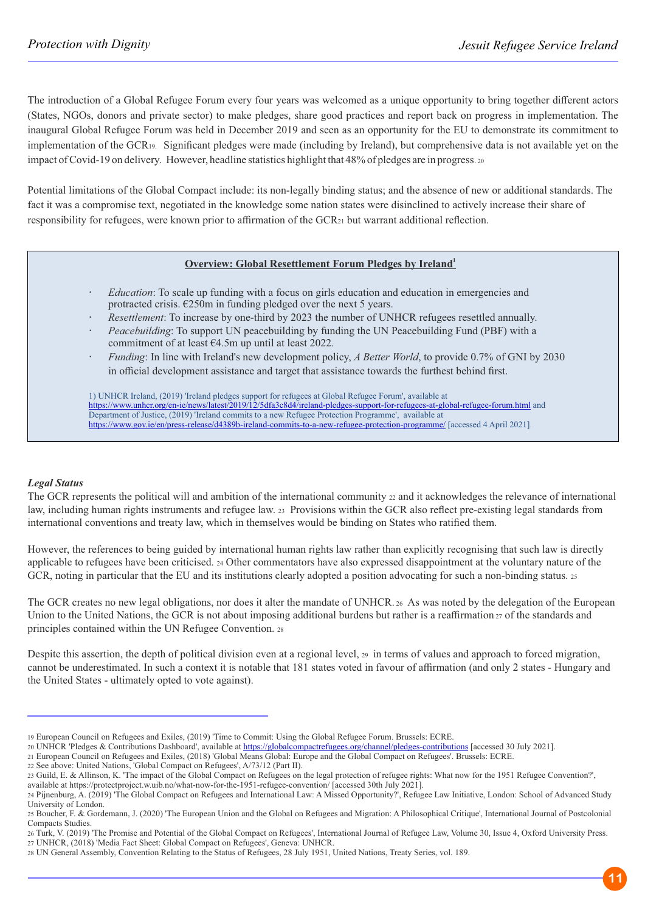The introduction of a Global Refugee Forum every four years was welcomed as a unique opportunity to bring together different actors (States, NGOs, donors and private sector) to make pledges, share good practices and report back on progress in implementation. The inaugural Global Refugee Forum was held in December 2019 and seen as an opportunity for the EU to demonstrate its commitment to implementation of the GCR[19]. Significant pledges were made (including by Ireland), but comprehensive data is not available yet on the impact of Covid-19 on delivery. However, headline statistics highlight that 48% of pledges are in progress.[20]

Potential limitations of the Global Compact include: its non-legally binding status; and the absence of new or additional standards. The fact it was a compromise text, negotiated in the knowledge some nation states were disinclined to actively increase their share of responsibility for refugees, were known prior to affirmation of the GCR[21] but warrant additional reflection.

**Overview: Global Resettlement Forum Pledges by Ireland[1]**

- *Education*: To scale up funding with a focus on girls education and education in emergencies and protracted crisis. €250m in funding pledged over the next 5 years.
- *Resettlement*: To increase by one-third by 2023 the number of UNHCR refugees resettled annually.
- *Peacebuilding*: To support UN peacebuilding by funding the UN Peacebuilding Fund (PBF) with a commitment of at least €4.5m up until at least 2022.
- *Funding*: In line with Ireland's new development policy, *A Better World*, to provide 0.7% of GNI by 2030 in official development assistance and target that assistance towards the furthest behind first.

1) UNHCR Ireland, (2019) 'Ireland pledges support for refugees at Global Refugee Forum', available at https://www.unhcr.org/en-ie/news/latest/2019/12/5dfa3c8d4/ireland-pledges-support-for-refugees-at-global-refugee-forum.html and Department of Justice, (2019) 'Ireland commits to a new Refugee Protection Programme', available at https://www.gov.ie/en/press-release/d4389b-ireland-commits-to-a-new-refugee-protection-programme/ [accessed 4 April 2021].

***Legal Status***

The GCR represents the political will and ambition of the international community [22] and it acknowledges the relevance of international law, including human rights instruments and refugee law.[23] Provisions within the GCR also reflect pre-existing legal standards from international conventions and treaty law, which in themselves would be binding on States who ratified them.

However, the references to being guided by international human rights law rather than explicitly recognising that such law is directly applicable to refugees have been criticised.[24] Other commentators have also expressed disappointment at the voluntary nature of the GCR, noting in particular that the EU and its institutions clearly adopted a position advocating for such a non-binding status.[25]

The GCR creates no new legal obligations, nor does it alter the mandate of UNHCR.[26] As was noted by the delegation of the European Union to the United Nations, the GCR is not about imposing additional burdens but rather is a reaffirmation[27] of the standards and principles contained within the UN Refugee Convention.[28]

Despite this assertion, the depth of political division even at a regional level,[29] in terms of values and approach to forced migration, cannot be underestimated. In such a context it is notable that 181 states voted in favour of affirmation (and only 2 states - Hungary and the United States - ultimately opted to vote against).

---

19 European Council on Refugees and Exiles, (2019) 'Time to Commit: Using the Global Refugee Forum. Brussels: ECRE.
20 UNHCR 'Pledges & Contributions Dashboard', available at https://globalcompactrefugees.org/channel/pledges-contributions [accessed 30 July 2021].
21 European Council on Refugees and Exiles, (2018) 'Global Means Global: Europe and the Global Compact on Refugees'. Brussels: ECRE.
22 See above: United Nations, 'Global Compact on Refugees', A/73/12 (Part II).
23 Guild, E. & Allinson, K. 'The impact of the Global Compact on Refugees on the legal protection of refugee rights: What now for the 1951 Refugee Convention?', available at https://protectproject.w.uib.no/what-now-for-the-1951-refugee-convention/ [accessed 30th July 2021].
24 Pijnenburg, A. (2019) 'The Global Compact on Refugees and International Law: A Missed Opportunity?', Refugee Law Initiative, London: School of Advanced Study University of London.
25 Boucher, F. & Gordemann, J. (2020) 'The European Union and the Global on Refugees and Migration: A Philosophical Critique', International Journal of Postcolonial Compacts Studies.
26 Turk, V. (2019) 'The Promise and Potential of the Global Compact on Refugees', International Journal of Refugee Law, Volume 30, Issue 4, Oxford University Press.
27 UNHCR, (2018) 'Media Fact Sheet: Global Compact on Refugees', Geneva: UNHCR.
28 UN General Assembly, Convention Relating to the Status of Refugees, 28 July 1951, United Nations, Treaty Series, vol. 189.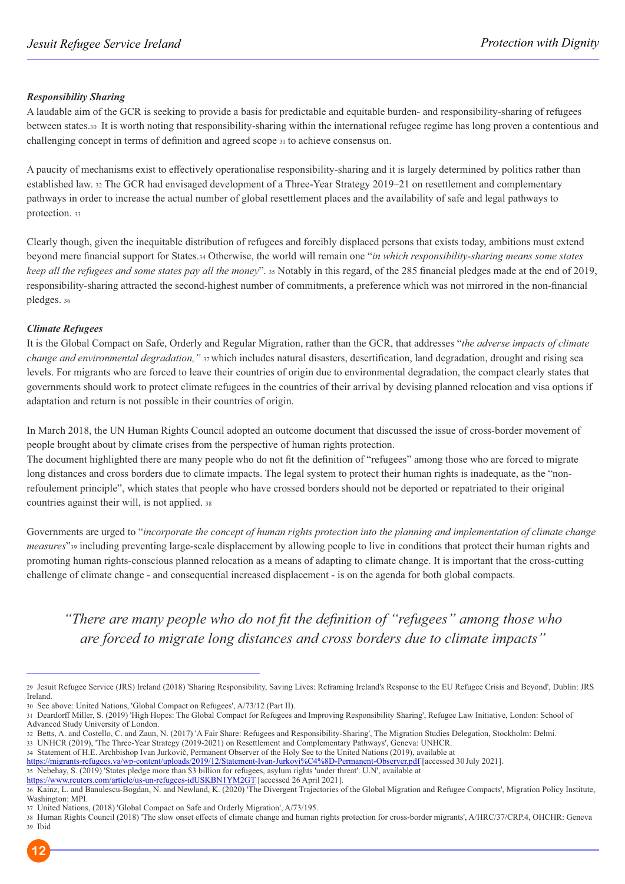***Responsibility Sharing***

A laudable aim of the GCR is seeking to provide a basis for predictable and equitable burden- and responsibility-sharing of refugees between states.[30] It is worth noting that responsibility-sharing within the international refugee regime has long proven a contentious and challenging concept in terms of definition and agreed scope [31] to achieve consensus on.

A paucity of mechanisms exist to effectively operationalise responsibility-sharing and it is largely determined by politics rather than established law. [32] The GCR had envisaged development of a Three-Year Strategy 2019–21 on resettlement and complementary pathways in order to increase the actual number of global resettlement places and the availability of safe and legal pathways to protection. [33]

Clearly though, given the inequitable distribution of refugees and forcibly displaced persons that exists today, ambitions must extend beyond mere financial support for States.[34] Otherwise, the world will remain one "*in which responsibility-sharing means some states keep all the refugees and some states pay all the money*". [35] Notably in this regard, of the 285 financial pledges made at the end of 2019, responsibility-sharing attracted the second-highest number of commitments, a preference which was not mirrored in the non-financial pledges. [36]

***Climate Refugees***

It is the Global Compact on Safe, Orderly and Regular Migration, rather than the GCR, that addresses "*the adverse impacts of climate change and environmental degradation,"* [37] which includes natural disasters, desertification, land degradation, drought and rising sea levels. For migrants who are forced to leave their countries of origin due to environmental degradation, the compact clearly states that governments should work to protect climate refugees in the countries of their arrival by devising planned relocation and visa options if adaptation and return is not possible in their countries of origin.

In March 2018, the UN Human Rights Council adopted an outcome document that discussed the issue of cross-border movement of people brought about by climate crises from the perspective of human rights protection.

The document highlighted there are many people who do not fit the definition of "refugees" among those who are forced to migrate long distances and cross borders due to climate impacts. The legal system to protect their human rights is inadequate, as the "non-refoulement principle", which states that people who have crossed borders should not be deported or repatriated to their original countries against their will, is not applied. [38]

Governments are urged to "*incorporate the concept of human rights protection into the planning and implementation of climate change measures*"[39] including preventing large-scale displacement by allowing people to live in conditions that protect their human rights and promoting human rights-conscious planned relocation as a means of adapting to climate change. It is important that the cross-cutting challenge of climate change - and consequential increased displacement - is on the agenda for both global compacts.

> *"There are many people who do not fit the definition of "refugees" among those who are forced to migrate long distances and cross borders due to climate impacts"*

---

29 Jesuit Refugee Service (JRS) Ireland (2018) 'Sharing Responsibility, Saving Lives: Reframing Ireland's Response to the EU Refugee Crisis and Beyond', Dublin: JRS Ireland.

30 See above: United Nations, 'Global Compact on Refugees', A/73/12 (Part II).

31 Deardorff Miller, S. (2019) 'High Hopes: The Global Compact for Refugees and Improving Responsibility Sharing', Refugee Law Initiative, London: School of Advanced Study University of London.

32 Betts, A. and Costello, C. and Zaun, N. (2017) 'A Fair Share: Refugees and Responsibility-Sharing', The Migration Studies Delegation, Stockholm: Delmi.

33 UNHCR (2019), 'The Three-Year Strategy (2019-2021) on Resettlement and Complementary Pathways', Geneva: UNHCR.

34 Statement of H.E. Archbishop Ivan Jurkovič, Permanent Observer of the Holy See to the United Nations (2019), available at https://migrants-refugees.va/wp-content/uploads/2019/12/Statement-Ivan-Jurkovi%C4%8D-Permanent-Observer.pdf [accessed 30 July 2021].

35 Nebehay, S. (2019) 'States pledge more than $3 billion for refugees, asylum rights 'under threat': U.N', available at https://www.reuters.com/article/us-un-refugees-idUSKBN1YM2GT [accessed 26 April 2021].

36 Kainz, L. and Banulescu-Bogdan, N. and Newland, K. (2020) 'The Divergent Trajectories of the Global Migration and Refugee Compacts', Migration Policy Institute, Washington: MPI.

37 United Nations, (2018) 'Global Compact on Safe and Orderly Migration', A/73/195.

38 Human Rights Council (2018) 'The slow onset effects of climate change and human rights protection for cross-border migrants', A/HRC/37/CRP.4, OHCHR: Geneva

39 Ibid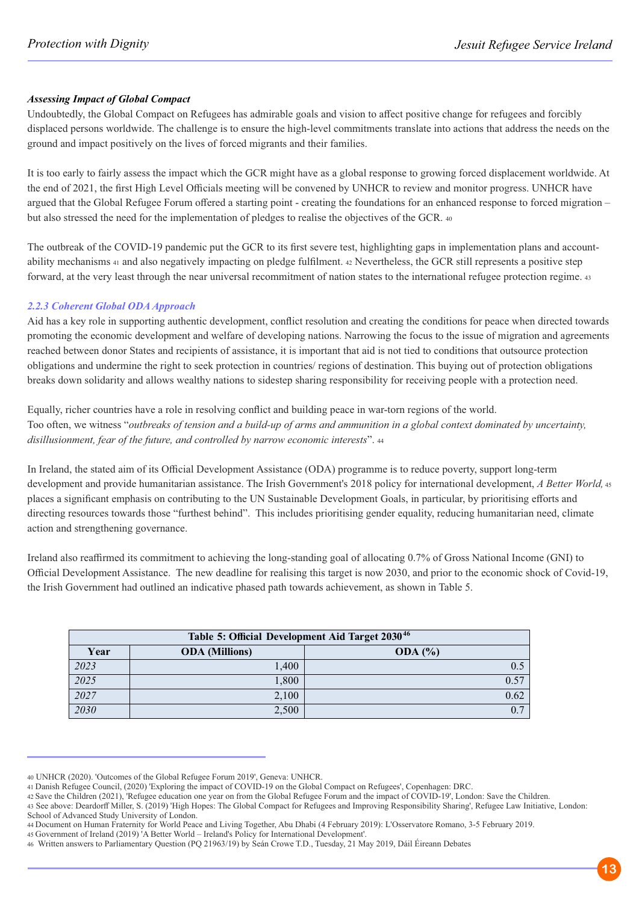***Assessing Impact of Global Compact***

Undoubtedly, the Global Compact on Refugees has admirable goals and vision to affect positive change for refugees and forcibly displaced persons worldwide. The challenge is to ensure the high-level commitments translate into actions that address the needs on the ground and impact positively on the lives of forced migrants and their families.

It is too early to fairly assess the impact which the GCR might have as a global response to growing forced displacement worldwide. At the end of 2021, the first High Level Officials meeting will be convened by UNHCR to review and monitor progress. UNHCR have argued that the Global Refugee Forum offered a starting point - creating the foundations for an enhanced response to forced migration – but also stressed the need for the implementation of pledges to realise the objectives of the GCR. [40]

The outbreak of the COVID-19 pandemic put the GCR to its first severe test, highlighting gaps in implementation plans and accountability mechanisms [41] and also negatively impacting on pledge fulfilment. [42] Nevertheless, the GCR still represents a positive step forward, at the very least through the near universal recommitment of nation states to the international refugee protection regime. [43]

### *2.2.3 Coherent Global ODA Approach*

Aid has a key role in supporting authentic development, conflict resolution and creating the conditions for peace when directed towards promoting the economic development and welfare of developing nations. Narrowing the focus to the issue of migration and agreements reached between donor States and recipients of assistance, it is important that aid is not tied to conditions that outsource protection obligations and undermine the right to seek protection in countries/ regions of destination. This buying out of protection obligations breaks down solidarity and allows wealthy nations to sidestep sharing responsibility for receiving people with a protection need.

Equally, richer countries have a role in resolving conflict and building peace in war-torn regions of the world.
Too often, we witness "*outbreaks of tension and a build-up of arms and ammunition in a global context dominated by uncertainty, disillusionment, fear of the future, and controlled by narrow economic interests*". [44]

In Ireland, the stated aim of its Official Development Assistance (ODA) programme is to reduce poverty, support long-term development and provide humanitarian assistance. The Irish Government's 2018 policy for international development, *A Better World,* [45] places a significant emphasis on contributing to the UN Sustainable Development Goals, in particular, by prioritising efforts and directing resources towards those "furthest behind". This includes prioritising gender equality, reducing humanitarian need, climate action and strengthening governance.

Ireland also reaffirmed its commitment to achieving the long-standing goal of allocating 0.7% of Gross National Income (GNI) to Official Development Assistance. The new deadline for realising this target is now 2030, and prior to the economic shock of Covid-19, the Irish Government had outlined an indicative phased path towards achievement, as shown in Table 5.

**Table 5: Official Development Aid Target 2030** [46]

| Year | ODA (Millions) | ODA (%) |
|---|---:|---:|
| *2023* | 1,400 | 0.5 |
| *2025* | 1,800 | 0.57 |
| *2027* | 2,100 | 0.62 |
| *2030* | 2,500 | 0.7 |

---

40 UNHCR (2020). 'Outcomes of the Global Refugee Forum 2019', Geneva: UNHCR.
41 Danish Refugee Council, (2020) 'Exploring the impact of COVID-19 on the Global Compact on Refugees', Copenhagen: DRC.
42 Save the Children (2021), 'Refugee education one year on from the Global Refugee Forum and the impact of COVID-19', London: Save the Children.
43 See above: Deardorff Miller, S. (2019) 'High Hopes: The Global Compact for Refugees and Improving Responsibility Sharing', Refugee Law Initiative, London: School of Advanced Study University of London.
44 Document on Human Fraternity for World Peace and Living Together, Abu Dhabi (4 February 2019): L'Osservatore Romano, 3-5 February 2019.
45 Government of Ireland (2019) 'A Better World – Ireland's Policy for International Development'.
46 Written answers to Parliamentary Question (PQ 21963/19) by Seán Crowe T.D., Tuesday, 21 May 2019, Dáil Éireann Debates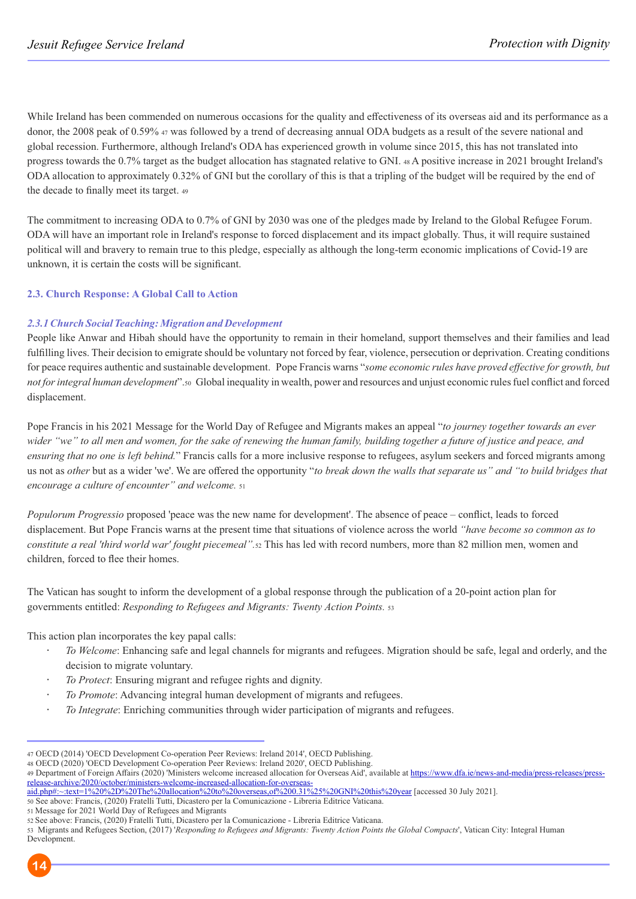While Ireland has been commended on numerous occasions for the quality and effectiveness of its overseas aid and its performance as a donor, the 2008 peak of 0.59% [47] was followed by a trend of decreasing annual ODA budgets as a result of the severe national and global recession. Furthermore, although Ireland's ODA has experienced growth in volume since 2015, this has not translated into progress towards the 0.7% target as the budget allocation has stagnated relative to GNI. [48] A positive increase in 2021 brought Ireland's ODA allocation to approximately 0.32% of GNI but the corollary of this is that a tripling of the budget will be required by the end of the decade to finally meet its target. [49]

The commitment to increasing ODA to 0.7% of GNI by 2030 was one of the pledges made by Ireland to the Global Refugee Forum. ODA will have an important role in Ireland's response to forced displacement and its impact globally. Thus, it will require sustained political will and bravery to remain true to this pledge, especially as although the long-term economic implications of Covid-19 are unknown, it is certain the costs will be significant.

### 2.3. Church Response: A Global Call to Action

#### *2.3.1 Church Social Teaching: Migration and Development*

People like Anwar and Hibah should have the opportunity to remain in their homeland, support themselves and their families and lead fulfilling lives. Their decision to emigrate should be voluntary not forced by fear, violence, persecution or deprivation. Creating conditions for peace requires authentic and sustainable development. Pope Francis warns "*some economic rules have proved effective for growth, but not for integral human development*".[50] Global inequality in wealth, power and resources and unjust economic rules fuel conflict and forced displacement.

Pope Francis in his 2021 Message for the World Day of Refugee and Migrants makes an appeal "*to journey together towards an ever wider "we" to all men and women, for the sake of renewing the human family, building together a future of justice and peace, and ensuring that no one is left behind.*" Francis calls for a more inclusive response to refugees, asylum seekers and forced migrants among us not as *other* but as a wider 'we'. We are offered the opportunity "*to break down the walls that separate us" and "to build bridges that encourage a culture of encounter" and welcome.* [51]

*Populorum Progressio* proposed 'peace was the new name for development'. The absence of peace – conflict, leads to forced displacement. But Pope Francis warns at the present time that situations of violence across the world *"have become so common as to constitute a real 'third world war' fought piecemeal"*.[52] This has led with record numbers, more than 82 million men, women and children, forced to flee their homes.

The Vatican has sought to inform the development of a global response through the publication of a 20-point action plan for governments entitled: *Responding to Refugees and Migrants: Twenty Action Points.* [53]

This action plan incorporates the key papal calls:

- *To Welcome*: Enhancing safe and legal channels for migrants and refugees. Migration should be safe, legal and orderly, and the decision to migrate voluntary.
- *To Protect*: Ensuring migrant and refugee rights and dignity.
- *To Promote*: Advancing integral human development of migrants and refugees.
- *To Integrate*: Enriching communities through wider participation of migrants and refugees.

---

[47] OECD (2014) 'OECD Development Co-operation Peer Reviews: Ireland 2014', OECD Publishing.
[48] OECD (2020) 'OECD Development Co-operation Peer Reviews: Ireland 2020', OECD Publishing.
[49] Department of Foreign Affairs (2020) 'Ministers welcome increased allocation for Overseas Aid', available at https://www.dfa.ie/news-and-media/press-releases/press-release-archive/2020/october/ministers-welcome-increased-allocation-for-overseas-aid.php#:~:text=1%20%2D%20The%20allocation%20to%20overseas,of%200.31%25%20GNI%20this%20year [accessed 30 July 2021].
[50] See above: Francis, (2020) Fratelli Tutti, Dicastero per la Comunicazione - Libreria Editrice Vaticana.
[51] Message for 2021 World Day of Refugees and Migrants
[52] See above: Francis, (2020) Fratelli Tutti, Dicastero per la Comunicazione - Libreria Editrice Vaticana.
[53] Migrants and Refugees Section, (2017) '*Responding to Refugees and Migrants: Twenty Action Points the Global Compacts*', Vatican City: Integral Human Development.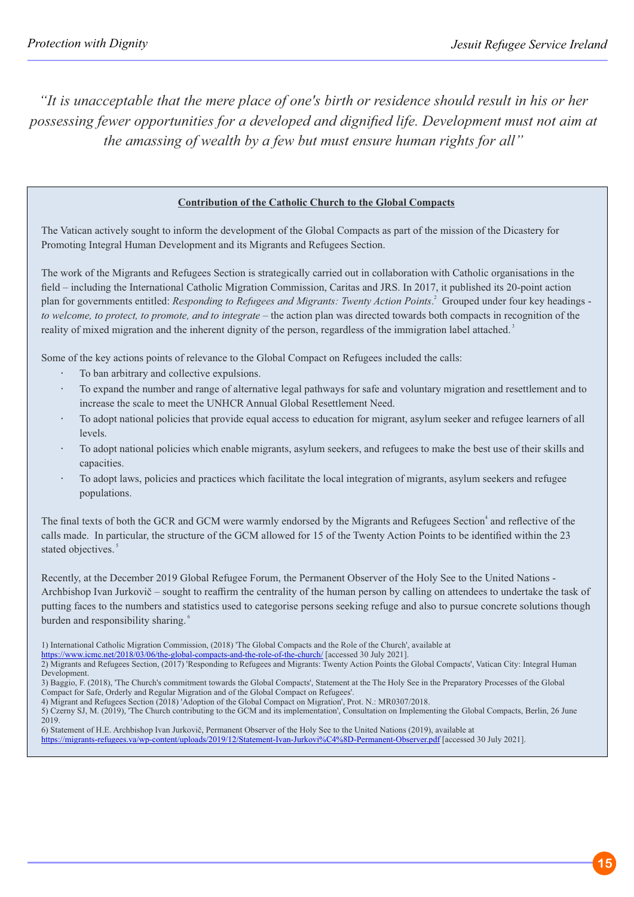*"It is unacceptable that the mere place of one's birth or residence should result in his or her possessing fewer opportunities for a developed and dignified life. Development must not aim at the amassing of wealth by a few but must ensure human rights for all"*

## Contribution of the Catholic Church to the Global Compacts

The Vatican actively sought to inform the development of the Global Compacts as part of the mission of the Dicastery for Promoting Integral Human Development and its Migrants and Refugees Section.

The work of the Migrants and Refugees Section is strategically carried out in collaboration with Catholic organisations in the field – including the International Catholic Migration Commission, Caritas and JRS. In 2017, it published its 20-point action plan for governments entitled: *Responding to Refugees and Migrants: Twenty Action Points*.[2] Grouped under four key headings - *to welcome, to protect, to promote, and to integrate* – the action plan was directed towards both compacts in recognition of the reality of mixed migration and the inherent dignity of the person, regardless of the immigration label attached.[3]

Some of the key actions points of relevance to the Global Compact on Refugees included the calls:

- To ban arbitrary and collective expulsions.
- To expand the number and range of alternative legal pathways for safe and voluntary migration and resettlement and to increase the scale to meet the UNHCR Annual Global Resettlement Need.
- To adopt national policies that provide equal access to education for migrant, asylum seeker and refugee learners of all levels.
- To adopt national policies which enable migrants, asylum seekers, and refugees to make the best use of their skills and capacities.
- To adopt laws, policies and practices which facilitate the local integration of migrants, asylum seekers and refugee populations.

The final texts of both the GCR and GCM were warmly endorsed by the Migrants and Refugees Section[4] and reflective of the calls made. In particular, the structure of the GCM allowed for 15 of the Twenty Action Points to be identified within the 23 stated objectives.[5]

Recently, at the December 2019 Global Refugee Forum, the Permanent Observer of the Holy See to the United Nations - Archbishop Ivan Jurkovič – sought to reaffirm the centrality of the human person by calling on attendees to undertake the task of putting faces to the numbers and statistics used to categorise persons seeking refuge and also to pursue concrete solutions though burden and responsibility sharing.[6]

1) International Catholic Migration Commission, (2018) 'The Global Compacts and the Role of the Church', available at https://www.icmc.net/2018/03/06/the-global-compacts-and-the-role-of-the-church/ [accessed 30 July 2021].
2) Migrants and Refugees Section, (2017) 'Responding to Refugees and Migrants: Twenty Action Points the Global Compacts', Vatican City: Integral Human Development.
3) Baggio, F. (2018), 'The Church's commitment towards the Global Compacts', Statement at the The Holy See in the Preparatory Processes of the Global Compact for Safe, Orderly and Regular Migration and of the Global Compact on Refugees'.
4) Migrant and Refugees Section (2018) 'Adoption of the Global Compact on Migration', Prot. N.: MR0307/2018.
5) Czerny SJ, M. (2019), 'The Church contributing to the GCM and its implementation', Consultation on Implementing the Global Compacts, Berlin, 26 June 2019.
6) Statement of H.E. Archbishop Ivan Jurkovič, Permanent Observer of the Holy See to the United Nations (2019), available at https://migrants-refugees.va/wp-content/uploads/2019/12/Statement-Ivan-Jurkovi%C4%8D-Permanent-Observer.pdf [accessed 30 July 2021].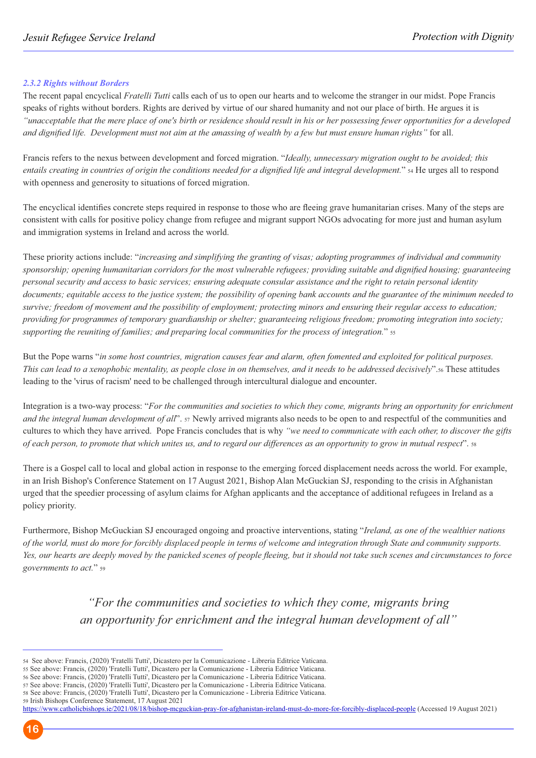### *2.3.2 Rights without Borders*

The recent papal encyclical *Fratelli Tutti* calls each of us to open our hearts and to welcome the stranger in our midst. Pope Francis speaks of rights without borders. Rights are derived by virtue of our shared humanity and not our place of birth. He argues it is *"unacceptable that the mere place of one's birth or residence should result in his or her possessing fewer opportunities for a developed and dignified life. Development must not aim at the amassing of wealth by a few but must ensure human rights"* for all.

Francis refers to the nexus between development and forced migration. "*Ideally, unnecessary migration ought to be avoided; this entails creating in countries of origin the conditions needed for a dignified life and integral development.*" [54] He urges all to respond with openness and generosity to situations of forced migration.

The encyclical identifies concrete steps required in response to those who are fleeing grave humanitarian crises. Many of the steps are consistent with calls for positive policy change from refugee and migrant support NGOs advocating for more just and human asylum and immigration systems in Ireland and across the world.

These priority actions include: "*increasing and simplifying the granting of visas; adopting programmes of individual and community sponsorship; opening humanitarian corridors for the most vulnerable refugees; providing suitable and dignified housing; guaranteeing personal security and access to basic services; ensuring adequate consular assistance and the right to retain personal identity documents; equitable access to the justice system; the possibility of opening bank accounts and the guarantee of the minimum needed to survive; freedom of movement and the possibility of employment; protecting minors and ensuring their regular access to education; providing for programmes of temporary guardianship or shelter; guaranteeing religious freedom; promoting integration into society; supporting the reuniting of families; and preparing local communities for the process of integration.*" [55]

But the Pope warns "*in some host countries, migration causes fear and alarm, often fomented and exploited for political purposes. This can lead to a xenophobic mentality, as people close in on themselves, and it needs to be addressed decisively*".[56] These attitudes leading to the 'virus of racism' need to be challenged through intercultural dialogue and encounter.

Integration is a two-way process: "*For the communities and societies to which they come, migrants bring an opportunity for enrichment and the integral human development of all*". [57] Newly arrived migrants also needs to be open to and respectful of the communities and cultures to which they have arrived. Pope Francis concludes that is why *"we need to communicate with each other, to discover the gifts of each person, to promote that which unites us, and to regard our differences as an opportunity to grow in mutual respect*". [58]

There is a Gospel call to local and global action in response to the emerging forced displacement needs across the world. For example, in an Irish Bishop's Conference Statement on 17 August 2021, Bishop Alan McGuckian SJ, responding to the crisis in Afghanistan urged that the speedier processing of asylum claims for Afghan applicants and the acceptance of additional refugees in Ireland as a policy priority.

Furthermore, Bishop McGuckian SJ encouraged ongoing and proactive interventions, stating "*Ireland, as one of the wealthier nations of the world, must do more for forcibly displaced people in terms of welcome and integration through State and community supports. Yes, our hearts are deeply moved by the panicked scenes of people fleeing, but it should not take such scenes and circumstances to force governments to act.*" [59]

> *"For the communities and societies to which they come, migrants bring an opportunity for enrichment and the integral human development of all"*

---

[54] See above: Francis, (2020) 'Fratelli Tutti', Dicastero per la Comunicazione - Libreria Editrice Vaticana.
[55] See above: Francis, (2020) 'Fratelli Tutti', Dicastero per la Comunicazione - Libreria Editrice Vaticana.
[56] See above: Francis, (2020) 'Fratelli Tutti', Dicastero per la Comunicazione - Libreria Editrice Vaticana.
[57] See above: Francis, (2020) 'Fratelli Tutti', Dicastero per la Comunicazione - Libreria Editrice Vaticana.
[58] See above: Francis, (2020) 'Fratelli Tutti', Dicastero per la Comunicazione - Libreria Editrice Vaticana.
[59] Irish Bishops Conference Statement, 17 August 2021
https://www.catholicbishops.ie/2021/08/18/bishop-mcguckian-pray-for-afghanistan-ireland-must-do-more-for-forcibly-displaced-people (Accessed 19 August 2021)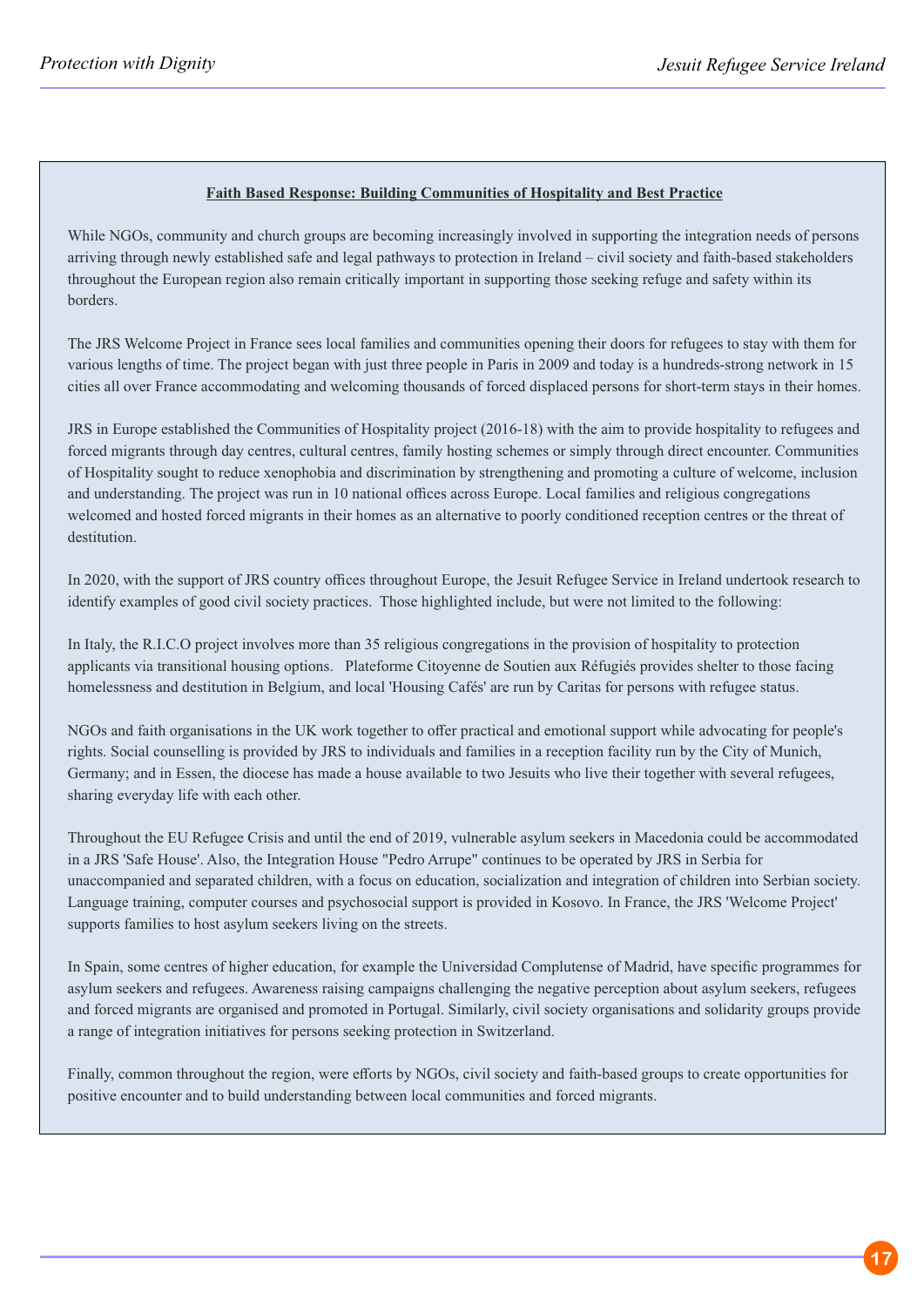**Faith Based Response: Building Communities of Hospitality and Best Practice**

While NGOs, community and church groups are becoming increasingly involved in supporting the integration needs of persons arriving through newly established safe and legal pathways to protection in Ireland – civil society and faith-based stakeholders throughout the European region also remain critically important in supporting those seeking refuge and safety within its borders.

The JRS Welcome Project in France sees local families and communities opening their doors for refugees to stay with them for various lengths of time. The project began with just three people in Paris in 2009 and today is a hundreds-strong network in 15 cities all over France accommodating and welcoming thousands of forced displaced persons for short-term stays in their homes.

JRS in Europe established the Communities of Hospitality project (2016-18) with the aim to provide hospitality to refugees and forced migrants through day centres, cultural centres, family hosting schemes or simply through direct encounter. Communities of Hospitality sought to reduce xenophobia and discrimination by strengthening and promoting a culture of welcome, inclusion and understanding. The project was run in 10 national offices across Europe. Local families and religious congregations welcomed and hosted forced migrants in their homes as an alternative to poorly conditioned reception centres or the threat of destitution.

In 2020, with the support of JRS country offices throughout Europe, the Jesuit Refugee Service in Ireland undertook research to identify examples of good civil society practices. Those highlighted include, but were not limited to the following:

In Italy, the R.I.C.O project involves more than 35 religious congregations in the provision of hospitality to protection applicants via transitional housing options. Plateforme Citoyenne de Soutien aux Réfugiés provides shelter to those facing homelessness and destitution in Belgium, and local 'Housing Cafés' are run by Caritas for persons with refugee status.

NGOs and faith organisations in the UK work together to offer practical and emotional support while advocating for people's rights. Social counselling is provided by JRS to individuals and families in a reception facility run by the City of Munich, Germany; and in Essen, the diocese has made a house available to two Jesuits who live their together with several refugees, sharing everyday life with each other.

Throughout the EU Refugee Crisis and until the end of 2019, vulnerable asylum seekers in Macedonia could be accommodated in a JRS 'Safe House'. Also, the Integration House "Pedro Arrupe" continues to be operated by JRS in Serbia for unaccompanied and separated children, with a focus on education, socialization and integration of children into Serbian society. Language training, computer courses and psychosocial support is provided in Kosovo. In France, the JRS 'Welcome Project' supports families to host asylum seekers living on the streets.

In Spain, some centres of higher education, for example the Universidad Complutense of Madrid, have specific programmes for asylum seekers and refugees. Awareness raising campaigns challenging the negative perception about asylum seekers, refugees and forced migrants are organised and promoted in Portugal. Similarly, civil society organisations and solidarity groups provide a range of integration initiatives for persons seeking protection in Switzerland.

Finally, common throughout the region, were efforts by NGOs, civil society and faith-based groups to create opportunities for positive encounter and to build understanding between local communities and forced migrants.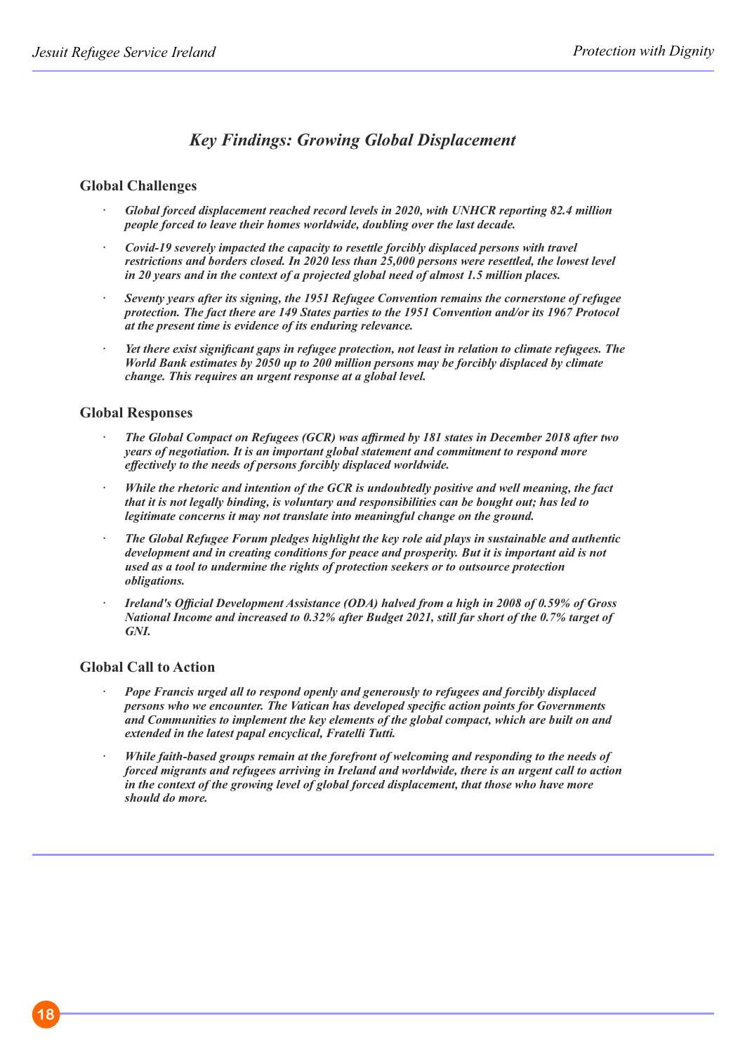## *Key Findings: Growing Global Displacement*

### Global Challenges

- *Global forced displacement reached record levels in 2020, with UNHCR reporting 82.4 million people forced to leave their homes worldwide, doubling over the last decade.*
- *Covid-19 severely impacted the capacity to resettle forcibly displaced persons with travel restrictions and borders closed. In 2020 less than 25,000 persons were resettled, the lowest level in 20 years and in the context of a projected global need of almost 1.5 million places.*
- *Seventy years after its signing, the 1951 Refugee Convention remains the cornerstone of refugee protection. The fact there are 149 States parties to the 1951 Convention and/or its 1967 Protocol at the present time is evidence of its enduring relevance.*
- *Yet there exist significant gaps in refugee protection, not least in relation to climate refugees. The World Bank estimates by 2050 up to 200 million persons may be forcibly displaced by climate change. This requires an urgent response at a global level.*

### Global Responses

- *The Global Compact on Refugees (GCR) was affirmed by 181 states in December 2018 after two years of negotiation. It is an important global statement and commitment to respond more effectively to the needs of persons forcibly displaced worldwide.*
- *While the rhetoric and intention of the GCR is undoubtedly positive and well meaning, the fact that it is not legally binding, is voluntary and responsibilities can be bought out; has led to legitimate concerns it may not translate into meaningful change on the ground.*
- *The Global Refugee Forum pledges highlight the key role aid plays in sustainable and authentic development and in creating conditions for peace and prosperity. But it is important aid is not used as a tool to undermine the rights of protection seekers or to outsource protection obligations.*
- *Ireland's Official Development Assistance (ODA) halved from a high in 2008 of 0.59% of Gross National Income and increased to 0.32% after Budget 2021, still far short of the 0.7% target of GNI.*

### Global Call to Action

- *Pope Francis urged all to respond openly and generously to refugees and forcibly displaced persons who we encounter. The Vatican has developed specific action points for Governments and Communities to implement the key elements of the global compact, which are built on and extended in the latest papal encyclical, Fratelli Tutti.*
- *While faith-based groups remain at the forefront of welcoming and responding to the needs of forced migrants and refugees arriving in Ireland and worldwide, there is an urgent call to action in the context of the growing level of global forced displacement, that those who have more should do more.*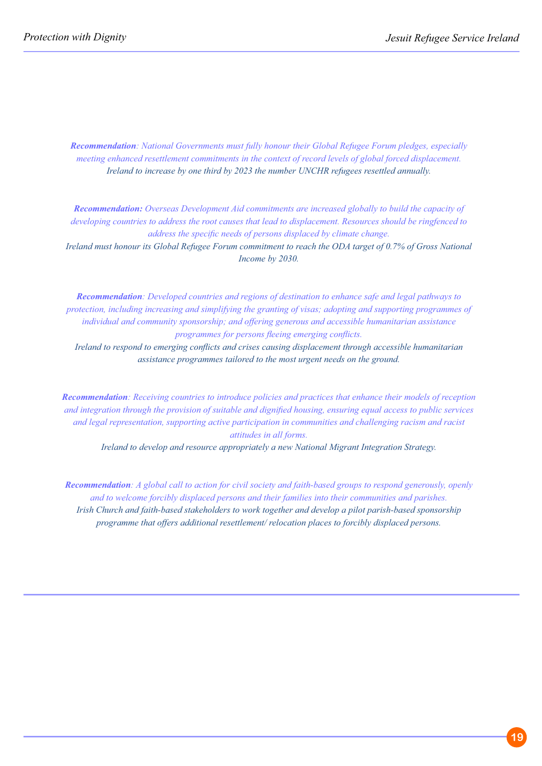***Recommendation**: National Governments must fully honour their Global Refugee Forum pledges, especially meeting enhanced resettlement commitments in the context of record levels of global forced displacement.*
*Ireland to increase by one third by 2023 the number UNCHR refugees resettled annually.*

***Recommendation:** Overseas Development Aid commitments are increased globally to build the capacity of developing countries to address the root causes that lead to displacement. Resources should be ringfenced to address the specific needs of persons displaced by climate change.*
*Ireland must honour its Global Refugee Forum commitment to reach the ODA target of 0.7% of Gross National Income by 2030.*

***Recommendation**: Developed countries and regions of destination to enhance safe and legal pathways to protection, including increasing and simplifying the granting of visas; adopting and supporting programmes of individual and community sponsorship; and offering generous and accessible humanitarian assistance programmes for persons fleeing emerging conflicts.*
*Ireland to respond to emerging conflicts and crises causing displacement through accessible humanitarian assistance programmes tailored to the most urgent needs on the ground.*

***Recommendation**: Receiving countries to introduce policies and practices that enhance their models of reception and integration through the provision of suitable and dignified housing, ensuring equal access to public services and legal representation, supporting active participation in communities and challenging racism and racist attitudes in all forms.*
*Ireland to develop and resource appropriately a new National Migrant Integration Strategy.*

***Recommendation**: A global call to action for civil society and faith-based groups to respond generously, openly and to welcome forcibly displaced persons and their families into their communities and parishes.*
*Irish Church and faith-based stakeholders to work together and develop a pilot parish-based sponsorship programme that offers additional resettlement/ relocation places to forcibly displaced persons.*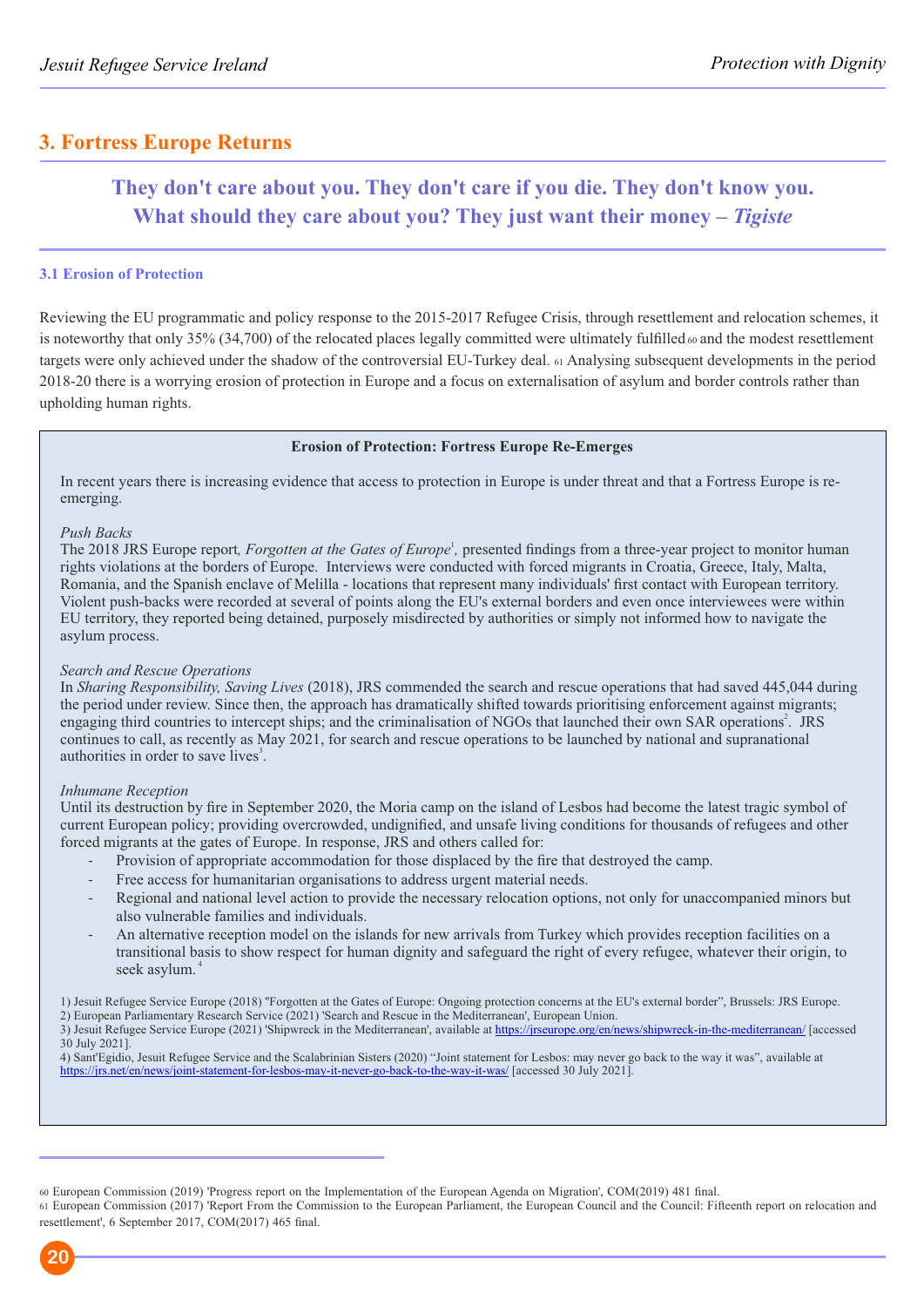## 3. Fortress Europe Returns

**They don't care about you. They don't care if you die. They don't know you. What should they care about you? They just want their money – *Tigiste***

### 3.1 Erosion of Protection

Reviewing the EU programmatic and policy response to the 2015-2017 Refugee Crisis, through resettlement and relocation schemes, it is noteworthy that only 35% (34,700) of the relocated places legally committed were ultimately fulfilled[60] and the modest resettlement targets were only achieved under the shadow of the controversial EU-Turkey deal.[61] Analysing subsequent developments in the period 2018-20 there is a worrying erosion of protection in Europe and a focus on externalisation of asylum and border controls rather than upholding human rights.

**Erosion of Protection: Fortress Europe Re-Emerges**

In recent years there is increasing evidence that access to protection in Europe is under threat and that a Fortress Europe is re-emerging.

*Push Backs*

The 2018 JRS Europe report, *Forgotten at the Gates of Europe*[1], presented findings from a three-year project to monitor human rights violations at the borders of Europe. Interviews were conducted with forced migrants in Croatia, Greece, Italy, Malta, Romania, and the Spanish enclave of Melilla - locations that represent many individuals' first contact with European territory. Violent push-backs were recorded at several of points along the EU's external borders and even once interviewees were within EU territory, they reported being detained, purposely misdirected by authorities or simply not informed how to navigate the asylum process.

*Search and Rescue Operations*

In *Sharing Responsibility, Saving Lives* (2018), JRS commended the search and rescue operations that had saved 445,044 during the period under review. Since then, the approach has dramatically shifted towards prioritising enforcement against migrants; engaging third countries to intercept ships; and the criminalisation of NGOs that launched their own SAR operations[2]. JRS continues to call, as recently as May 2021, for search and rescue operations to be launched by national and supranational authorities in order to save lives[3].

*Inhumane Reception*

Until its destruction by fire in September 2020, the Moria camp on the island of Lesbos had become the latest tragic symbol of current European policy; providing overcrowded, undignified, and unsafe living conditions for thousands of refugees and other forced migrants at the gates of Europe. In response, JRS and others called for:

- Provision of appropriate accommodation for those displaced by the fire that destroyed the camp.
- Free access for humanitarian organisations to address urgent material needs.
- Regional and national level action to provide the necessary relocation options, not only for unaccompanied minors but also vulnerable families and individuals.
- An alternative reception model on the islands for new arrivals from Turkey which provides reception facilities on a transitional basis to show respect for human dignity and safeguard the right of every refugee, whatever their origin, to seek asylum.[4]

1) Jesuit Refugee Service Europe (2018) "Forgotten at the Gates of Europe: Ongoing protection concerns at the EU's external border", Brussels: JRS Europe.
2) European Parliamentary Research Service (2021) 'Search and Rescue in the Mediterranean', European Union.
3) Jesuit Refugee Service Europe (2021) 'Shipwreck in the Mediterranean', available at https://jrseurope.org/en/news/shipwreck-in-the-mediterranean/ [accessed 30 July 2021].
4) Sant'Egidio, Jesuit Refugee Service and the Scalabrinian Sisters (2020) "Joint statement for Lesbos: may never go back to the way it was", available at https://jrs.net/en/news/joint-statement-for-lesbos-may-it-never-go-back-to-the-way-it-was/ [accessed 30 July 2021].

---

60 European Commission (2019) 'Progress report on the Implementation of the European Agenda on Migration', COM(2019) 481 final.
61 European Commission (2017) 'Report From the Commission to the European Parliament, the European Council and the Council: Fifteenth report on relocation and resettlement', 6 September 2017, COM(2017) 465 final.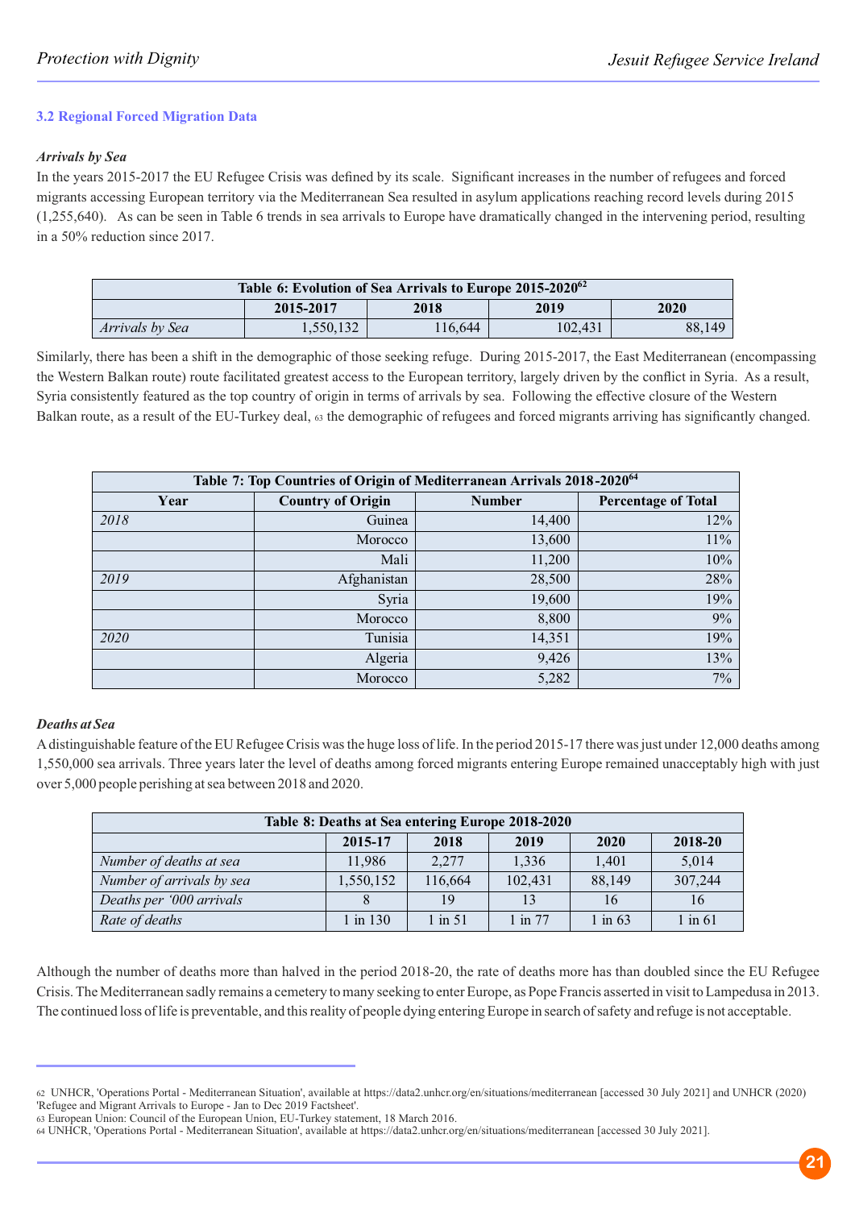### 3.2 Regional Forced Migration Data

***Arrivals by Sea***

In the years 2015-2017 the EU Refugee Crisis was defined by its scale. Significant increases in the number of refugees and forced migrants accessing European territory via the Mediterranean Sea resulted in asylum applications reaching record levels during 2015 (1,255,640). As can be seen in Table 6 trends in sea arrivals to Europe have dramatically changed in the intervening period, resulting in a 50% reduction since 2017.

| Table 6: Evolution of Sea Arrivals to Europe 2015-2020[62] | | | | |
|---|---|---|---|---|
| | **2015-2017** | **2018** | **2019** | **2020** |
| *Arrivals by Sea* | 1,550,132 | 116,644 | 102,431 | 88,149 |

Similarly, there has been a shift in the demographic of those seeking refuge. During 2015-2017, the East Mediterranean (encompassing the Western Balkan route) route facilitated greatest access to the European territory, largely driven by the conflict in Syria. As a result, Syria consistently featured as the top country of origin in terms of arrivals by sea. Following the effective closure of the Western Balkan route, as a result of the EU-Turkey deal, [63] the demographic of refugees and forced migrants arriving has significantly changed.

| Table 7: Top Countries of Origin of Mediterranean Arrivals 2018-2020[64] | | | |
|---|---|---|---|
| **Year** | **Country of Origin** | **Number** | **Percentage of Total** |
| *2018* | Guinea | 14,400 | 12% |
| | Morocco | 13,600 | 11% |
| | Mali | 11,200 | 10% |
| *2019* | Afghanistan | 28,500 | 28% |
| | Syria | 19,600 | 19% |
| | Morocco | 8,800 | 9% |
| *2020* | Tunisia | 14,351 | 19% |
| | Algeria | 9,426 | 13% |
| | Morocco | 5,282 | 7% |

***Deaths at Sea***

A distinguishable feature of the EU Refugee Crisis was the huge loss of life. In the period 2015-17 there was just under 12,000 deaths among 1,550,000 sea arrivals. Three years later the level of deaths among forced migrants entering Europe remained unacceptably high with just over 5,000 people perishing at sea between 2018 and 2020.

| Table 8: Deaths at Sea entering Europe 2018-2020 | | | | | |
|---|---|---|---|---|---|
| | **2015-17** | **2018** | **2019** | **2020** | **2018-20** |
| *Number of deaths at sea* | 11,986 | 2,277 | 1,336 | 1,401 | 5,014 |
| *Number of arrivals by sea* | 1,550,152 | 116,664 | 102,431 | 88,149 | 307,244 |
| *Deaths per '000 arrivals* | 8 | 19 | 13 | 16 | 16 |
| *Rate of deaths* | 1 in 130 | 1 in 51 | 1 in 77 | 1 in 63 | 1 in 61 |

Although the number of deaths more than halved in the period 2018-20, the rate of deaths more has than doubled since the EU Refugee Crisis. The Mediterranean sadly remains a cemetery to many seeking to enter Europe, as Pope Francis asserted in visit to Lampedusa in 2013. The continued loss of life is preventable, and this reality of people dying entering Europe in search of safety and refuge is not acceptable.

---

[62] UNHCR, 'Operations Portal - Mediterranean Situation', available at https://data2.unhcr.org/en/situations/mediterranean [accessed 30 July 2021] and UNHCR (2020) 'Refugee and Migrant Arrivals to Europe - Jan to Dec 2019 Factsheet'.

[63] European Union: Council of the European Union, EU-Turkey statement, 18 March 2016.

[64] UNHCR, 'Operations Portal - Mediterranean Situation', available at https://data2.unhcr.org/en/situations/mediterranean [accessed 30 July 2021].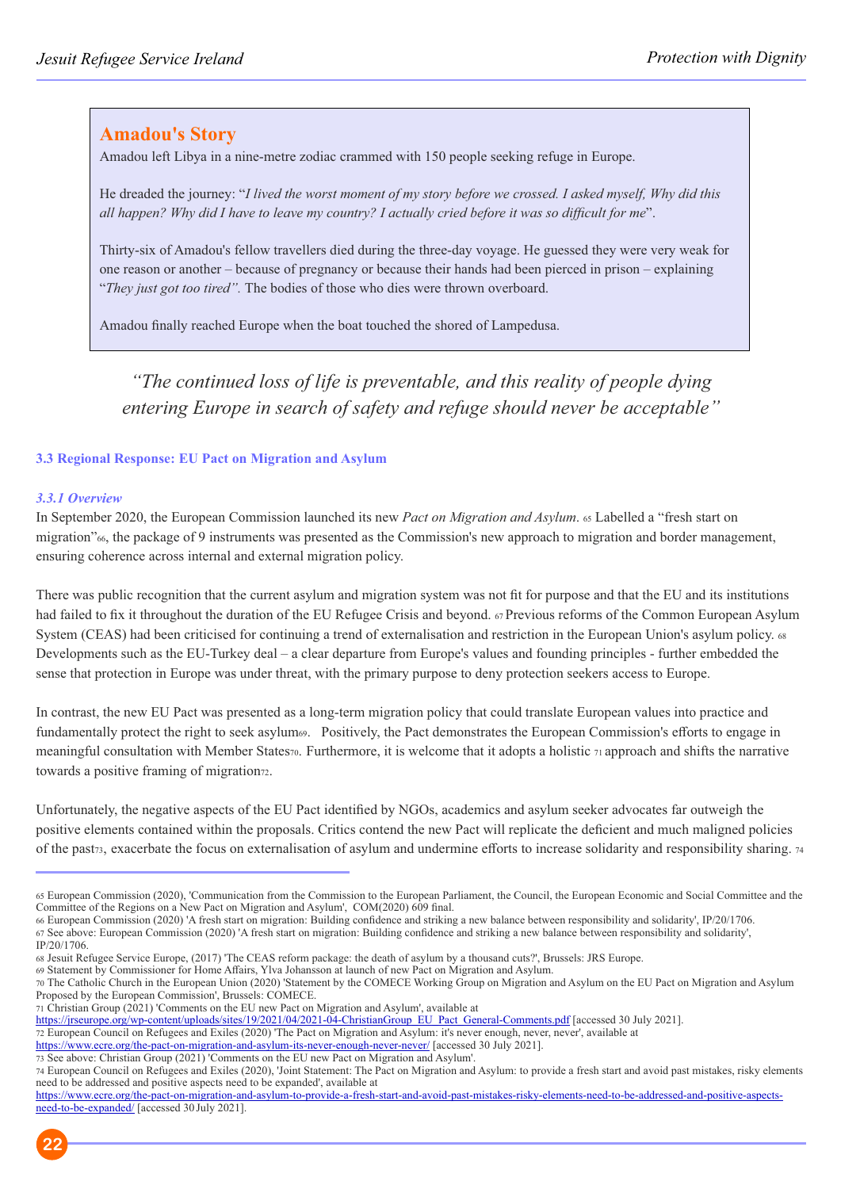## Amadou's Story

Amadou left Libya in a nine-metre zodiac crammed with 150 people seeking refuge in Europe.

He dreaded the journey: "*I lived the worst moment of my story before we crossed. I asked myself, Why did this all happen? Why did I have to leave my country? I actually cried before it was so difficult for me*".

Thirty-six of Amadou's fellow travellers died during the three-day voyage. He guessed they were very weak for one reason or another – because of pregnancy or because their hands had been pierced in prison – explaining "*They just got too tired".* The bodies of those who dies were thrown overboard.

Amadou finally reached Europe when the boat touched the shored of Lampedusa.

*"The continued loss of life is preventable, and this reality of people dying entering Europe in search of safety and refuge should never be acceptable"*

### 3.3 Regional Response: EU Pact on Migration and Asylum

#### *3.3.1 Overview*

In September 2020, the European Commission launched its new *Pact on Migration and Asylum*. [65] Labelled a "fresh start on migration"[66], the package of 9 instruments was presented as the Commission's new approach to migration and border management, ensuring coherence across internal and external migration policy.

There was public recognition that the current asylum and migration system was not fit for purpose and that the EU and its institutions had failed to fix it throughout the duration of the EU Refugee Crisis and beyond. [67] Previous reforms of the Common European Asylum System (CEAS) had been criticised for continuing a trend of externalisation and restriction in the European Union's asylum policy. [68] Developments such as the EU-Turkey deal – a clear departure from Europe's values and founding principles - further embedded the sense that protection in Europe was under threat, with the primary purpose to deny protection seekers access to Europe.

In contrast, the new EU Pact was presented as a long-term migration policy that could translate European values into practice and fundamentally protect the right to seek asylum[69]. Positively, the Pact demonstrates the European Commission's efforts to engage in meaningful consultation with Member States[70]. Furthermore, it is welcome that it adopts a holistic [71] approach and shifts the narrative towards a positive framing of migration[72].

Unfortunately, the negative aspects of the EU Pact identified by NGOs, academics and asylum seeker advocates far outweigh the positive elements contained within the proposals. Critics contend the new Pact will replicate the deficient and much maligned policies of the past[73], exacerbate the focus on externalisation of asylum and undermine efforts to increase solidarity and responsibility sharing. [74]

---

[65] European Commission (2020), 'Communication from the Commission to the European Parliament, the Council, the European Economic and Social Committee and the Committee of the Regions on a New Pact on Migration and Asylum', COM(2020) 609 final.

[66] European Commission (2020) 'A fresh start on migration: Building confidence and striking a new balance between responsibility and solidarity', IP/20/1706.

[67] See above: European Commission (2020) 'A fresh start on migration: Building confidence and striking a new balance between responsibility and solidarity', IP/20/1706.

[68] Jesuit Refugee Service Europe, (2017) 'The CEAS reform package: the death of asylum by a thousand cuts?', Brussels: JRS Europe.

[69] Statement by Commissioner for Home Affairs, Ylva Johansson at launch of new Pact on Migration and Asylum.

[70] The Catholic Church in the European Union (2020) 'Statement by the COMECE Working Group on Migration and Asylum on the EU Pact on Migration and Asylum Proposed by the European Commission', Brussels: COMECE.

[71] Christian Group (2021) 'Comments on the EU new Pact on Migration and Asylum', available at https://jrseurope.org/wp-content/uploads/sites/19/2021/04/2021-04-ChristianGroup_EU_Pact_General-Comments.pdf [accessed 30 July 2021].

[72] European Council on Refugees and Exiles (2020) 'The Pact on Migration and Asylum: it's never enough, never, never', available at https://www.ecre.org/the-pact-on-migration-and-asylum-its-never-enough-never-never/ [accessed 30 July 2021].

[73] See above: Christian Group (2021) 'Comments on the EU new Pact on Migration and Asylum'.

[74] European Council on Refugees and Exiles (2020), 'Joint Statement: The Pact on Migration and Asylum: to provide a fresh start and avoid past mistakes, risky elements need to be addressed and positive aspects need to be expanded', available at https://www.ecre.org/the-pact-on-migration-and-asylum-to-provide-a-fresh-start-and-avoid-past-mistakes-risky-elements-need-to-be-addressed-and-positive-aspects-need-to-be-expanded/ [accessed 30 July 2021].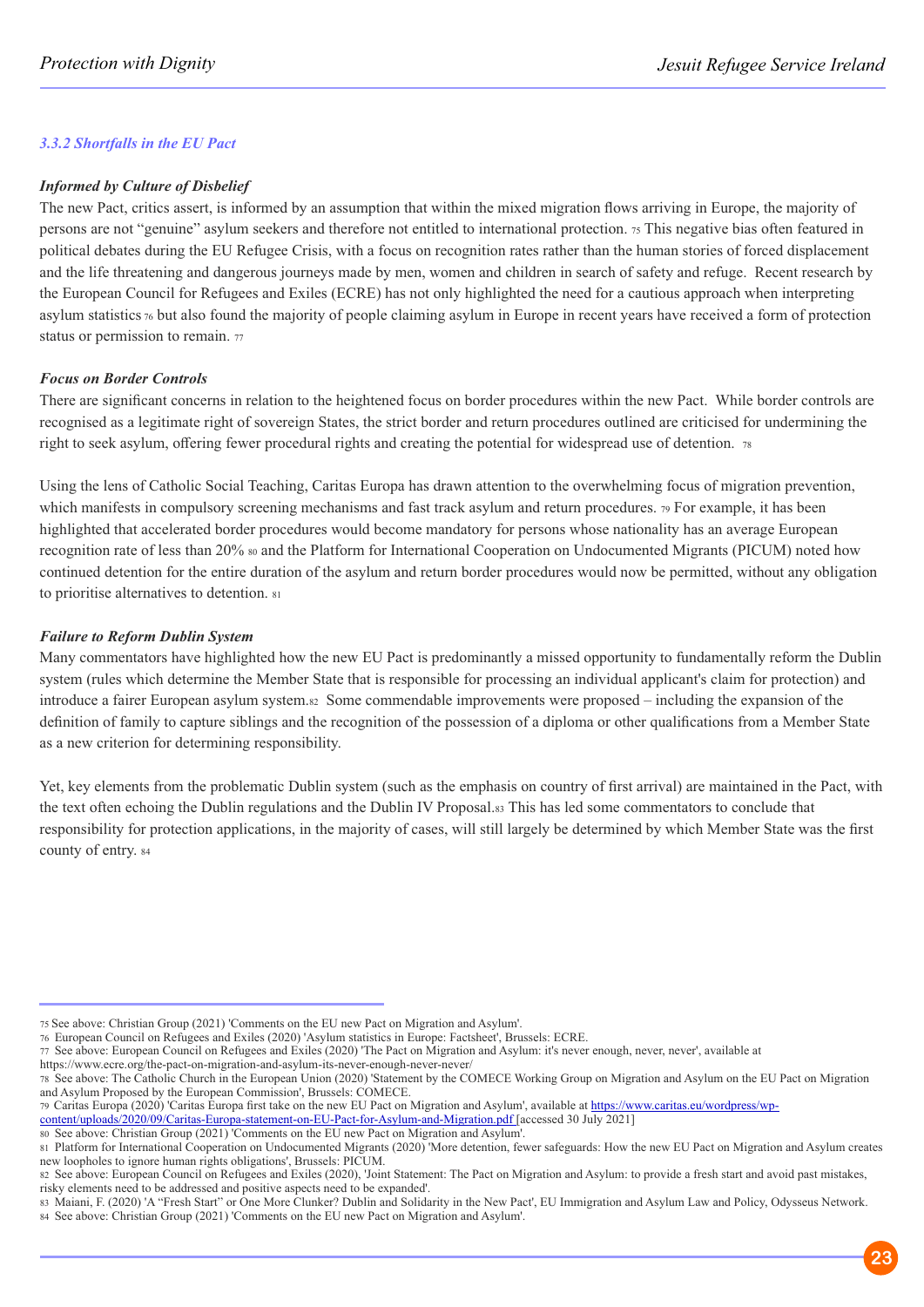### *3.3.2 Shortfalls in the EU Pact*

***Informed by Culture of Disbelief***

The new Pact, critics assert, is informed by an assumption that within the mixed migration flows arriving in Europe, the majority of persons are not "genuine" asylum seekers and therefore not entitled to international protection. [75] This negative bias often featured in political debates during the EU Refugee Crisis, with a focus on recognition rates rather than the human stories of forced displacement and the life threatening and dangerous journeys made by men, women and children in search of safety and refuge. Recent research by the European Council for Refugees and Exiles (ECRE) has not only highlighted the need for a cautious approach when interpreting asylum statistics [76] but also found the majority of people claiming asylum in Europe in recent years have received a form of protection status or permission to remain. [77]

***Focus on Border Controls***

There are significant concerns in relation to the heightened focus on border procedures within the new Pact. While border controls are recognised as a legitimate right of sovereign States, the strict border and return procedures outlined are criticised for undermining the right to seek asylum, offering fewer procedural rights and creating the potential for widespread use of detention. [78]

Using the lens of Catholic Social Teaching, Caritas Europa has drawn attention to the overwhelming focus of migration prevention, which manifests in compulsory screening mechanisms and fast track asylum and return procedures. [79] For example, it has been highlighted that accelerated border procedures would become mandatory for persons whose nationality has an average European recognition rate of less than 20% [80] and the Platform for International Cooperation on Undocumented Migrants (PICUM) noted how continued detention for the entire duration of the asylum and return border procedures would now be permitted, without any obligation to prioritise alternatives to detention. [81]

***Failure to Reform Dublin System***

Many commentators have highlighted how the new EU Pact is predominantly a missed opportunity to fundamentally reform the Dublin system (rules which determine the Member State that is responsible for processing an individual applicant's claim for protection) and introduce a fairer European asylum system.[82] Some commendable improvements were proposed – including the expansion of the definition of family to capture siblings and the recognition of the possession of a diploma or other qualifications from a Member State as a new criterion for determining responsibility.

Yet, key elements from the problematic Dublin system (such as the emphasis on country of first arrival) are maintained in the Pact, with the text often echoing the Dublin regulations and the Dublin IV Proposal.[83] This has led some commentators to conclude that responsibility for protection applications, in the majority of cases, will still largely be determined by which Member State was the first county of entry. [84]

---

75 See above: Christian Group (2021) 'Comments on the EU new Pact on Migration and Asylum'.

76 European Council on Refugees and Exiles (2020) 'Asylum statistics in Europe: Factsheet', Brussels: ECRE.

77 See above: European Council on Refugees and Exiles (2020) 'The Pact on Migration and Asylum: it's never enough, never, never', available at https://www.ecre.org/the-pact-on-migration-and-asylum-its-never-enough-never-never/

78 See above: The Catholic Church in the European Union (2020) 'Statement by the COMECE Working Group on Migration and Asylum on the EU Pact on Migration and Asylum Proposed by the European Commission', Brussels: COMECE.

79 Caritas Europa (2020) 'Caritas Europa first take on the new EU Pact on Migration and Asylum', available at https://www.caritas.eu/wordpress/wp-content/uploads/2020/09/Caritas-Europa-statement-on-EU-Pact-for-Asylum-and-Migration.pdf [accessed 30 July 2021]

80 See above: Christian Group (2021) 'Comments on the EU new Pact on Migration and Asylum'.

81 Platform for International Cooperation on Undocumented Migrants (2020) 'More detention, fewer safeguards: How the new EU Pact on Migration and Asylum creates new loopholes to ignore human rights obligations', Brussels: PICUM.

82 See above: European Council on Refugees and Exiles (2020), 'Joint Statement: The Pact on Migration and Asylum: to provide a fresh start and avoid past mistakes, risky elements need to be addressed and positive aspects need to be expanded'.

83 Maiani, F. (2020) 'A "Fresh Start" or One More Clunker? Dublin and Solidarity in the New Pact', EU Immigration and Asylum Law and Policy, Odysseus Network.

84 See above: Christian Group (2021) 'Comments on the EU new Pact on Migration and Asylum'.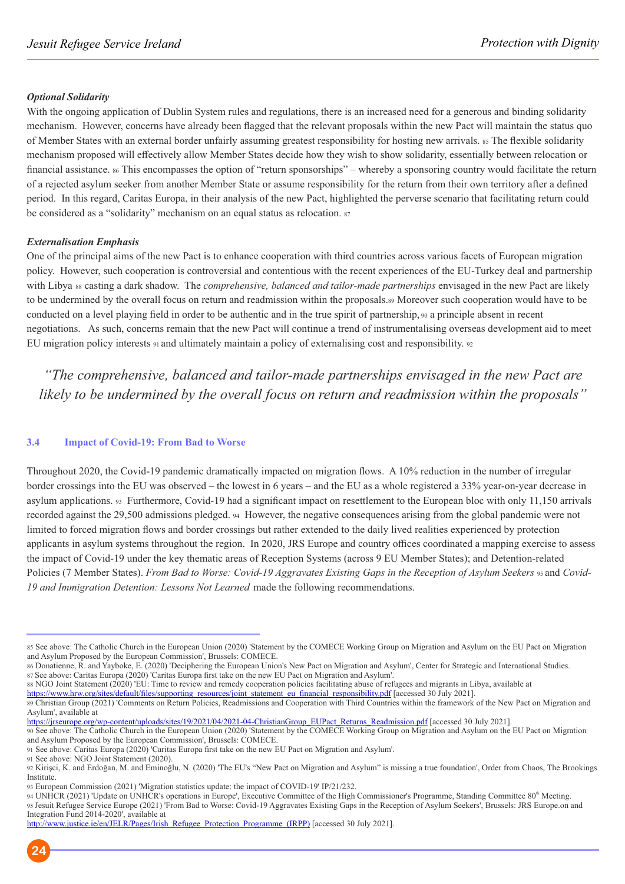***Optional Solidarity***

With the ongoing application of Dublin System rules and regulations, there is an increased need for a generous and binding solidarity mechanism. However, concerns have already been flagged that the relevant proposals within the new Pact will maintain the status quo of Member States with an external border unfairly assuming greatest responsibility for hosting new arrivals. [85] The flexible solidarity mechanism proposed will effectively allow Member States decide how they wish to show solidarity, essentially between relocation or financial assistance. [86] This encompasses the option of "return sponsorships" – whereby a sponsoring country would facilitate the return of a rejected asylum seeker from another Member State or assume responsibility for the return from their own territory after a defined period. In this regard, Caritas Europa, in their analysis of the new Pact, highlighted the perverse scenario that facilitating return could be considered as a "solidarity" mechanism on an equal status as relocation. [87]

***Externalisation Emphasis***

One of the principal aims of the new Pact is to enhance cooperation with third countries across various facets of European migration policy. However, such cooperation is controversial and contentious with the recent experiences of the EU-Turkey deal and partnership with Libya [88] casting a dark shadow. The *comprehensive, balanced and tailor-made partnerships* envisaged in the new Pact are likely to be undermined by the overall focus on return and readmission within the proposals.[89] Moreover such cooperation would have to be conducted on a level playing field in order to be authentic and in the true spirit of partnership,[90] a principle absent in recent negotiations. As such, concerns remain that the new Pact will continue a trend of instrumentalising overseas development aid to meet EU migration policy interests [91] and ultimately maintain a policy of externalising cost and responsibility. [92]

> *"The comprehensive, balanced and tailor-made partnerships envisaged in the new Pact are likely to be undermined by the overall focus on return and readmission within the proposals"*

### 3.4 Impact of Covid-19: From Bad to Worse

Throughout 2020, the Covid-19 pandemic dramatically impacted on migration flows. A 10% reduction in the number of irregular border crossings into the EU was observed – the lowest in 6 years – and the EU as a whole registered a 33% year-on-year decrease in asylum applications. [93] Furthermore, Covid-19 had a significant impact on resettlement to the European bloc with only 11,150 arrivals recorded against the 29,500 admissions pledged. [94] However, the negative consequences arising from the global pandemic were not limited to forced migration flows and border crossings but rather extended to the daily lived realities experienced by protection applicants in asylum systems throughout the region. In 2020, JRS Europe and country offices coordinated a mapping exercise to assess the impact of Covid-19 under the key thematic areas of Reception Systems (across 9 EU Member States); and Detention-related Policies (7 Member States). *From Bad to Worse: Covid-19 Aggravates Existing Gaps in the Reception of Asylum Seekers* [95] and *Covid-19 and Immigration Detention: Lessons Not Learned* made the following recommendations.

---

[85] See above: The Catholic Church in the European Union (2020) 'Statement by the COMECE Working Group on Migration and Asylum on the EU Pact on Migration and Asylum Proposed by the European Commission', Brussels: COMECE.
[86] Donatienne, R. and Yayboke, E. (2020) 'Deciphering the European Union's New Pact on Migration and Asylum', Center for Strategic and International Studies.
[87] See above: Caritas Europa (2020) 'Caritas Europa first take on the new EU Pact on Migration and Asylum'.
[88] NGO Joint Statement (2020) 'EU: Time to review and remedy cooperation policies facilitating abuse of refugees and migrants in Libya, available at https://www.hrw.org/sites/default/files/supporting_resources/joint_statement_eu_financial_responsibility.pdf [accessed 30 July 2021].
[89] Christian Group (2021) 'Comments on Return Policies, Readmissions and Cooperation with Third Countries within the framework of the New Pact on Migration and Asylum', available at https://jrseurope.org/wp-content/uploads/sites/19/2021/04/2021-04-ChristianGroup_EUPact_Returns_Readmission.pdf [accessed 30 July 2021].
[90] See above: The Catholic Church in the European Union (2020) 'Statement by the COMECE Working Group on Migration and Asylum on the EU Pact on Migration and Asylum Proposed by the European Commission', Brussels: COMECE.
[91] See above: Caritas Europa (2020) 'Caritas Europa first take on the new EU Pact on Migration and Asylum'.
[91] See above: NGO Joint Statement (2020).
[92] Kirişci, K. and Erdoğan, M. and Eminoğlu, N. (2020) 'The EU's "New Pact on Migration and Asylum" is missing a true foundation', Order from Chaos, The Brookings Institute.
[93] European Commission (2021) 'Migration statistics update: the impact of COVID-19' IP/21/232.
[94] UNHCR (2021) 'Update on UNHCR's operations in Europe', Executive Committee of the High Commissioner's Programme, Standing Committee 80th Meeting.
[95] Jesuit Refugee Service Europe (2021) 'From Bad to Worse: Covid-19 Aggravates Existing Gaps in the Reception of Asylum Seekers', Brussels: JRS Europe.on and Integration Fund 2014-2020', available at http://www.justice.ie/en/JELR/Pages/Irish_Refugee_Protection_Programme_(IRPP) [accessed 30 July 2021].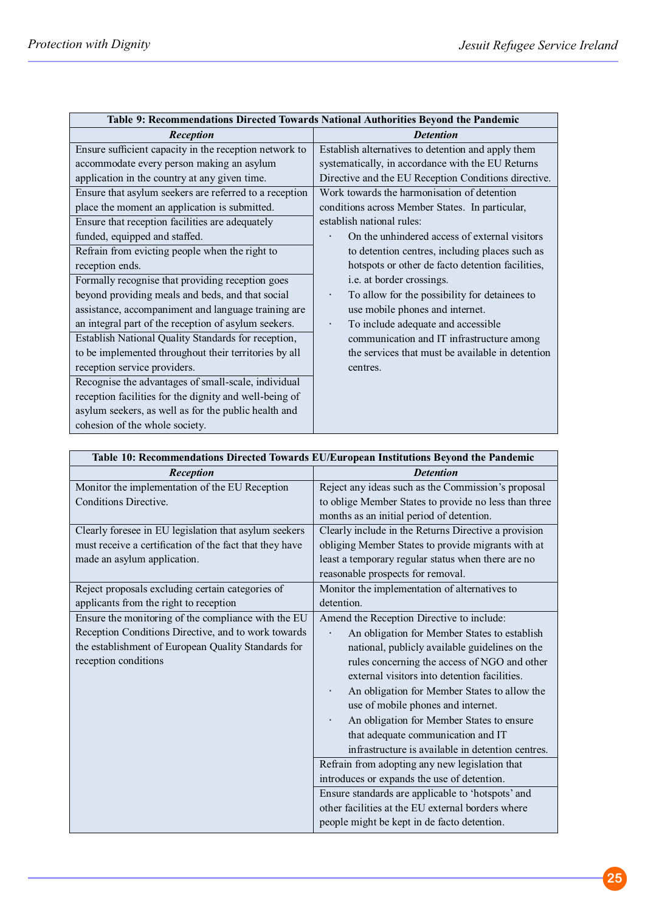**Table 9: Recommendations Directed Towards National Authorities Beyond the Pandemic**

| *Reception* | *Detention* |
|---|---|
| Ensure sufficient capacity in the reception network to accommodate every person making an asylum application in the country at any given time. | Establish alternatives to detention and apply them systematically, in accordance with the EU Returns Directive and the EU Reception Conditions directive. |
| Ensure that asylum seekers are referred to a reception place the moment an application is submitted. | Work towards the harmonisation of detention conditions across Member States. In particular, establish national rules:<br>· On the unhindered access of external visitors to detention centres, including places such as hotspots or other de facto detention facilities, i.e. at border crossings.<br>· To allow for the possibility for detainees to use mobile phones and internet.<br>· To include adequate and accessible communication and IT infrastructure among the services that must be available in detention centres. |
| Ensure that reception facilities are adequately funded, equipped and staffed. | |
| Refrain from evicting people when the right to reception ends. | |
| Formally recognise that providing reception goes beyond providing meals and beds, and that social assistance, accompaniment and language training are an integral part of the reception of asylum seekers. | |
| Establish National Quality Standards for reception, to be implemented throughout their territories by all reception service providers. | |
| Recognise the advantages of small-scale, individual reception facilities for the dignity and well-being of asylum seekers, as well as for the public health and cohesion of the whole society. | |

**Table 10: Recommendations Directed Towards EU/European Institutions Beyond the Pandemic**

| *Reception* | *Detention* |
|---|---|
| Monitor the implementation of the EU Reception Conditions Directive. | Reject any ideas such as the Commission's proposal to oblige Member States to provide no less than three months as an initial period of detention. |
| Clearly foresee in EU legislation that asylum seekers must receive a certification of the fact that they have made an asylum application. | Clearly include in the Returns Directive a provision obliging Member States to provide migrants with at least a temporary regular status when there are no reasonable prospects for removal. |
| Reject proposals excluding certain categories of applicants from the right to reception | Monitor the implementation of alternatives to detention. |
| Ensure the monitoring of the compliance with the EU Reception Conditions Directive, and to work towards the establishment of European Quality Standards for reception conditions | Amend the Reception Directive to include:<br>· An obligation for Member States to establish national, publicly available guidelines on the rules concerning the access of NGO and other external visitors into detention facilities.<br>· An obligation for Member States to allow the use of mobile phones and internet.<br>· An obligation for Member States to ensure that adequate communication and IT infrastructure is available in detention centres. |
| | Refrain from adopting any new legislation that introduces or expands the use of detention. |
| | Ensure standards are applicable to 'hotspots' and other facilities at the EU external borders where people might be kept in de facto detention. |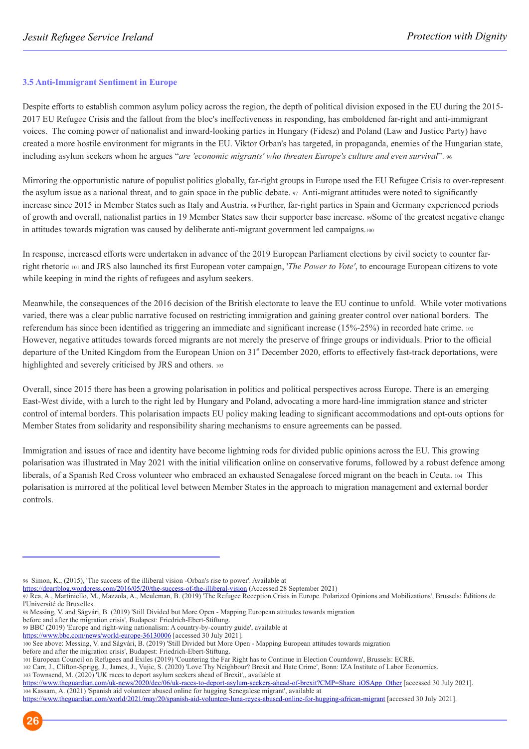### 3.5 Anti-Immigrant Sentiment in Europe

Despite efforts to establish common asylum policy across the region, the depth of political division exposed in the EU during the 2015-2017 EU Refugee Crisis and the fallout from the bloc's ineffectiveness in responding, has emboldened far-right and anti-immigrant voices. The coming power of nationalist and inward-looking parties in Hungary (Fidesz) and Poland (Law and Justice Party) have created a more hostile environment for migrants in the EU. Viktor Orban's has targeted, in propaganda, enemies of the Hungarian state, including asylum seekers whom he argues "*are 'economic migrants' who threaten Europe's culture and even survival*". [96]

Mirroring the opportunistic nature of populist politics globally, far-right groups in Europe used the EU Refugee Crisis to over-represent the asylum issue as a national threat, and to gain space in the public debate. [97] Anti-migrant attitudes were noted to significantly increase since 2015 in Member States such as Italy and Austria. [98] Further, far-right parties in Spain and Germany experienced periods of growth and overall, nationalist parties in 19 Member States saw their supporter base increase. [99] Some of the greatest negative change in attitudes towards migration was caused by deliberate anti-migrant government led campaigns.[100]

In response, increased efforts were undertaken in advance of the 2019 European Parliament elections by civil society to counter far-right rhetoric [101] and JRS also launched its first European voter campaign, '*The Power to Vote'*, to encourage European citizens to vote while keeping in mind the rights of refugees and asylum seekers.

Meanwhile, the consequences of the 2016 decision of the British electorate to leave the EU continue to unfold. While voter motivations varied, there was a clear public narrative focused on restricting immigration and gaining greater control over national borders. The referendum has since been identified as triggering an immediate and significant increase (15%-25%) in recorded hate crime. [102] However, negative attitudes towards forced migrants are not merely the preserve of fringe groups or individuals. Prior to the official departure of the United Kingdom from the European Union on 31st December 2020, efforts to effectively fast-track deportations, were highlighted and severely criticised by JRS and others. [103]

Overall, since 2015 there has been a growing polarisation in politics and political perspectives across Europe. There is an emerging East-West divide, with a lurch to the right led by Hungary and Poland, advocating a more hard-line immigration stance and stricter control of internal borders. This polarisation impacts EU policy making leading to significant accommodations and opt-outs options for Member States from solidarity and responsibility sharing mechanisms to ensure agreements can be passed.

Immigration and issues of race and identity have become lightning rods for divided public opinions across the EU. This growing polarisation was illustrated in May 2021 with the initial vilification online on conservative forums, followed by a robust defence among liberals, of a Spanish Red Cross volunteer who embraced an exhausted Senagalese forced migrant on the beach in Ceuta. [104] This polarisation is mirrored at the political level between Member States in the approach to migration management and external border controls.

---

96 Simon, K., (2015), 'The success of the illiberal vision -Orban's rise to power'. Available at https://dpartblog.wordpress.com/2016/05/20/the-success-of-the-illiberal-vision (Accessed 28 September 2021)
97 Rea, A., Martiniello, M., Mazzola, A., Meuleman, B. (2019) 'The Refugee Reception Crisis in Europe. Polarized Opinions and Mobilizations', Brussels: Éditions de l'Université de Bruxelles.
98 Messing, V. and Ságvári, B. (2019) 'Still Divided but More Open - Mapping European attitudes towards migration before and after the migration crisis', Budapest: Friedrich-Ebert-Stiftung.
99 BBC (2019) 'Europe and right-wing nationalism: A country-by-country guide', available at https://www.bbc.com/news/world-europe-36130006 [accessed 30 July 2021].
100 See above: Messing, V. and Ságvári, B. (2019) 'Still Divided but More Open - Mapping European attitudes towards migration before and after the migration crisis', Budapest: Friedrich-Ebert-Stiftung.
101 European Council on Refugees and Exiles (2019) 'Countering the Far Right has to Continue in Election Countdown', Brussels: ECRE.
102 Carr, J., Clifton-Sprigg, J., James, J., Vujic, S. (2020) 'Love Thy Neighbour? Brexit and Hate Crime', Bonn: IZA Institute of Labor Economics.
103 Townsend, M. (2020) 'UK races to deport asylum seekers ahead of Brexit',, available at https://www.theguardian.com/uk-news/2020/dec/06/uk-races-to-deport-asylum-seekers-ahead-of-brexit?CMP=Share_iOSApp_Other [accessed 30 July 2021].
104 Kassam, A. (2021) 'Spanish aid volunteer abused online for hugging Senegalese migrant', available at https://www.theguardian.com/world/2021/may/20/spanish-aid-volunteer-luna-reyes-abused-online-for-hugging-african-migrant [accessed 30 July 2021].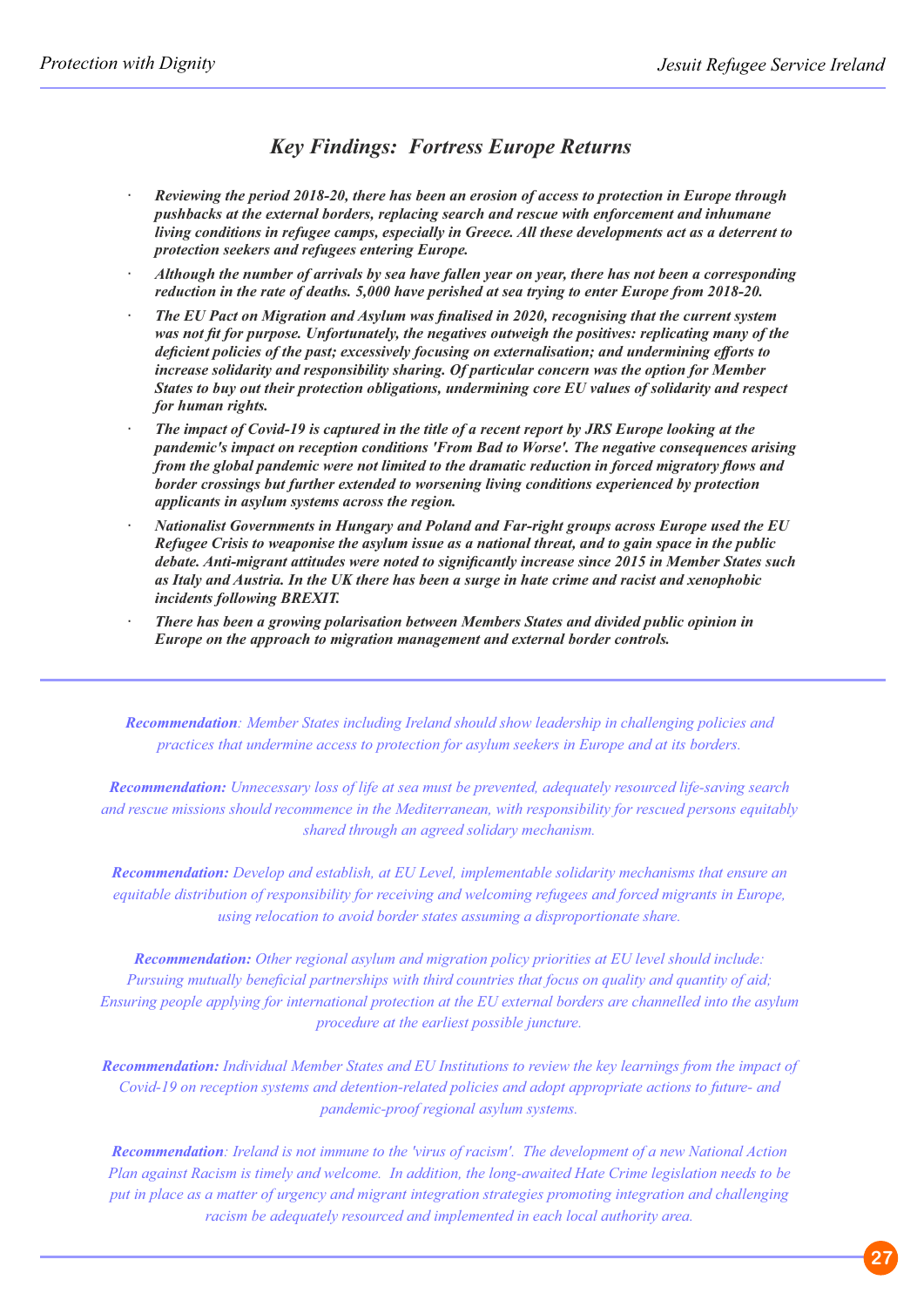## *Key Findings: Fortress Europe Returns*

- ***Reviewing the period 2018-20, there has been an erosion of access to protection in Europe through pushbacks at the external borders, replacing search and rescue with enforcement and inhumane living conditions in refugee camps, especially in Greece. All these developments act as a deterrent to protection seekers and refugees entering Europe.***
- ***Although the number of arrivals by sea have fallen year on year, there has not been a corresponding reduction in the rate of deaths. 5,000 have perished at sea trying to enter Europe from 2018-20.***
- ***The EU Pact on Migration and Asylum was finalised in 2020, recognising that the current system was not fit for purpose. Unfortunately, the negatives outweigh the positives: replicating many of the deficient policies of the past; excessively focusing on externalisation; and undermining efforts to increase solidarity and responsibility sharing. Of particular concern was the option for Member States to buy out their protection obligations, undermining core EU values of solidarity and respect for human rights.***
- ***The impact of Covid-19 is captured in the title of a recent report by JRS Europe looking at the pandemic's impact on reception conditions 'From Bad to Worse'. The negative consequences arising from the global pandemic were not limited to the dramatic reduction in forced migratory flows and border crossings but further extended to worsening living conditions experienced by protection applicants in asylum systems across the region.***
- ***Nationalist Governments in Hungary and Poland and Far-right groups across Europe used the EU Refugee Crisis to weaponise the asylum issue as a national threat, and to gain space in the public debate. Anti-migrant attitudes were noted to significantly increase since 2015 in Member States such as Italy and Austria. In the UK there has been a surge in hate crime and racist and xenophobic incidents following BREXIT.***
- ***There has been a growing polarisation between Members States and divided public opinion in Europe on the approach to migration management and external border controls.***

---

***Recommendation****: Member States including Ireland should show leadership in challenging policies and practices that undermine access to protection for asylum seekers in Europe and at its borders.*

***Recommendation:*** *Unnecessary loss of life at sea must be prevented, adequately resourced life-saving search and rescue missions should recommence in the Mediterranean, with responsibility for rescued persons equitably shared through an agreed solidary mechanism.*

***Recommendation:*** *Develop and establish, at EU Level, implementable solidarity mechanisms that ensure an equitable distribution of responsibility for receiving and welcoming refugees and forced migrants in Europe, using relocation to avoid border states assuming a disproportionate share.*

***Recommendation:*** *Other regional asylum and migration policy priorities at EU level should include: Pursuing mutually beneficial partnerships with third countries that focus on quality and quantity of aid; Ensuring people applying for international protection at the EU external borders are channelled into the asylum procedure at the earliest possible juncture.*

***Recommendation:*** *Individual Member States and EU Institutions to review the key learnings from the impact of Covid-19 on reception systems and detention-related policies and adopt appropriate actions to future- and pandemic-proof regional asylum systems.*

***Recommendation****: Ireland is not immune to the 'virus of racism'. The development of a new National Action Plan against Racism is timely and welcome. In addition, the long-awaited Hate Crime legislation needs to be put in place as a matter of urgency and migrant integration strategies promoting integration and challenging racism be adequately resourced and implemented in each local authority area.*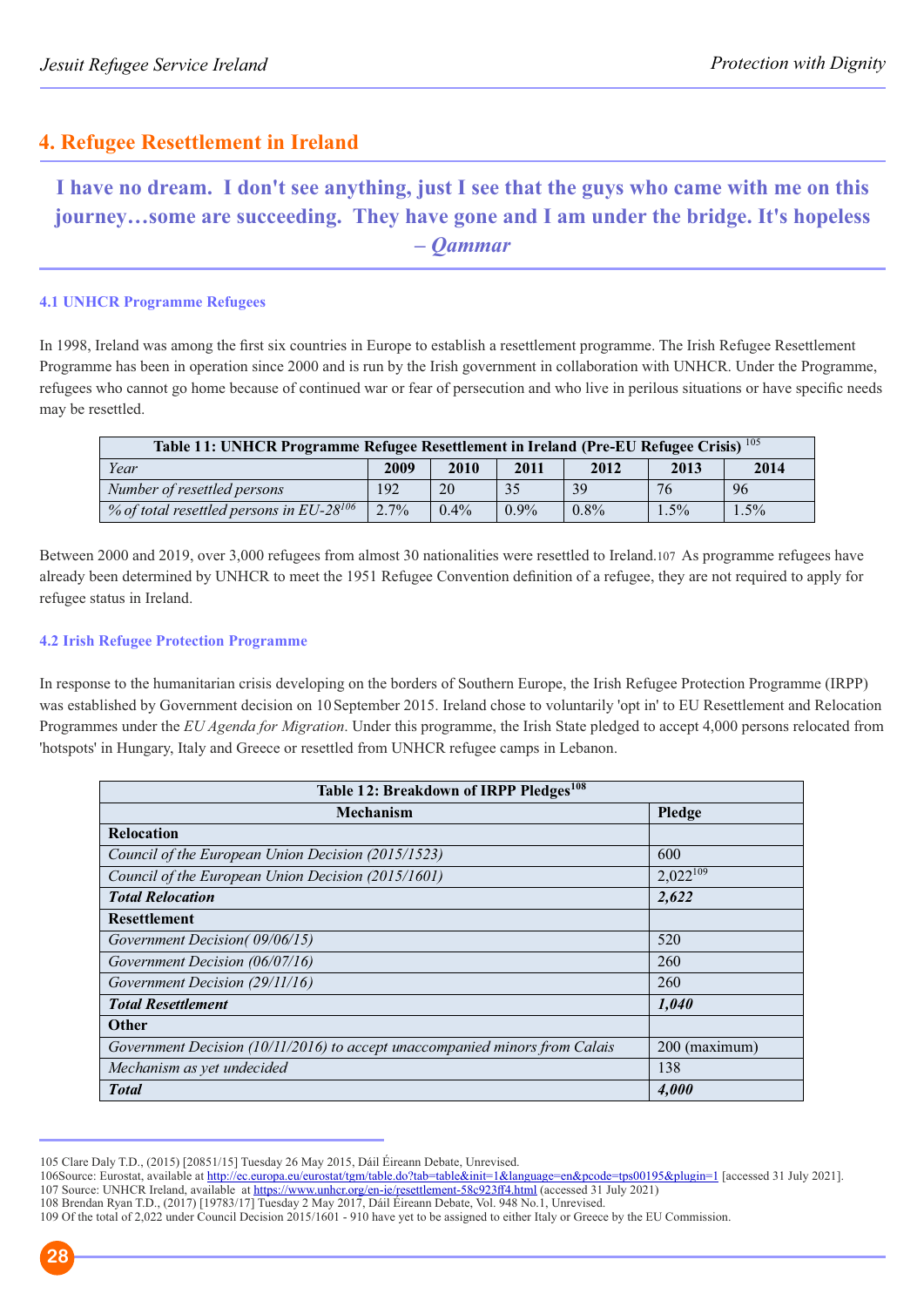## 4. Refugee Resettlement in Ireland

**I have no dream. I don't see anything, just I see that the guys who came with me on this journey…some are succeeding. They have gone and I am under the bridge. It's hopeless – *Qammar***

### 4.1 UNHCR Programme Refugees

In 1998, Ireland was among the first six countries in Europe to establish a resettlement programme. The Irish Refugee Resettlement Programme has been in operation since 2000 and is run by the Irish government in collaboration with UNHCR. Under the Programme, refugees who cannot go home because of continued war or fear of persecution and who live in perilous situations or have specific needs may be resettled.

**Table 11: UNHCR Programme Refugee Resettlement in Ireland (Pre-EU Refugee Crisis)** [105]

| *Year* | 2009 | 2010 | 2011 | 2012 | 2013 | 2014 |
|---|---|---|---|---|---|---|
| *Number of resettled persons* | 192 | 20 | 35 | 39 | 76 | 96 |
| *% of total resettled persons in EU-28*[106] | 2.7% | 0.4% | 0.9% | 0.8% | 1.5% | 1.5% |

Between 2000 and 2019, over 3,000 refugees from almost 30 nationalities were resettled to Ireland.[107] As programme refugees have already been determined by UNHCR to meet the 1951 Refugee Convention definition of a refugee, they are not required to apply for refugee status in Ireland.

### 4.2 Irish Refugee Protection Programme

In response to the humanitarian crisis developing on the borders of Southern Europe, the Irish Refugee Protection Programme (IRPP) was established by Government decision on 10 September 2015. Ireland chose to voluntarily 'opt in' to EU Resettlement and Relocation Programmes under the *EU Agenda for Migration*. Under this programme, the Irish State pledged to accept 4,000 persons relocated from 'hotspots' in Hungary, Italy and Greece or resettled from UNHCR refugee camps in Lebanon.

**Table 12: Breakdown of IRPP Pledges**[108]

| Mechanism | Pledge |
|---|---|
| **Relocation** | |
| *Council of the European Union Decision (2015/1523)* | 600 |
| *Council of the European Union Decision (2015/1601)* | 2,022[109] |
| ***Total Relocation*** | ***2,622*** |
| **Resettlement** | |
| *Government Decision( 09/06/15)* | 520 |
| *Government Decision (06/07/16)* | 260 |
| *Government Decision (29/11/16)* | 260 |
| ***Total Resettlement*** | ***1,040*** |
| **Other** | |
| *Government Decision (10/11/2016) to accept unaccompanied minors from Calais* | 200 (maximum) |
| *Mechanism as yet undecided* | 138 |
| ***Total*** | ***4,000*** |

---

105 Clare Daly T.D., (2015) [20851/15] Tuesday 26 May 2015, Dáil Éireann Debate, Unrevised.
106Source: Eurostat, available at http://ec.europa.eu/eurostat/tgm/table.do?tab=table&init=1&language=en&pcode=tps00195&plugin=1 [accessed 31 July 2021].
107 Source: UNHCR Ireland, available at https://www.unhcr.org/en-ie/resettlement-58c923ff4.html (accessed 31 July 2021)
108 Brendan Ryan T.D., (2017) [19783/17] Tuesday 2 May 2017, Dáil Éireann Debate, Vol. 948 No.1, Unrevised.
109 Of the total of 2,022 under Council Decision 2015/1601 - 910 have yet to be assigned to either Italy or Greece by the EU Commission.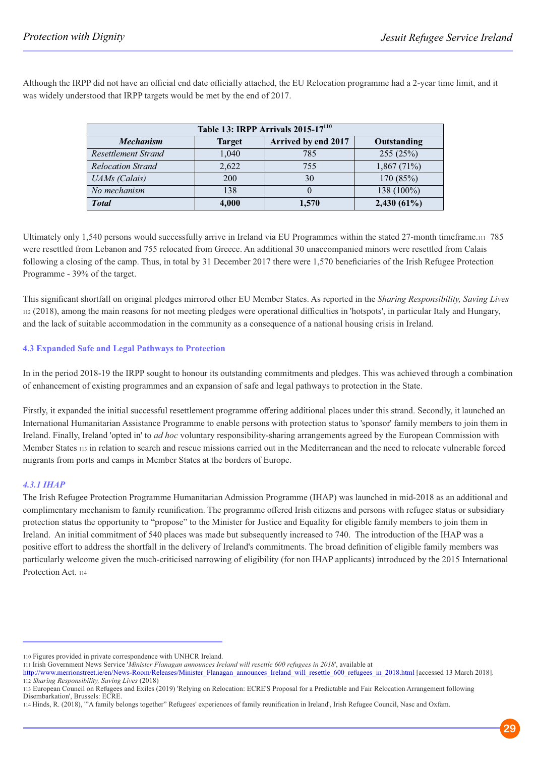Although the IRPP did not have an official end date officially attached, the EU Relocation programme had a 2-year time limit, and it was widely understood that IRPP targets would be met by the end of 2017.

| Table 13: IRPP Arrivals 2015-17[110] | | | |
|---|---|---|---|
| ***Mechanism*** | **Target** | **Arrived by end 2017** | **Outstanding** |
| *Resettlement Strand* | 1,040 | 785 | 255 (25%) |
| *Relocation Strand* | 2,622 | 755 | 1,867 (71%) |
| *UAMs (Calais)* | 200 | 30 | 170 (85%) |
| *No mechanism* | 138 | 0 | 138 (100%) |
| ***Total*** | **4,000** | **1,570** | **2,430 (61%)** |

Ultimately only 1,540 persons would successfully arrive in Ireland via EU Programmes within the stated 27-month timeframe.[111] 785 were resettled from Lebanon and 755 relocated from Greece. An additional 30 unaccompanied minors were resettled from Calais following a closing of the camp. Thus, in total by 31 December 2017 there were 1,570 beneficiaries of the Irish Refugee Protection Programme - 39% of the target.

This significant shortfall on original pledges mirrored other EU Member States. As reported in the *Sharing Responsibility, Saving Lives* [112] (2018), among the main reasons for not meeting pledges were operational difficulties in 'hotspots', in particular Italy and Hungary, and the lack of suitable accommodation in the community as a consequence of a national housing crisis in Ireland.

### 4.3 Expanded Safe and Legal Pathways to Protection

In in the period 2018-19 the IRPP sought to honour its outstanding commitments and pledges. This was achieved through a combination of enhancement of existing programmes and an expansion of safe and legal pathways to protection in the State.

Firstly, it expanded the initial successful resettlement programme offering additional places under this strand. Secondly, it launched an International Humanitarian Assistance Programme to enable persons with protection status to 'sponsor' family members to join them in Ireland. Finally, Ireland 'opted in' to *ad hoc* voluntary responsibility-sharing arrangements agreed by the European Commission with Member States [113] in relation to search and rescue missions carried out in the Mediterranean and the need to relocate vulnerable forced migrants from ports and camps in Member States at the borders of Europe.

#### *4.3.1 IHAP*

The Irish Refugee Protection Programme Humanitarian Admission Programme (IHAP) was launched in mid-2018 as an additional and complimentary mechanism to family reunification. The programme offered Irish citizens and persons with refugee status or subsidiary protection status the opportunity to "propose" to the Minister for Justice and Equality for eligible family members to join them in Ireland. An initial commitment of 540 places was made but subsequently increased to 740. The introduction of the IHAP was a positive effort to address the shortfall in the delivery of Ireland's commitments. The broad definition of eligible family members was particularly welcome given the much-criticised narrowing of eligibility (for non IHAP applicants) introduced by the 2015 International Protection Act. [114]

---

110 Figures provided in private correspondence with UNHCR Ireland.

111 Irish Government News Service '*Minister Flanagan announces Ireland will resettle 600 refugees in 2018*', available at http://www.merrionstreet.ie/en/News-Room/Releases/Minister_Flanagan_announces_Ireland_will_resettle_600_refugees_in_2018.html [accessed 13 March 2018].

112 *Sharing Responsibility, Saving Lives* (2018)

113 European Council on Refugees and Exiles (2019) 'Relying on Relocation: ECRE'S Proposal for a Predictable and Fair Relocation Arrangement following Disembarkation', Brussels: ECRE.

114 Hinds, R. (2018), '"A family belongs together" Refugees' experiences of family reunification in Ireland', Irish Refugee Council, Nasc and Oxfam.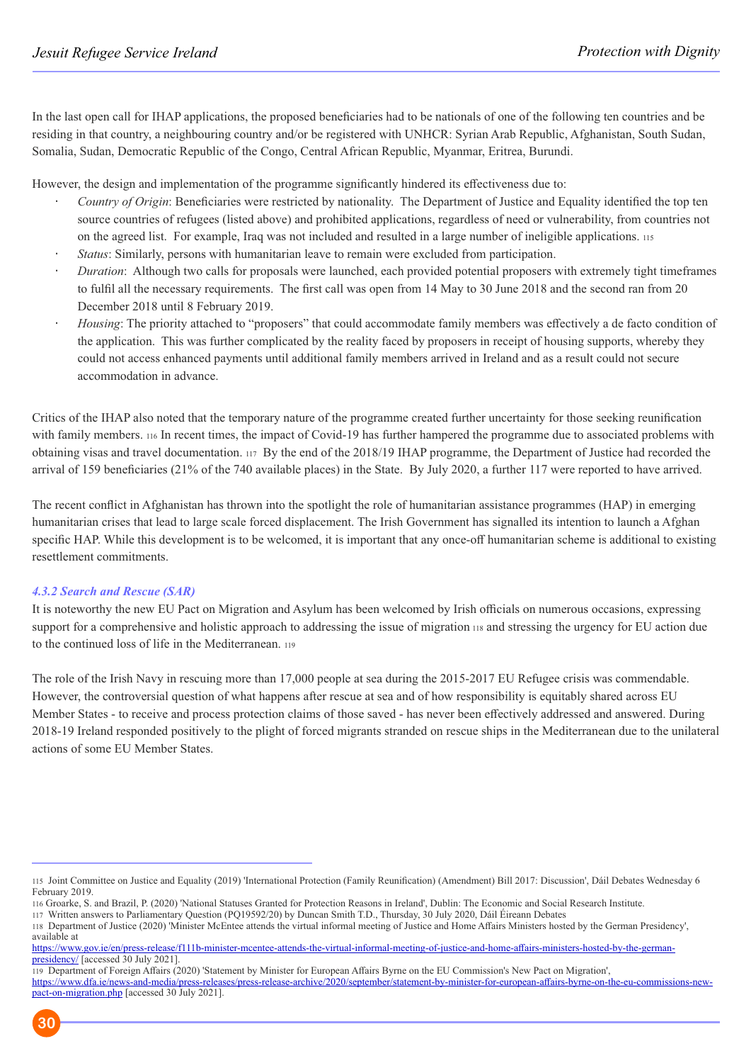In the last open call for IHAP applications, the proposed beneficiaries had to be nationals of one of the following ten countries and be residing in that country, a neighbouring country and/or be registered with UNHCR: Syrian Arab Republic, Afghanistan, South Sudan, Somalia, Sudan, Democratic Republic of the Congo, Central African Republic, Myanmar, Eritrea, Burundi.

However, the design and implementation of the programme significantly hindered its effectiveness due to:

- *Country of Origin*: Beneficiaries were restricted by nationality. The Department of Justice and Equality identified the top ten source countries of refugees (listed above) and prohibited applications, regardless of need or vulnerability, from countries not on the agreed list. For example, Iraq was not included and resulted in a large number of ineligible applications. [115]
- *Status*: Similarly, persons with humanitarian leave to remain were excluded from participation.
- *Duration*: Although two calls for proposals were launched, each provided potential proposers with extremely tight timeframes to fulfil all the necessary requirements. The first call was open from 14 May to 30 June 2018 and the second ran from 20 December 2018 until 8 February 2019.
- *Housing*: The priority attached to "proposers" that could accommodate family members was effectively a de facto condition of the application. This was further complicated by the reality faced by proposers in receipt of housing supports, whereby they could not access enhanced payments until additional family members arrived in Ireland and as a result could not secure accommodation in advance.

Critics of the IHAP also noted that the temporary nature of the programme created further uncertainty for those seeking reunification with family members. [116] In recent times, the impact of Covid-19 has further hampered the programme due to associated problems with obtaining visas and travel documentation. [117] By the end of the 2018/19 IHAP programme, the Department of Justice had recorded the arrival of 159 beneficiaries (21% of the 740 available places) in the State. By July 2020, a further 117 were reported to have arrived.

The recent conflict in Afghanistan has thrown into the spotlight the role of humanitarian assistance programmes (HAP) in emerging humanitarian crises that lead to large scale forced displacement. The Irish Government has signalled its intention to launch a Afghan specific HAP. While this development is to be welcomed, it is important that any once-off humanitarian scheme is additional to existing resettlement commitments.

#### *4.3.2 Search and Rescue (SAR)*

It is noteworthy the new EU Pact on Migration and Asylum has been welcomed by Irish officials on numerous occasions, expressing support for a comprehensive and holistic approach to addressing the issue of migration [118] and stressing the urgency for EU action due to the continued loss of life in the Mediterranean. [119]

The role of the Irish Navy in rescuing more than 17,000 people at sea during the 2015-2017 EU Refugee crisis was commendable. However, the controversial question of what happens after rescue at sea and of how responsibility is equitably shared across EU Member States - to receive and process protection claims of those saved - has never been effectively addressed and answered. During 2018-19 Ireland responded positively to the plight of forced migrants stranded on rescue ships in the Mediterranean due to the unilateral actions of some EU Member States.

---

[115] Joint Committee on Justice and Equality (2019) 'International Protection (Family Reunification) (Amendment) Bill 2017: Discussion', Dáil Debates Wednesday 6 February 2019.

[116] Groarke, S. and Brazil, P. (2020) 'National Statuses Granted for Protection Reasons in Ireland', Dublin: The Economic and Social Research Institute.

[117] Written answers to Parliamentary Question (PQ19592/20) by Duncan Smith T.D., Thursday, 30 July 2020, Dáil Éireann Debates

[118] Department of Justice (2020) 'Minister McEntee attends the virtual informal meeting of Justice and Home Affairs Ministers hosted by the German Presidency', available at https://www.gov.ie/en/press-release/f111b-minister-mcentee-attends-the-virtual-informal-meeting-of-justice-and-home-affairs-ministers-hosted-by-the-german-presidency/ [accessed 30 July 2021].

[119] Department of Foreign Affairs (2020) 'Statement by Minister for European Affairs Byrne on the EU Commission's New Pact on Migration', https://www.dfa.ie/news-and-media/press-releases/press-release-archive/2020/september/statement-by-minister-for-european-affairs-byrne-on-the-eu-commissions-new-pact-on-migration.php [accessed 30 July 2021].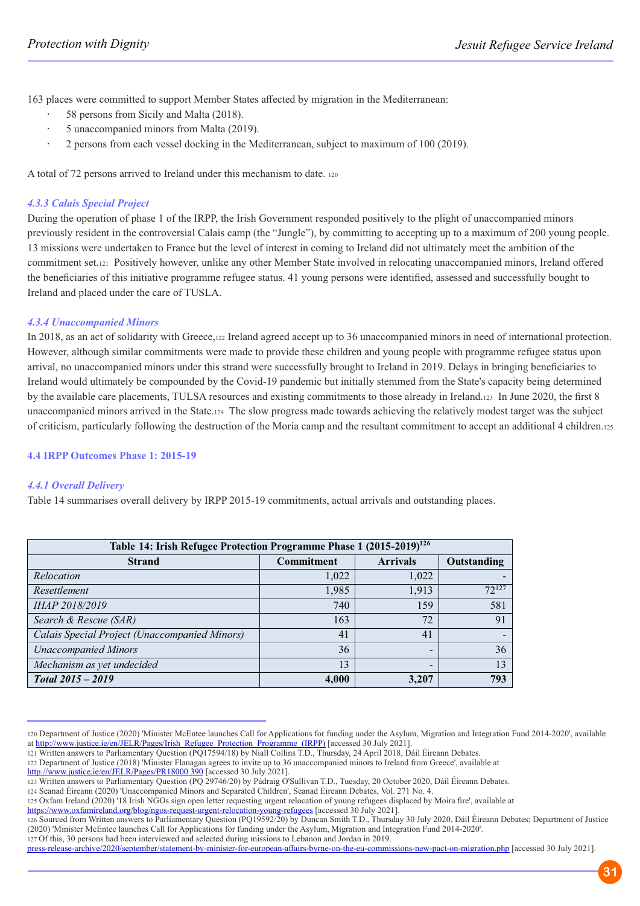163 places were committed to support Member States affected by migration in the Mediterranean:

- 58 persons from Sicily and Malta (2018).
- 5 unaccompanied minors from Malta (2019).
- 2 persons from each vessel docking in the Mediterranean, subject to maximum of 100 (2019).

A total of 72 persons arrived to Ireland under this mechanism to date. [120]

#### *4.3.3 Calais Special Project*

During the operation of phase 1 of the IRPP, the Irish Government responded positively to the plight of unaccompanied minors previously resident in the controversial Calais camp (the "Jungle"), by committing to accepting up to a maximum of 200 young people. 13 missions were undertaken to France but the level of interest in coming to Ireland did not ultimately meet the ambition of the commitment set.[121] Positively however, unlike any other Member State involved in relocating unaccompanied minors, Ireland offered the beneficiaries of this initiative programme refugee status. 41 young persons were identified, assessed and successfully bought to Ireland and placed under the care of TUSLA.

#### *4.3.4 Unaccompanied Minors*

In 2018, as an act of solidarity with Greece,[122] Ireland agreed accept up to 36 unaccompanied minors in need of international protection. However, although similar commitments were made to provide these children and young people with programme refugee status upon arrival, no unaccompanied minors under this strand were successfully brought to Ireland in 2019. Delays in bringing beneficiaries to Ireland would ultimately be compounded by the Covid-19 pandemic but initially stemmed from the State's capacity being determined by the available care placements, TULSA resources and existing commitments to those already in Ireland.[123] In June 2020, the first 8 unaccompanied minors arrived in the State.[124] The slow progress made towards achieving the relatively modest target was the subject of criticism, particularly following the destruction of the Moria camp and the resultant commitment to accept an additional 4 children.[125]

### 4.4 IRPP Outcomes Phase 1: 2015-19

#### *4.4.1 Overall Delivery*

Table 14 summarises overall delivery by IRPP 2015-19 commitments, actual arrivals and outstanding places.

| Table 14: Irish Refugee Protection Programme Phase 1 (2015-2019)[126] | | | |
|---|---|---|---|
| **Strand** | **Commitment** | **Arrivals** | **Outstanding** |
| *Relocation* | 1,022 | 1,022 | - |
| *Resettlement* | 1,985 | 1,913 | 72[127] |
| *IHAP 2018/2019* | 740 | 159 | 581 |
| *Search & Rescue (SAR)* | 163 | 72 | 91 |
| *Calais Special Project (Unaccompanied Minors)* | 41 | 41 | - |
| *Unaccompanied Minors* | 36 | - | 36 |
| *Mechanism as yet undecided* | 13 | - | 13 |
| ***Total 2015 – 2019*** | **4,000** | **3,207** | **793** |

---

120 Department of Justice (2020) 'Minister McEntee launches Call for Applications for funding under the Asylum, Migration and Integration Fund 2014-2020', available at http://www.justice.ie/en/JELR/Pages/Irish_Refugee_Protection_Programme_(IRPP) [accessed 30 July 2021].
121 Written answers to Parliamentary Question (PQ17594/18) by Niall Collins T.D., Thursday, 24 April 2018, Dáil Éireann Debates.
122 Department of Justice (2018) 'Minister Flanagan agrees to invite up to 36 unaccompanied minors to Ireland from Greece', available at http://www.justice.ie/en/JELR/Pages/PR18000 390 [accessed 30 July 2021].
123 Written answers to Parliamentary Question (PQ 29746/20) by Pádraig O'Sullivan T.D., Tuesday, 20 October 2020, Dáil Éireann Debates.
124 Seanad Éireann (2020) 'Unaccompanied Minors and Separated Children', Seanad Éireann Debates, Vol. 271 No. 4.
125 Oxfam Ireland (2020) '18 Irish NGOs sign open letter requesting urgent relocation of young refugees displaced by Moira fire', available at https://www.oxfamireland.org/blog/ngos-request-urgent-relocation-young-refugees [accessed 30 July 2021].
126 Sourced from Written answers to Parliamentary Question (PQ19592/20) by Duncan Smith T.D., Thursday 30 July 2020, Dáil Éireann Debates; Department of Justice (2020) 'Minister McEntee launches Call for Applications for funding under the Asylum, Migration and Integration Fund 2014-2020'.
127 Of this, 30 persons had been interviewed and selected during missions to Lebanon and Jordan in 2019.
press-release-archive/2020/september/statement-by-minister-for-european-affairs-byrne-on-the-eu-commissions-new-pact-on-migration.php [accessed 30 July 2021].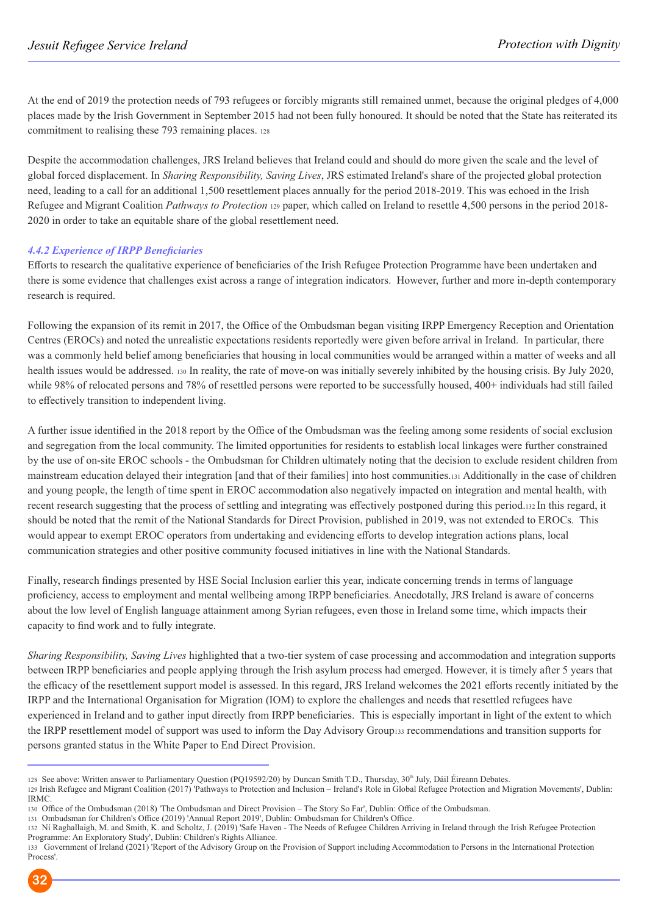At the end of 2019 the protection needs of 793 refugees or forcibly migrants still remained unmet, because the original pledges of 4,000 places made by the Irish Government in September 2015 had not been fully honoured. It should be noted that the State has reiterated its commitment to realising these 793 remaining places. [128]

Despite the accommodation challenges, JRS Ireland believes that Ireland could and should do more given the scale and the level of global forced displacement. In *Sharing Responsibility, Saving Lives*, JRS estimated Ireland's share of the projected global protection need, leading to a call for an additional 1,500 resettlement places annually for the period 2018-2019. This was echoed in the Irish Refugee and Migrant Coalition *Pathways to Protection* [129] paper, which called on Ireland to resettle 4,500 persons in the period 2018-2020 in order to take an equitable share of the global resettlement need.

### *4.4.2 Experience of IRPP Beneficiaries*

Efforts to research the qualitative experience of beneficiaries of the Irish Refugee Protection Programme have been undertaken and there is some evidence that challenges exist across a range of integration indicators. However, further and more in-depth contemporary research is required.

Following the expansion of its remit in 2017, the Office of the Ombudsman began visiting IRPP Emergency Reception and Orientation Centres (EROCs) and noted the unrealistic expectations residents reportedly were given before arrival in Ireland. In particular, there was a commonly held belief among beneficiaries that housing in local communities would be arranged within a matter of weeks and all health issues would be addressed. [130] In reality, the rate of move-on was initially severely inhibited by the housing crisis. By July 2020, while 98% of relocated persons and 78% of resettled persons were reported to be successfully housed, 400+ individuals had still failed to effectively transition to independent living.

A further issue identified in the 2018 report by the Office of the Ombudsman was the feeling among some residents of social exclusion and segregation from the local community. The limited opportunities for residents to establish local linkages were further constrained by the use of on-site EROC schools - the Ombudsman for Children ultimately noting that the decision to exclude resident children from mainstream education delayed their integration [and that of their families] into host communities.[131] Additionally in the case of children and young people, the length of time spent in EROC accommodation also negatively impacted on integration and mental health, with recent research suggesting that the process of settling and integrating was effectively postponed during this period.[132] In this regard, it should be noted that the remit of the National Standards for Direct Provision, published in 2019, was not extended to EROCs. This would appear to exempt EROC operators from undertaking and evidencing efforts to develop integration actions plans, local communication strategies and other positive community focused initiatives in line with the National Standards.

Finally, research findings presented by HSE Social Inclusion earlier this year, indicate concerning trends in terms of language proficiency, access to employment and mental wellbeing among IRPP beneficiaries. Anecdotally, JRS Ireland is aware of concerns about the low level of English language attainment among Syrian refugees, even those in Ireland some time, which impacts their capacity to find work and to fully integrate.

*Sharing Responsibility, Saving Lives* highlighted that a two-tier system of case processing and accommodation and integration supports between IRPP beneficiaries and people applying through the Irish asylum process had emerged. However, it is timely after 5 years that the efficacy of the resettlement support model is assessed. In this regard, JRS Ireland welcomes the 2021 efforts recently initiated by the IRPP and the International Organisation for Migration (IOM) to explore the challenges and needs that resettled refugees have experienced in Ireland and to gather input directly from IRPP beneficiaries. This is especially important in light of the extent to which the IRPP resettlement model of support was used to inform the Day Advisory Group[133] recommendations and transition supports for persons granted status in the White Paper to End Direct Provision.

---

128 See above: Written answer to Parliamentary Question (PQ19592/20) by Duncan Smith T.D., Thursday, 30th July, Dáil Éireann Debates.

129 Irish Refugee and Migrant Coalition (2017) 'Pathways to Protection and Inclusion – Ireland's Role in Global Refugee Protection and Migration Movements', Dublin: IRMC.

130 Office of the Ombudsman (2018) 'The Ombudsman and Direct Provision – The Story So Far', Dublin: Office of the Ombudsman.

131 Ombudsman for Children's Office (2019) 'Annual Report 2019', Dublin: Ombudsman for Children's Office.

132 Ní Raghallaigh, M. and Smith, K. and Scholtz, J. (2019) 'Safe Haven - The Needs of Refugee Children Arriving in Ireland through the Irish Refugee Protection Programme: An Exploratory Study', Dublin: Children's Rights Alliance.

133 Government of Ireland (2021) 'Report of the Advisory Group on the Provision of Support including Accommodation to Persons in the International Protection Process'.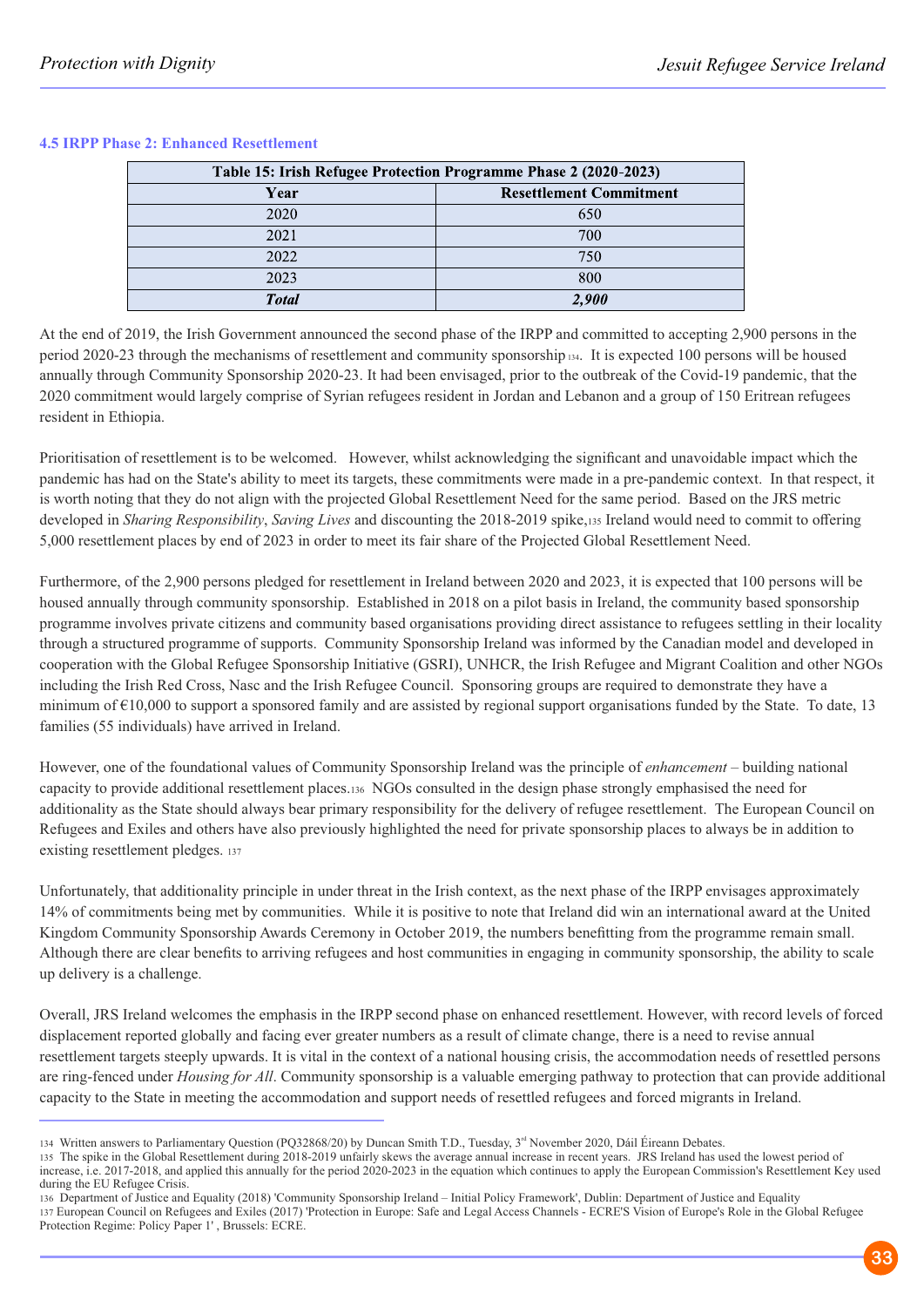### 4.5 IRPP Phase 2: Enhanced Resettlement

| Table 15: Irish Refugee Protection Programme Phase 2 (2020-2023) | |
|---|---|
| **Year** | **Resettlement Commitment** |
| 2020 | 650 |
| 2021 | 700 |
| 2022 | 750 |
| 2023 | 800 |
| ***Total*** | ***2,900*** |

At the end of 2019, the Irish Government announced the second phase of the IRPP and committed to accepting 2,900 persons in the period 2020-23 through the mechanisms of resettlement and community sponsorship[134]. It is expected 100 persons will be housed annually through Community Sponsorship 2020-23. It had been envisaged, prior to the outbreak of the Covid-19 pandemic, that the 2020 commitment would largely comprise of Syrian refugees resident in Jordan and Lebanon and a group of 150 Eritrean refugees resident in Ethiopia.

Prioritisation of resettlement is to be welcomed. However, whilst acknowledging the significant and unavoidable impact which the pandemic has had on the State's ability to meet its targets, these commitments were made in a pre-pandemic context. In that respect, it is worth noting that they do not align with the projected Global Resettlement Need for the same period. Based on the JRS metric developed in *Sharing Responsibility*, *Saving Lives* and discounting the 2018-2019 spike,[135] Ireland would need to commit to offering 5,000 resettlement places by end of 2023 in order to meet its fair share of the Projected Global Resettlement Need.

Furthermore, of the 2,900 persons pledged for resettlement in Ireland between 2020 and 2023, it is expected that 100 persons will be housed annually through community sponsorship. Established in 2018 on a pilot basis in Ireland, the community based sponsorship programme involves private citizens and community based organisations providing direct assistance to refugees settling in their locality through a structured programme of supports. Community Sponsorship Ireland was informed by the Canadian model and developed in cooperation with the Global Refugee Sponsorship Initiative (GSRI), UNHCR, the Irish Refugee and Migrant Coalition and other NGOs including the Irish Red Cross, Nasc and the Irish Refugee Council. Sponsoring groups are required to demonstrate they have a minimum of €10,000 to support a sponsored family and are assisted by regional support organisations funded by the State. To date, 13 families (55 individuals) have arrived in Ireland.

However, one of the foundational values of Community Sponsorship Ireland was the principle of *enhancement* – building national capacity to provide additional resettlement places.[136] NGOs consulted in the design phase strongly emphasised the need for additionality as the State should always bear primary responsibility for the delivery of refugee resettlement. The European Council on Refugees and Exiles and others have also previously highlighted the need for private sponsorship places to always be in addition to existing resettlement pledges. [137]

Unfortunately, that additionality principle in under threat in the Irish context, as the next phase of the IRPP envisages approximately 14% of commitments being met by communities. While it is positive to note that Ireland did win an international award at the United Kingdom Community Sponsorship Awards Ceremony in October 2019, the numbers benefitting from the programme remain small. Although there are clear benefits to arriving refugees and host communities in engaging in community sponsorship, the ability to scale up delivery is a challenge.

Overall, JRS Ireland welcomes the emphasis in the IRPP second phase on enhanced resettlement. However, with record levels of forced displacement reported globally and facing ever greater numbers as a result of climate change, there is a need to revise annual resettlement targets steeply upwards. It is vital in the context of a national housing crisis, the accommodation needs of resettled persons are ring-fenced under *Housing for All*. Community sponsorship is a valuable emerging pathway to protection that can provide additional capacity to the State in meeting the accommodation and support needs of resettled refugees and forced migrants in Ireland.

---

134 Written answers to Parliamentary Question (PQ32868/20) by Duncan Smith T.D., Tuesday, 3rd November 2020, Dáil Éireann Debates.

135 The spike in the Global Resettlement during 2018-2019 unfairly skews the average annual increase in recent years. JRS Ireland has used the lowest period of increase, i.e. 2017-2018, and applied this annually for the period 2020-2023 in the equation which continues to apply the European Commission's Resettlement Key used during the EU Refugee Crisis.

136 Department of Justice and Equality (2018) 'Community Sponsorship Ireland – Initial Policy Framework', Dublin: Department of Justice and Equality

137 European Council on Refugees and Exiles (2017) 'Protection in Europe: Safe and Legal Access Channels - ECRE'S Vision of Europe's Role in the Global Refugee Protection Regime: Policy Paper 1' , Brussels: ECRE.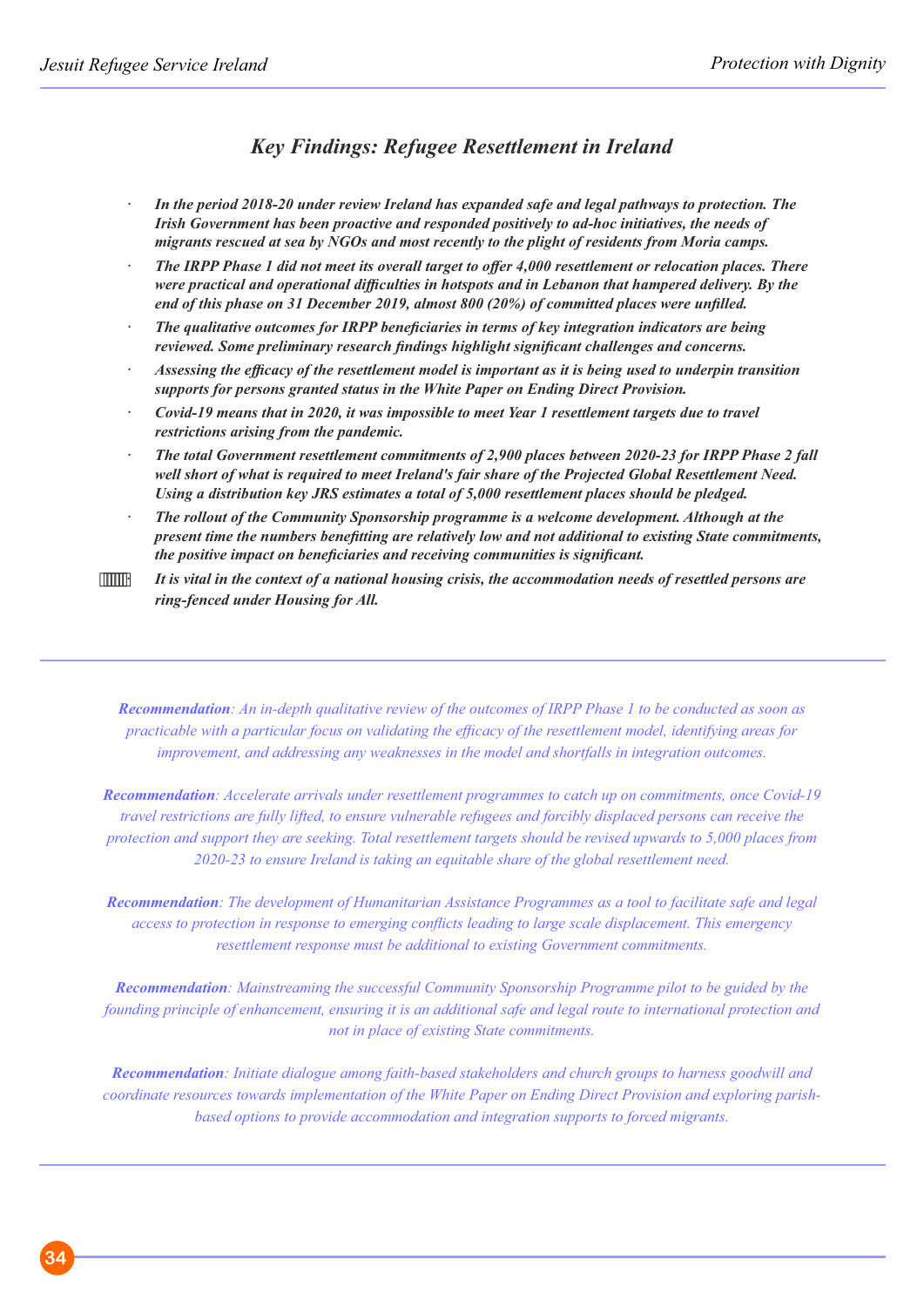## *Key Findings: Refugee Resettlement in Ireland*

- ***In the period 2018-20 under review Ireland has expanded safe and legal pathways to protection. The Irish Government has been proactive and responded positively to ad-hoc initiatives, the needs of migrants rescued at sea by NGOs and most recently to the plight of residents from Moria camps.***
- ***The IRPP Phase 1 did not meet its overall target to offer 4,000 resettlement or relocation places. There were practical and operational difficulties in hotspots and in Lebanon that hampered delivery. By the end of this phase on 31 December 2019, almost 800 (20%) of committed places were unfilled.***
- ***The qualitative outcomes for IRPP beneficiaries in terms of key integration indicators are being reviewed. Some preliminary research findings highlight significant challenges and concerns.***
- ***Assessing the efficacy of the resettlement model is important as it is being used to underpin transition supports for persons granted status in the White Paper on Ending Direct Provision.***
- ***Covid-19 means that in 2020, it was impossible to meet Year 1 resettlement targets due to travel restrictions arising from the pandemic.***
- ***The total Government resettlement commitments of 2,900 places between 2020-23 for IRPP Phase 2 fall well short of what is required to meet Ireland's fair share of the Projected Global Resettlement Need. Using a distribution key JRS estimates a total of 5,000 resettlement places should be pledged.***
- ***The rollout of the Community Sponsorship programme is a welcome development. Although at the present time the numbers benefitting are relatively low and not additional to existing State commitments, the positive impact on beneficiaries and receiving communities is significant.***
- ***It is vital in the context of a national housing crisis, the accommodation needs of resettled persons are ring-fenced under Housing for All.***

---

***Recommendation****: An in-depth qualitative review of the outcomes of IRPP Phase 1 to be conducted as soon as practicable with a particular focus on validating the efficacy of the resettlement model, identifying areas for improvement, and addressing any weaknesses in the model and shortfalls in integration outcomes.*

***Recommendation****: Accelerate arrivals under resettlement programmes to catch up on commitments, once Covid-19 travel restrictions are fully lifted, to ensure vulnerable refugees and forcibly displaced persons can receive the protection and support they are seeking. Total resettlement targets should be revised upwards to 5,000 places from 2020-23 to ensure Ireland is taking an equitable share of the global resettlement need.*

***Recommendation****: The development of Humanitarian Assistance Programmes as a tool to facilitate safe and legal access to protection in response to emerging conflicts leading to large scale displacement. This emergency resettlement response must be additional to existing Government commitments.*

***Recommendation****: Mainstreaming the successful Community Sponsorship Programme pilot to be guided by the founding principle of enhancement, ensuring it is an additional safe and legal route to international protection and not in place of existing State commitments.*

***Recommendation****: Initiate dialogue among faith-based stakeholders and church groups to harness goodwill and coordinate resources towards implementation of the White Paper on Ending Direct Provision and exploring parish-based options to provide accommodation and integration supports to forced migrants.*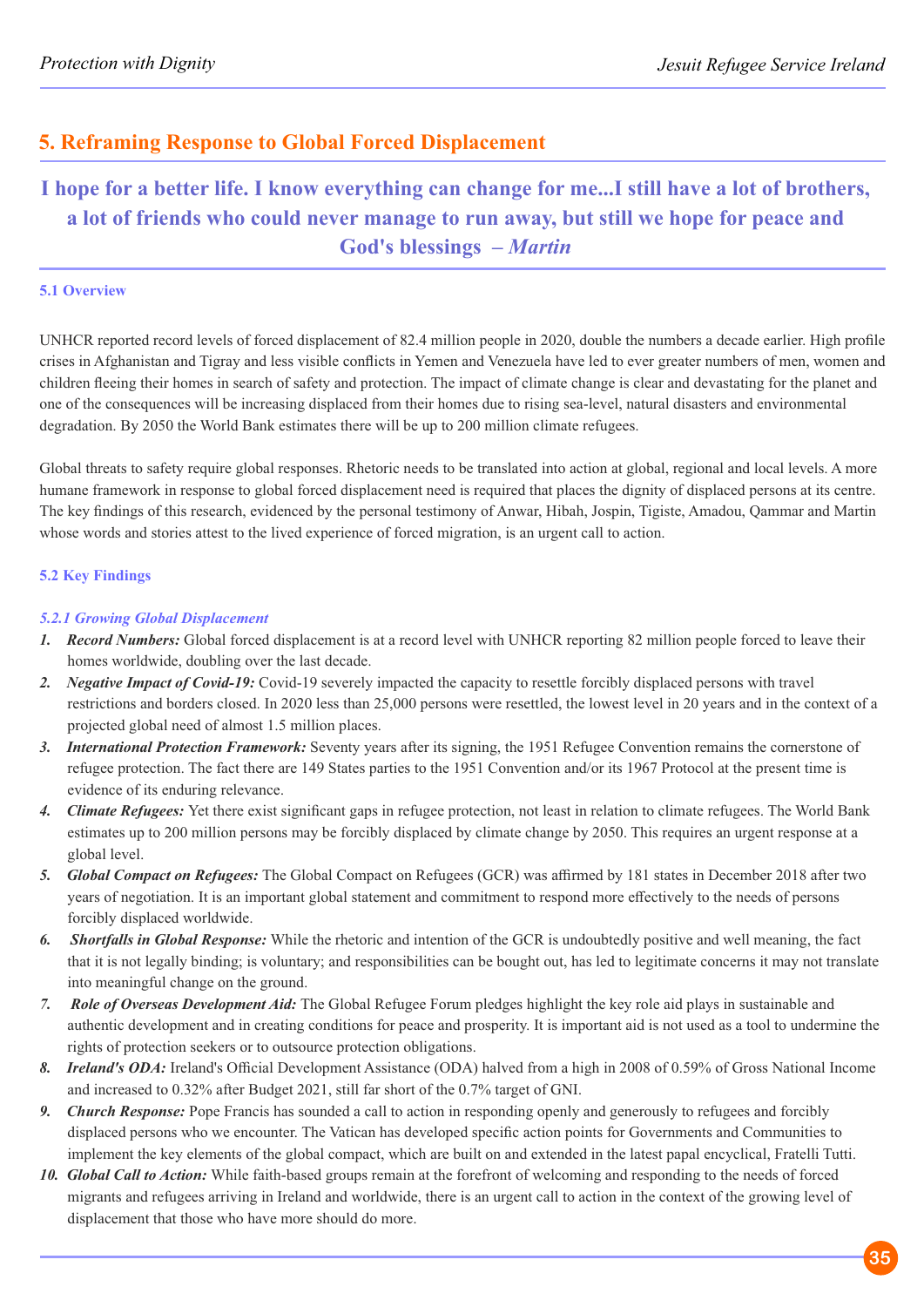## 5. Reframing Response to Global Forced Displacement

**I hope for a better life. I know everything can change for me...I still have a lot of brothers, a lot of friends who could never manage to run away, but still we hope for peace and God's blessings – *Martin***

### 5.1 Overview

UNHCR reported record levels of forced displacement of 82.4 million people in 2020, double the numbers a decade earlier. High profile crises in Afghanistan and Tigray and less visible conflicts in Yemen and Venezuela have led to ever greater numbers of men, women and children fleeing their homes in search of safety and protection. The impact of climate change is clear and devastating for the planet and one of the consequences will be increasing displaced from their homes due to rising sea-level, natural disasters and environmental degradation. By 2050 the World Bank estimates there will be up to 200 million climate refugees.

Global threats to safety require global responses. Rhetoric needs to be translated into action at global, regional and local levels. A more humane framework in response to global forced displacement need is required that places the dignity of displaced persons at its centre. The key findings of this research, evidenced by the personal testimony of Anwar, Hibah, Jospin, Tigiste, Amadou, Qammar and Martin whose words and stories attest to the lived experience of forced migration, is an urgent call to action.

### 5.2 Key Findings

#### *5.2.1 Growing Global Displacement*

1. ***Record Numbers:*** Global forced displacement is at a record level with UNHCR reporting 82 million people forced to leave their homes worldwide, doubling over the last decade.
2. ***Negative Impact of Covid-19:*** Covid-19 severely impacted the capacity to resettle forcibly displaced persons with travel restrictions and borders closed. In 2020 less than 25,000 persons were resettled, the lowest level in 20 years and in the context of a projected global need of almost 1.5 million places.
3. ***International Protection Framework:*** Seventy years after its signing, the 1951 Refugee Convention remains the cornerstone of refugee protection. The fact there are 149 States parties to the 1951 Convention and/or its 1967 Protocol at the present time is evidence of its enduring relevance.
4. ***Climate Refugees:*** Yet there exist significant gaps in refugee protection, not least in relation to climate refugees. The World Bank estimates up to 200 million persons may be forcibly displaced by climate change by 2050. This requires an urgent response at a global level.
5. ***Global Compact on Refugees:*** The Global Compact on Refugees (GCR) was affirmed by 181 states in December 2018 after two years of negotiation. It is an important global statement and commitment to respond more effectively to the needs of persons forcibly displaced worldwide.
6. ***Shortfalls in Global Response:*** While the rhetoric and intention of the GCR is undoubtedly positive and well meaning, the fact that it is not legally binding; is voluntary; and responsibilities can be bought out, has led to legitimate concerns it may not translate into meaningful change on the ground.
7. ***Role of Overseas Development Aid:*** The Global Refugee Forum pledges highlight the key role aid plays in sustainable and authentic development and in creating conditions for peace and prosperity. It is important aid is not used as a tool to undermine the rights of protection seekers or to outsource protection obligations.
8. ***Ireland's ODA:*** Ireland's Official Development Assistance (ODA) halved from a high in 2008 of 0.59% of Gross National Income and increased to 0.32% after Budget 2021, still far short of the 0.7% target of GNI.
9. ***Church Response:*** Pope Francis has sounded a call to action in responding openly and generously to refugees and forcibly displaced persons who we encounter. The Vatican has developed specific action points for Governments and Communities to implement the key elements of the global compact, which are built on and extended in the latest papal encyclical, Fratelli Tutti.
10. ***Global Call to Action:*** While faith-based groups remain at the forefront of welcoming and responding to the needs of forced migrants and refugees arriving in Ireland and worldwide, there is an urgent call to action in the context of the growing level of displacement that those who have more should do more.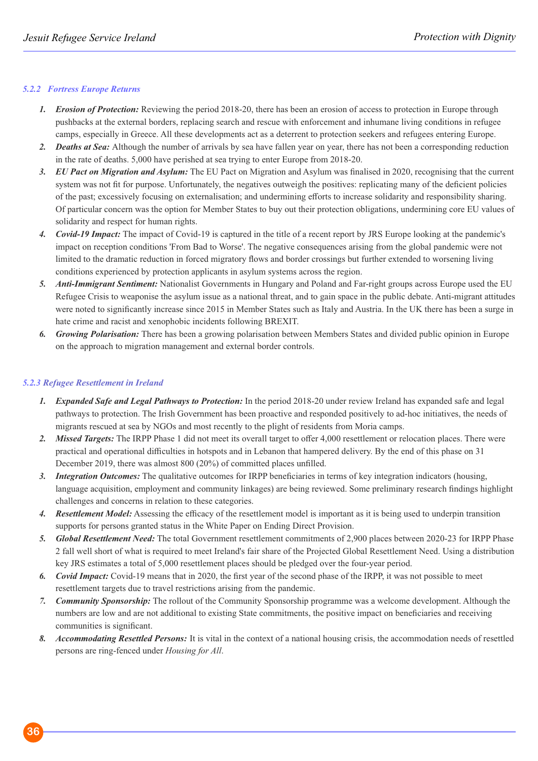### *5.2.2 Fortress Europe Returns*

1. ***Erosion of Protection:*** Reviewing the period 2018-20, there has been an erosion of access to protection in Europe through pushbacks at the external borders, replacing search and rescue with enforcement and inhumane living conditions in refugee camps, especially in Greece. All these developments act as a deterrent to protection seekers and refugees entering Europe.
2. ***Deaths at Sea:*** Although the number of arrivals by sea have fallen year on year, there has not been a corresponding reduction in the rate of deaths. 5,000 have perished at sea trying to enter Europe from 2018-20.
3. ***EU Pact on Migration and Asylum:*** The EU Pact on Migration and Asylum was finalised in 2020, recognising that the current system was not fit for purpose. Unfortunately, the negatives outweigh the positives: replicating many of the deficient policies of the past; excessively focusing on externalisation; and undermining efforts to increase solidarity and responsibility sharing. Of particular concern was the option for Member States to buy out their protection obligations, undermining core EU values of solidarity and respect for human rights.
4. ***Covid-19 Impact:*** The impact of Covid-19 is captured in the title of a recent report by JRS Europe looking at the pandemic's impact on reception conditions 'From Bad to Worse'. The negative consequences arising from the global pandemic were not limited to the dramatic reduction in forced migratory flows and border crossings but further extended to worsening living conditions experienced by protection applicants in asylum systems across the region.
5. ***Anti-Immigrant Sentiment:*** Nationalist Governments in Hungary and Poland and Far-right groups across Europe used the EU Refugee Crisis to weaponise the asylum issue as a national threat, and to gain space in the public debate. Anti-migrant attitudes were noted to significantly increase since 2015 in Member States such as Italy and Austria. In the UK there has been a surge in hate crime and racist and xenophobic incidents following BREXIT.
6. ***Growing Polarisation:*** There has been a growing polarisation between Members States and divided public opinion in Europe on the approach to migration management and external border controls.

### *5.2.3 Refugee Resettlement in Ireland*

1. ***Expanded Safe and Legal Pathways to Protection:*** In the period 2018-20 under review Ireland has expanded safe and legal pathways to protection. The Irish Government has been proactive and responded positively to ad-hoc initiatives, the needs of migrants rescued at sea by NGOs and most recently to the plight of residents from Moria camps.
2. ***Missed Targets:*** The IRPP Phase 1 did not meet its overall target to offer 4,000 resettlement or relocation places. There were practical and operational difficulties in hotspots and in Lebanon that hampered delivery. By the end of this phase on 31 December 2019, there was almost 800 (20%) of committed places unfilled.
3. ***Integration Outcomes:*** The qualitative outcomes for IRPP beneficiaries in terms of key integration indicators (housing, language acquisition, employment and community linkages) are being reviewed. Some preliminary research findings highlight challenges and concerns in relation to these categories.
4. ***Resettlement Model:*** Assessing the efficacy of the resettlement model is important as it is being used to underpin transition supports for persons granted status in the White Paper on Ending Direct Provision.
5. ***Global Resettlement Need:*** The total Government resettlement commitments of 2,900 places between 2020-23 for IRPP Phase 2 fall well short of what is required to meet Ireland's fair share of the Projected Global Resettlement Need. Using a distribution key JRS estimates a total of 5,000 resettlement places should be pledged over the four-year period.
6. ***Covid Impact:*** Covid-19 means that in 2020, the first year of the second phase of the IRPP, it was not possible to meet resettlement targets due to travel restrictions arising from the pandemic.
7. ***Community Sponsorship:*** The rollout of the Community Sponsorship programme was a welcome development. Although the numbers are low and are not additional to existing State commitments, the positive impact on beneficiaries and receiving communities is significant.
8. ***Accommodating Resettled Persons:*** It is vital in the context of a national housing crisis, the accommodation needs of resettled persons are ring-fenced under *Housing for All*.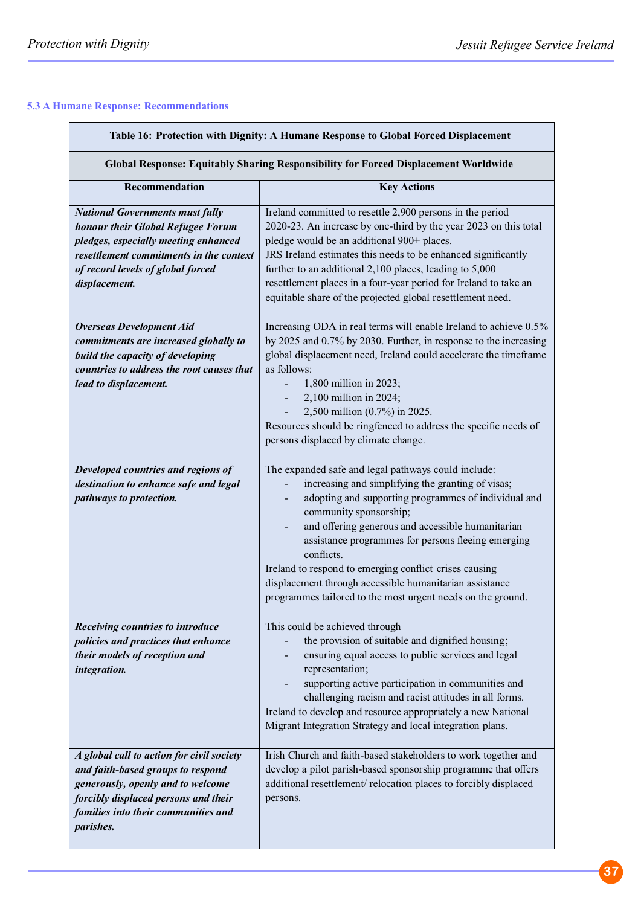### 5.3 A Humane Response: Recommendations

| Table 16: Protection with Dignity: A Humane Response to Global Forced Displacement | |
|---|---|
| **Global Response: Equitably Sharing Responsibility for Forced Displacement Worldwide** | |
| **Recommendation** | **Key Actions** |
| ***National Governments must fully honour their Global Refugee Forum pledges, especially meeting enhanced resettlement commitments in the context of record levels of global forced displacement.*** | Ireland committed to resettle 2,900 persons in the period 2020-23. An increase by one-third by the year 2023 on this total pledge would be an additional 900+ places.<br>JRS Ireland estimates this needs to be enhanced significantly further to an additional 2,100 places, leading to 5,000 resettlement places in a four-year period for Ireland to take an equitable share of the projected global resettlement need. |
| ***Overseas Development Aid commitments are increased globally to build the capacity of developing countries to address the root causes that lead to displacement.*** | Increasing ODA in real terms will enable Ireland to achieve 0.5% by 2025 and 0.7% by 2030. Further, in response to the increasing global displacement need, Ireland could accelerate the timeframe as follows:<br>- 1,800 million in 2023;<br>- 2,100 million in 2024;<br>- 2,500 million (0.7%) in 2025.<br>Resources should be ringfenced to address the specific needs of persons displaced by climate change. |
| ***Developed countries and regions of destination to enhance safe and legal pathways to protection.*** | The expanded safe and legal pathways could include:<br>- increasing and simplifying the granting of visas;<br>- adopting and supporting programmes of individual and community sponsorship;<br>- and offering generous and accessible humanitarian assistance programmes for persons fleeing emerging conflicts.<br>Ireland to respond to emerging conflict crises causing displacement through accessible humanitarian assistance programmes tailored to the most urgent needs on the ground. |
| ***Receiving countries to introduce policies and practices that enhance their models of reception and integration.*** | This could be achieved through<br>- the provision of suitable and dignified housing;<br>- ensuring equal access to public services and legal representation;<br>- supporting active participation in communities and challenging racism and racist attitudes in all forms.<br>Ireland to develop and resource appropriately a new National Migrant Integration Strategy and local integration plans. |
| ***A global call to action for civil society and faith-based groups to respond generously, openly and to welcome forcibly displaced persons and their families into their communities and parishes.*** | Irish Church and faith-based stakeholders to work together and develop a pilot parish-based sponsorship programme that offers additional resettlement/ relocation places to forcibly displaced persons. |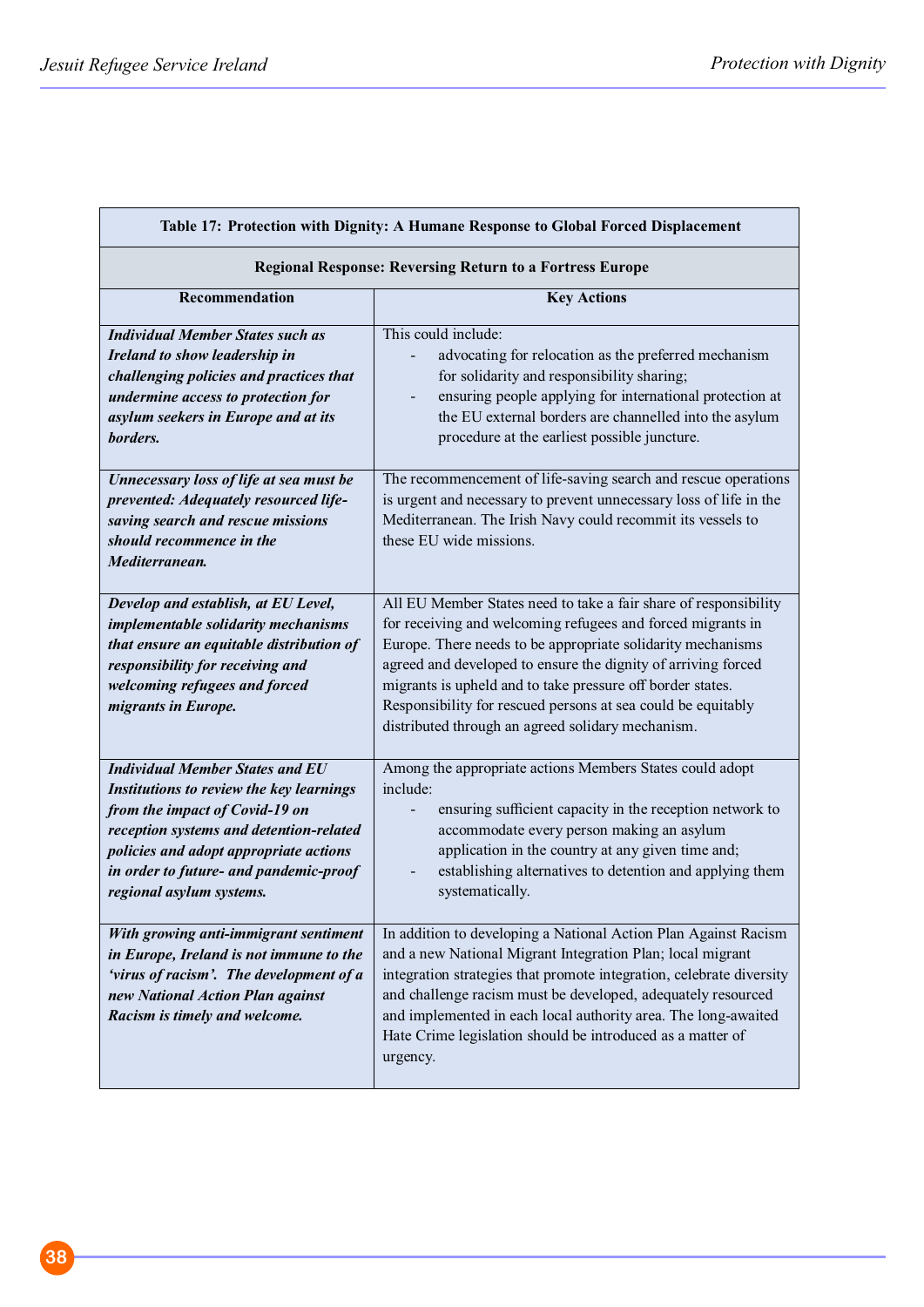**Table 17: Protection with Dignity: A Humane Response to Global Forced Displacement**

**Regional Response: Reversing Return to a Fortress Europe**

| Recommendation | Key Actions |
|---|---|
| ***Individual Member States such as Ireland to show leadership in challenging policies and practices that undermine access to protection for asylum seekers in Europe and at its borders.*** | This could include:<br>- advocating for relocation as the preferred mechanism for solidarity and responsibility sharing;<br>- ensuring people applying for international protection at the EU external borders are channelled into the asylum procedure at the earliest possible juncture. |
| ***Unnecessary loss of life at sea must be prevented: Adequately resourced life-saving search and rescue missions should recommence in the Mediterranean.*** | The recommencement of life-saving search and rescue operations is urgent and necessary to prevent unnecessary loss of life in the Mediterranean. The Irish Navy could recommit its vessels to these EU wide missions. |
| ***Develop and establish, at EU Level, implementable solidarity mechanisms that ensure an equitable distribution of responsibility for receiving and welcoming refugees and forced migrants in Europe.*** | All EU Member States need to take a fair share of responsibility for receiving and welcoming refugees and forced migrants in Europe. There needs to be appropriate solidarity mechanisms agreed and developed to ensure the dignity of arriving forced migrants is upheld and to take pressure off border states. Responsibility for rescued persons at sea could be equitably distributed through an agreed solidary mechanism. |
| ***Individual Member States and EU Institutions to review the key learnings from the impact of Covid-19 on reception systems and detention-related policies and adopt appropriate actions in order to future- and pandemic-proof regional asylum systems.*** | Among the appropriate actions Members States could adopt include:<br>- ensuring sufficient capacity in the reception network to accommodate every person making an asylum application in the country at any given time and;<br>- establishing alternatives to detention and applying them systematically. |
| ***With growing anti-immigrant sentiment in Europe, Ireland is not immune to the 'virus of racism'. The development of a new National Action Plan against Racism is timely and welcome.*** | In addition to developing a National Action Plan Against Racism and a new National Migrant Integration Plan; local migrant integration strategies that promote integration, celebrate diversity and challenge racism must be developed, adequately resourced and implemented in each local authority area. The long-awaited Hate Crime legislation should be introduced as a matter of urgency. |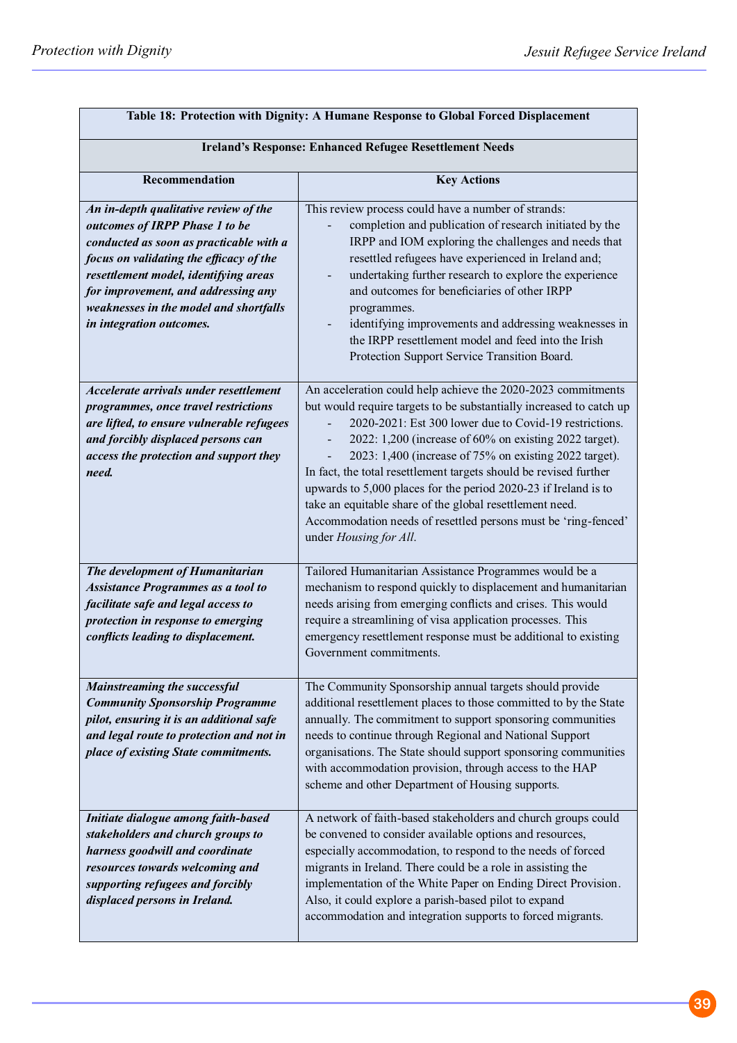| Table 18: Protection with Dignity: A Humane Response to Global Forced Displacement | |
|---|---|
| **Ireland's Response: Enhanced Refugee Resettlement Needs** | |
| **Recommendation** | **Key Actions** |
| ***An in-depth qualitative review of the outcomes of IRPP Phase 1 to be conducted as soon as practicable with a focus on validating the efficacy of the resettlement model, identifying areas for improvement, and addressing any weaknesses in the model and shortfalls in integration outcomes.*** | This review process could have a number of strands:<br>- completion and publication of research initiated by the IRPP and IOM exploring the challenges and needs that resettled refugees have experienced in Ireland and;<br>- undertaking further research to explore the experience and outcomes for beneficiaries of other IRPP programmes.<br>- identifying improvements and addressing weaknesses in the IRPP resettlement model and feed into the Irish Protection Support Service Transition Board. |
| ***Accelerate arrivals under resettlement programmes, once travel restrictions are lifted, to ensure vulnerable refugees and forcibly displaced persons can access the protection and support they need.*** | An acceleration could help achieve the 2020-2023 commitments but would require targets to be substantially increased to catch up<br>- 2020-2021: Est 300 lower due to Covid-19 restrictions.<br>- 2022: 1,200 (increase of 60% on existing 2022 target).<br>- 2023: 1,400 (increase of 75% on existing 2022 target).<br>In fact, the total resettlement targets should be revised further upwards to 5,000 places for the period 2020-23 if Ireland is to take an equitable share of the global resettlement need. Accommodation needs of resettled persons must be 'ring-fenced' under *Housing for All*. |
| ***The development of Humanitarian Assistance Programmes as a tool to facilitate safe and legal access to protection in response to emerging conflicts leading to displacement.*** | Tailored Humanitarian Assistance Programmes would be a mechanism to respond quickly to displacement and humanitarian needs arising from emerging conflicts and crises. This would require a streamlining of visa application processes. This emergency resettlement response must be additional to existing Government commitments. |
| ***Mainstreaming the successful Community Sponsorship Programme pilot, ensuring it is an additional safe and legal route to protection and not in place of existing State commitments.*** | The Community Sponsorship annual targets should provide additional resettlement places to those committed to by the State annually. The commitment to support sponsoring communities needs to continue through Regional and National Support organisations. The State should support sponsoring communities with accommodation provision, through access to the HAP scheme and other Department of Housing supports. |
| ***Initiate dialogue among faith-based stakeholders and church groups to harness goodwill and coordinate resources towards welcoming and supporting refugees and forcibly displaced persons in Ireland.*** | A network of faith-based stakeholders and church groups could be convened to consider available options and resources, especially accommodation, to respond to the needs of forced migrants in Ireland. There could be a role in assisting the implementation of the White Paper on Ending Direct Provision. Also, it could explore a parish-based pilot to expand accommodation and integration supports to forced migrants. |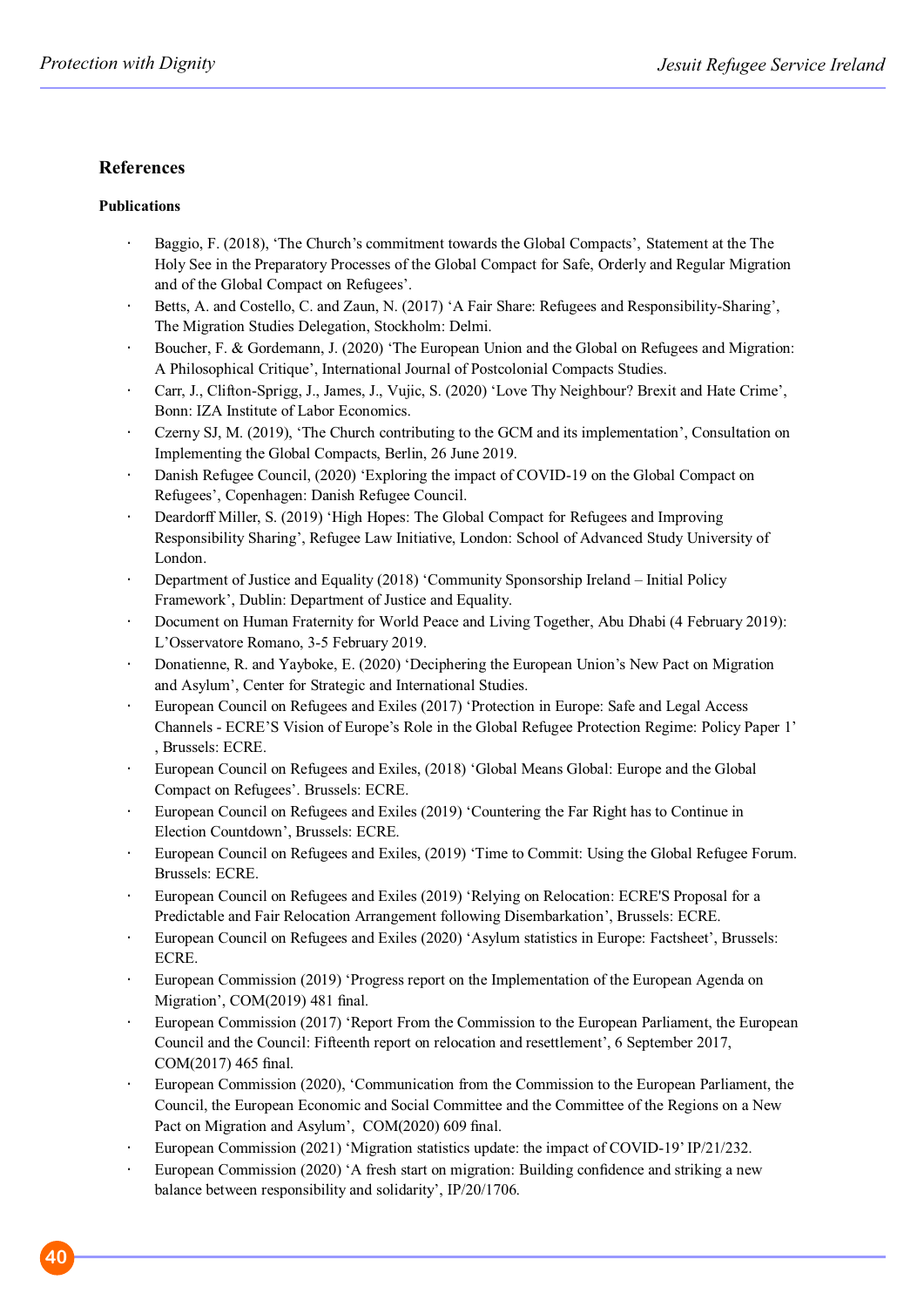## References

**Publications**

- Baggio, F. (2018), 'The Church's commitment towards the Global Compacts', Statement at the The Holy See in the Preparatory Processes of the Global Compact for Safe, Orderly and Regular Migration and of the Global Compact on Refugees'.
- Betts, A. and Costello, C. and Zaun, N. (2017) 'A Fair Share: Refugees and Responsibility-Sharing', The Migration Studies Delegation, Stockholm: Delmi.
- Boucher, F. & Gordemann, J. (2020) 'The European Union and the Global on Refugees and Migration: A Philosophical Critique', International Journal of Postcolonial Compacts Studies.
- Carr, J., Clifton-Sprigg, J., James, J., Vujic, S. (2020) 'Love Thy Neighbour? Brexit and Hate Crime', Bonn: IZA Institute of Labor Economics.
- Czerny SJ, M. (2019), 'The Church contributing to the GCM and its implementation', Consultation on Implementing the Global Compacts, Berlin, 26 June 2019.
- Danish Refugee Council, (2020) 'Exploring the impact of COVID-19 on the Global Compact on Refugees', Copenhagen: Danish Refugee Council.
- Deardorff Miller, S. (2019) 'High Hopes: The Global Compact for Refugees and Improving Responsibility Sharing', Refugee Law Initiative, London: School of Advanced Study University of London.
- Department of Justice and Equality (2018) 'Community Sponsorship Ireland – Initial Policy Framework', Dublin: Department of Justice and Equality.
- Document on Human Fraternity for World Peace and Living Together, Abu Dhabi (4 February 2019): L'Osservatore Romano, 3-5 February 2019.
- Donatienne, R. and Yayboke, E. (2020) 'Deciphering the European Union's New Pact on Migration and Asylum', Center for Strategic and International Studies.
- European Council on Refugees and Exiles (2017) 'Protection in Europe: Safe and Legal Access Channels - ECRE'S Vision of Europe's Role in the Global Refugee Protection Regime: Policy Paper 1' , Brussels: ECRE.
- European Council on Refugees and Exiles, (2018) 'Global Means Global: Europe and the Global Compact on Refugees'. Brussels: ECRE.
- European Council on Refugees and Exiles (2019) 'Countering the Far Right has to Continue in Election Countdown', Brussels: ECRE.
- European Council on Refugees and Exiles, (2019) 'Time to Commit: Using the Global Refugee Forum. Brussels: ECRE.
- European Council on Refugees and Exiles (2019) 'Relying on Relocation: ECRE'S Proposal for a Predictable and Fair Relocation Arrangement following Disembarkation', Brussels: ECRE.
- European Council on Refugees and Exiles (2020) 'Asylum statistics in Europe: Factsheet', Brussels: ECRE.
- European Commission (2019) 'Progress report on the Implementation of the European Agenda on Migration', COM(2019) 481 final.
- European Commission (2017) 'Report From the Commission to the European Parliament, the European Council and the Council: Fifteenth report on relocation and resettlement', 6 September 2017, COM(2017) 465 final.
- European Commission (2020), 'Communication from the Commission to the European Parliament, the Council, the European Economic and Social Committee and the Committee of the Regions on a New Pact on Migration and Asylum', COM(2020) 609 final.
- European Commission (2021) 'Migration statistics update: the impact of COVID-19' IP/21/232.
- European Commission (2020) 'A fresh start on migration: Building confidence and striking a new balance between responsibility and solidarity', IP/20/1706.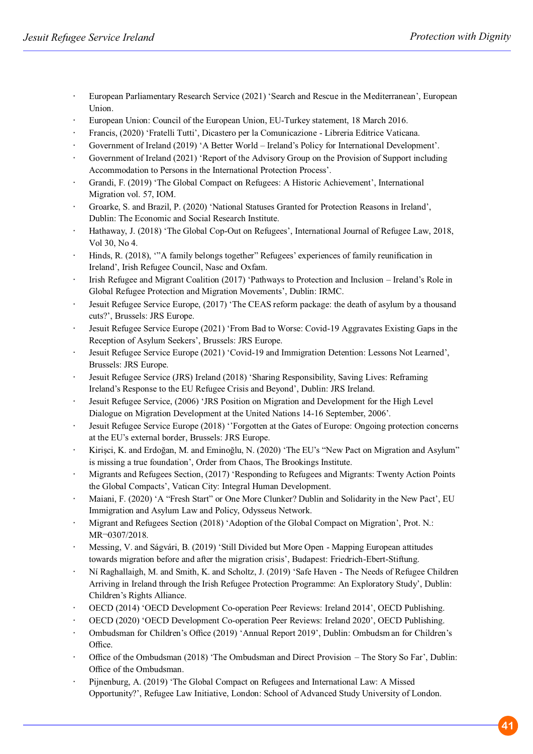- European Parliamentary Research Service (2021) 'Search and Rescue in the Mediterranean', European Union.
- European Union: Council of the European Union, EU-Turkey statement, 18 March 2016.
- Francis, (2020) 'Fratelli Tutti', Dicastero per la Comunicazione - Libreria Editrice Vaticana.
- Government of Ireland (2019) 'A Better World – Ireland's Policy for International Development'.
- Government of Ireland (2021) 'Report of the Advisory Group on the Provision of Support including Accommodation to Persons in the International Protection Process'.
- Grandi, F. (2019) 'The Global Compact on Refugees: A Historic Achievement', International Migration vol. 57, IOM.
- Groarke, S. and Brazil, P. (2020) 'National Statuses Granted for Protection Reasons in Ireland', Dublin: The Economic and Social Research Institute.
- Hathaway, J. (2018) 'The Global Cop-Out on Refugees', International Journal of Refugee Law, 2018, Vol 30, No 4.
- Hinds, R. (2018), '"A family belongs together" Refugees' experiences of family reunification in Ireland', Irish Refugee Council, Nasc and Oxfam.
- Irish Refugee and Migrant Coalition (2017) 'Pathways to Protection and Inclusion – Ireland's Role in Global Refugee Protection and Migration Movements', Dublin: IRMC.
- Jesuit Refugee Service Europe, (2017) 'The CEAS reform package: the death of asylum by a thousand cuts?', Brussels: JRS Europe.
- Jesuit Refugee Service Europe (2021) 'From Bad to Worse: Covid-19 Aggravates Existing Gaps in the Reception of Asylum Seekers', Brussels: JRS Europe.
- Jesuit Refugee Service Europe (2021) 'Covid-19 and Immigration Detention: Lessons Not Learned', Brussels: JRS Europe.
- Jesuit Refugee Service (JRS) Ireland (2018) 'Sharing Responsibility, Saving Lives: Reframing Ireland's Response to the EU Refugee Crisis and Beyond', Dublin: JRS Ireland.
- Jesuit Refugee Service, (2006) 'JRS Position on Migration and Development for the High Level Dialogue on Migration Development at the United Nations 14-16 September, 2006'.
- Jesuit Refugee Service Europe (2018) ''Forgotten at the Gates of Europe: Ongoing protection concerns at the EU's external border, Brussels: JRS Europe.
- Kirişci, K. and Erdoğan, M. and Eminoğlu, N. (2020) 'The EU's "New Pact on Migration and Asylum" is missing a true foundation', Order from Chaos, The Brookings Institute.
- Migrants and Refugees Section, (2017) 'Responding to Refugees and Migrants: Twenty Action Points the Global Compacts', Vatican City: Integral Human Development.
- Maiani, F. (2020) 'A "Fresh Start" or One More Clunker? Dublin and Solidarity in the New Pact', EU Immigration and Asylum Law and Policy, Odysseus Network.
- Migrant and Refugees Section (2018) 'Adoption of the Global Compact on Migration', Prot. N.: MR¬0307/2018.
- Messing, V. and Ságvári, B. (2019) 'Still Divided but More Open - Mapping European attitudes towards migration before and after the migration crisis', Budapest: Friedrich-Ebert-Stiftung.
- Ní Raghallaigh, M. and Smith, K. and Scholtz, J. (2019) 'Safe Haven - The Needs of Refugee Children Arriving in Ireland through the Irish Refugee Protection Programme: An Exploratory Study', Dublin: Children's Rights Alliance.
- OECD (2014) 'OECD Development Co-operation Peer Reviews: Ireland 2014', OECD Publishing.
- OECD (2020) 'OECD Development Co-operation Peer Reviews: Ireland 2020', OECD Publishing.
- Ombudsman for Children's Office (2019) 'Annual Report 2019', Dublin: Ombudsman for Children's Office.
- Office of the Ombudsman (2018) 'The Ombudsman and Direct Provision – The Story So Far', Dublin: Office of the Ombudsman.
- Pijnenburg, A. (2019) 'The Global Compact on Refugees and International Law: A Missed Opportunity?', Refugee Law Initiative, London: School of Advanced Study University of London.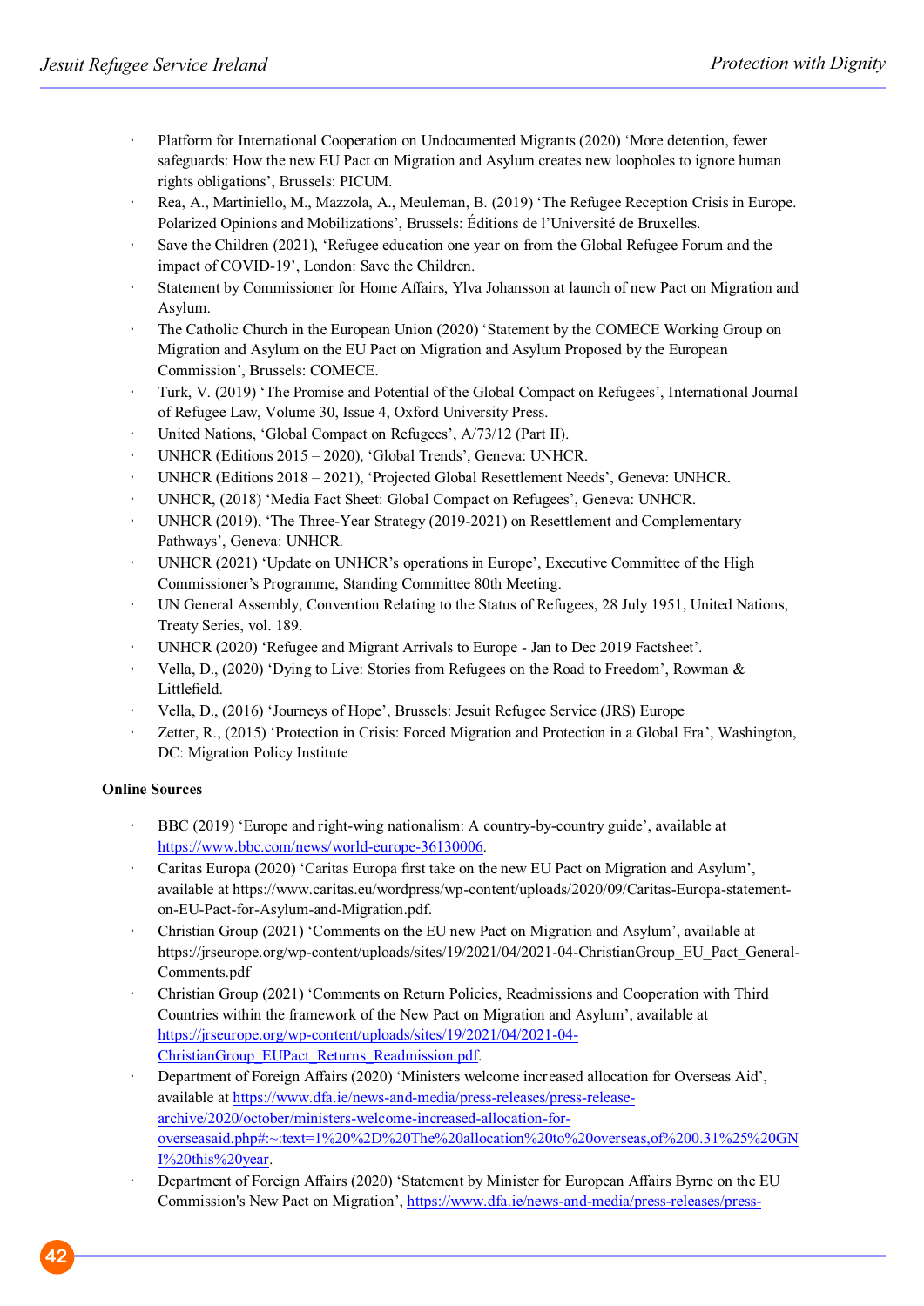- Platform for International Cooperation on Undocumented Migrants (2020) 'More detention, fewer safeguards: How the new EU Pact on Migration and Asylum creates new loopholes to ignore human rights obligations', Brussels: PICUM.
- Rea, A., Martiniello, M., Mazzola, A., Meuleman, B. (2019) 'The Refugee Reception Crisis in Europe. Polarized Opinions and Mobilizations', Brussels: Éditions de l'Université de Bruxelles.
- Save the Children (2021), 'Refugee education one year on from the Global Refugee Forum and the impact of COVID-19', London: Save the Children.
- Statement by Commissioner for Home Affairs, Ylva Johansson at launch of new Pact on Migration and Asylum.
- The Catholic Church in the European Union (2020) 'Statement by the COMECE Working Group on Migration and Asylum on the EU Pact on Migration and Asylum Proposed by the European Commission', Brussels: COMECE.
- Turk, V. (2019) 'The Promise and Potential of the Global Compact on Refugees', International Journal of Refugee Law, Volume 30, Issue 4, Oxford University Press.
- United Nations, 'Global Compact on Refugees', A/73/12 (Part II).
- UNHCR (Editions 2015 – 2020), 'Global Trends', Geneva: UNHCR.
- UNHCR (Editions 2018 – 2021), 'Projected Global Resettlement Needs', Geneva: UNHCR.
- UNHCR, (2018) 'Media Fact Sheet: Global Compact on Refugees', Geneva: UNHCR.
- UNHCR (2019), 'The Three-Year Strategy (2019-2021) on Resettlement and Complementary Pathways', Geneva: UNHCR.
- UNHCR (2021) 'Update on UNHCR's operations in Europe', Executive Committee of the High Commissioner's Programme, Standing Committee 80th Meeting.
- UN General Assembly, Convention Relating to the Status of Refugees, 28 July 1951, United Nations, Treaty Series, vol. 189.
- UNHCR (2020) 'Refugee and Migrant Arrivals to Europe - Jan to Dec 2019 Factsheet'.
- Vella, D., (2020) 'Dying to Live: Stories from Refugees on the Road to Freedom', Rowman & Littlefield.
- Vella, D., (2016) 'Journeys of Hope', Brussels: Jesuit Refugee Service (JRS) Europe
- Zetter, R., (2015) 'Protection in Crisis: Forced Migration and Protection in a Global Era', Washington, DC: Migration Policy Institute

**Online Sources**

- BBC (2019) 'Europe and right-wing nationalism: A country-by-country guide', available at https://www.bbc.com/news/world-europe-36130006.
- Caritas Europa (2020) 'Caritas Europa first take on the new EU Pact on Migration and Asylum', available at https://www.caritas.eu/wordpress/wp-content/uploads/2020/09/Caritas-Europa-statement-on-EU-Pact-for-Asylum-and-Migration.pdf.
- Christian Group (2021) 'Comments on the EU new Pact on Migration and Asylum', available at https://jrseurope.org/wp-content/uploads/sites/19/2021/04/2021-04-ChristianGroup_EU_Pact_General-Comments.pdf
- Christian Group (2021) 'Comments on Return Policies, Readmissions and Cooperation with Third Countries within the framework of the New Pact on Migration and Asylum', available at https://jrseurope.org/wp-content/uploads/sites/19/2021/04/2021-04-ChristianGroup_EUPact_Returns_Readmission.pdf.
- Department of Foreign Affairs (2020) 'Ministers welcome increased allocation for Overseas Aid', available at https://www.dfa.ie/news-and-media/press-releases/press-release-archive/2020/october/ministers-welcome-increased-allocation-for-overseasaid.php#:~:text=1%20%2D%20The%20allocation%20to%20overseas,of%200.31%25%20GNI%20this%20year.
- Department of Foreign Affairs (2020) 'Statement by Minister for European Affairs Byrne on the EU Commission's New Pact on Migration', https://www.dfa.ie/news-and-media/press-releases/press-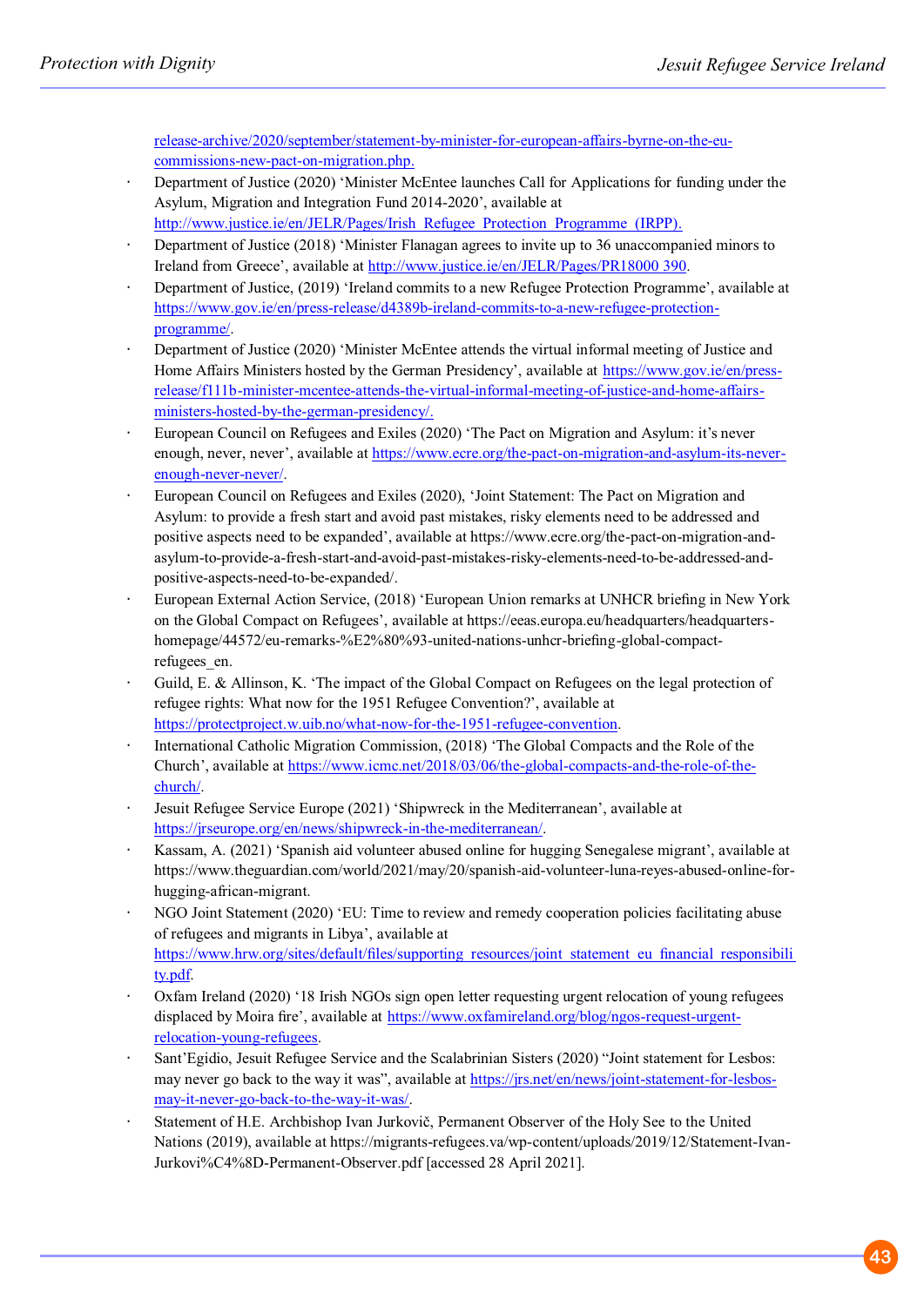release-archive/2020/september/statement-by-minister-for-european-affairs-byrne-on-the-eu-commissions-new-pact-on-migration.php.

- Department of Justice (2020) 'Minister McEntee launches Call for Applications for funding under the Asylum, Migration and Integration Fund 2014-2020', available at http://www.justice.ie/en/JELR/Pages/Irish_Refugee_Protection_Programme_(IRPP).
- Department of Justice (2018) 'Minister Flanagan agrees to invite up to 36 unaccompanied minors to Ireland from Greece', available at http://www.justice.ie/en/JELR/Pages/PR18000 390.
- Department of Justice, (2019) 'Ireland commits to a new Refugee Protection Programme', available at https://www.gov.ie/en/press-release/d4389b-ireland-commits-to-a-new-refugee-protection-programme/.
- Department of Justice (2020) 'Minister McEntee attends the virtual informal meeting of Justice and Home Affairs Ministers hosted by the German Presidency', available at https://www.gov.ie/en/press-release/f111b-minister-mcentee-attends-the-virtual-informal-meeting-of-justice-and-home-affairs-ministers-hosted-by-the-german-presidency/.
- European Council on Refugees and Exiles (2020) 'The Pact on Migration and Asylum: it's never enough, never, never', available at https://www.ecre.org/the-pact-on-migration-and-asylum-its-never-enough-never-never/.
- European Council on Refugees and Exiles (2020), 'Joint Statement: The Pact on Migration and Asylum: to provide a fresh start and avoid past mistakes, risky elements need to be addressed and positive aspects need to be expanded', available at https://www.ecre.org/the-pact-on-migration-and-asylum-to-provide-a-fresh-start-and-avoid-past-mistakes-risky-elements-need-to-be-addressed-and-positive-aspects-need-to-be-expanded/.
- European External Action Service, (2018) 'European Union remarks at UNHCR briefing in New York on the Global Compact on Refugees', available at https://eeas.europa.eu/headquarters/headquarters-homepage/44572/eu-remarks-%E2%80%93-united-nations-unhcr-briefing-global-compact-refugees_en.
- Guild, E. & Allinson, K. 'The impact of the Global Compact on Refugees on the legal protection of refugee rights: What now for the 1951 Refugee Convention?', available at https://protectproject.w.uib.no/what-now-for-the-1951-refugee-convention.
- International Catholic Migration Commission, (2018) 'The Global Compacts and the Role of the Church', available at https://www.icmc.net/2018/03/06/the-global-compacts-and-the-role-of-the-church/.
- Jesuit Refugee Service Europe (2021) 'Shipwreck in the Mediterranean', available at https://jrseurope.org/en/news/shipwreck-in-the-mediterranean/.
- Kassam, A. (2021) 'Spanish aid volunteer abused online for hugging Senegalese migrant', available at https://www.theguardian.com/world/2021/may/20/spanish-aid-volunteer-luna-reyes-abused-online-for-hugging-african-migrant.
- NGO Joint Statement (2020) 'EU: Time to review and remedy cooperation policies facilitating abuse of refugees and migrants in Libya', available at https://www.hrw.org/sites/default/files/supporting_resources/joint_statement_eu_financial_responsibility.pdf.
- Oxfam Ireland (2020) '18 Irish NGOs sign open letter requesting urgent relocation of young refugees displaced by Moira fire', available at https://www.oxfamireland.org/blog/ngos-request-urgent-relocation-young-refugees.
- Sant'Egidio, Jesuit Refugee Service and the Scalabrinian Sisters (2020) "Joint statement for Lesbos: may never go back to the way it was", available at https://jrs.net/en/news/joint-statement-for-lesbos-may-it-never-go-back-to-the-way-it-was/.
- Statement of H.E. Archbishop Ivan Jurkovič, Permanent Observer of the Holy See to the United Nations (2019), available at https://migrants-refugees.va/wp-content/uploads/2019/12/Statement-Ivan-Jurkovi%C4%8D-Permanent-Observer.pdf [accessed 28 April 2021].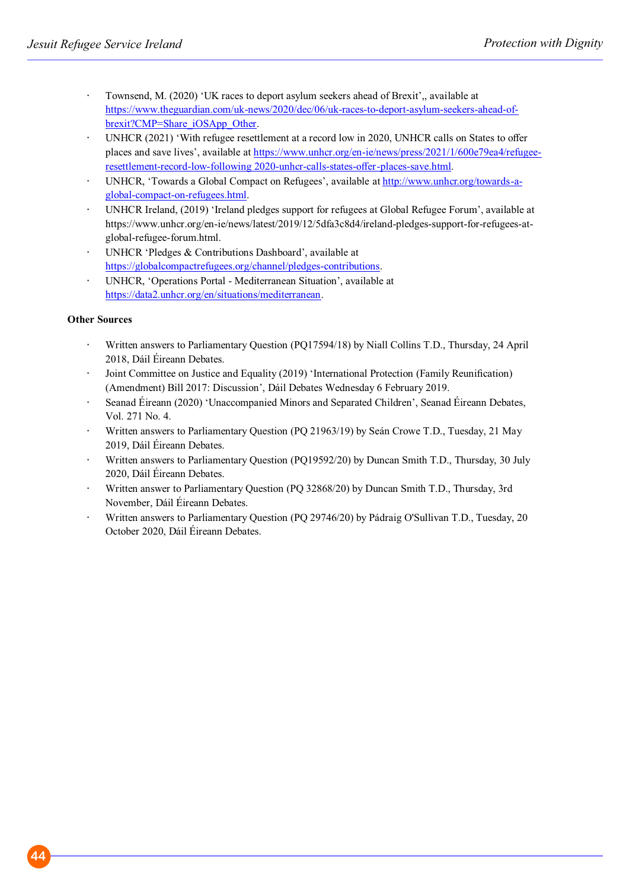- Townsend, M. (2020) 'UK races to deport asylum seekers ahead of Brexit',, available at https://www.theguardian.com/uk-news/2020/dec/06/uk-races-to-deport-asylum-seekers-ahead-of-brexit?CMP=Share_iOSApp_Other.
- UNHCR (2021) 'With refugee resettlement at a record low in 2020, UNHCR calls on States to offer places and save lives', available at https://www.unhcr.org/en-ie/news/press/2021/1/600e79ea4/refugee-resettlement-record-low-following 2020-unhcr-calls-states-offer-places-save.html.
- UNHCR, 'Towards a Global Compact on Refugees', available at http://www.unhcr.org/towards-a-global-compact-on-refugees.html.
- UNHCR Ireland, (2019) 'Ireland pledges support for refugees at Global Refugee Forum', available at https://www.unhcr.org/en-ie/news/latest/2019/12/5dfa3c8d4/ireland-pledges-support-for-refugees-at-global-refugee-forum.html.
- UNHCR 'Pledges & Contributions Dashboard', available at https://globalcompactrefugees.org/channel/pledges-contributions.
- UNHCR, 'Operations Portal - Mediterranean Situation', available at https://data2.unhcr.org/en/situations/mediterranean.

**Other Sources**

- Written answers to Parliamentary Question (PQ17594/18) by Niall Collins T.D., Thursday, 24 April 2018, Dáil Éireann Debates.
- Joint Committee on Justice and Equality (2019) 'International Protection (Family Reunification) (Amendment) Bill 2017: Discussion', Dáil Debates Wednesday 6 February 2019.
- Seanad Éireann (2020) 'Unaccompanied Minors and Separated Children', Seanad Éireann Debates, Vol. 271 No. 4.
- Written answers to Parliamentary Question (PQ 21963/19) by Seán Crowe T.D., Tuesday, 21 May 2019, Dáil Éireann Debates.
- Written answers to Parliamentary Question (PQ19592/20) by Duncan Smith T.D., Thursday, 30 July 2020, Dáil Éireann Debates.
- Written answer to Parliamentary Question (PQ 32868/20) by Duncan Smith T.D., Thursday, 3rd November, Dáil Éireann Debates.
- Written answers to Parliamentary Question (PQ 29746/20) by Pádraig O'Sullivan T.D., Tuesday, 20 October 2020, Dáil Éireann Debates.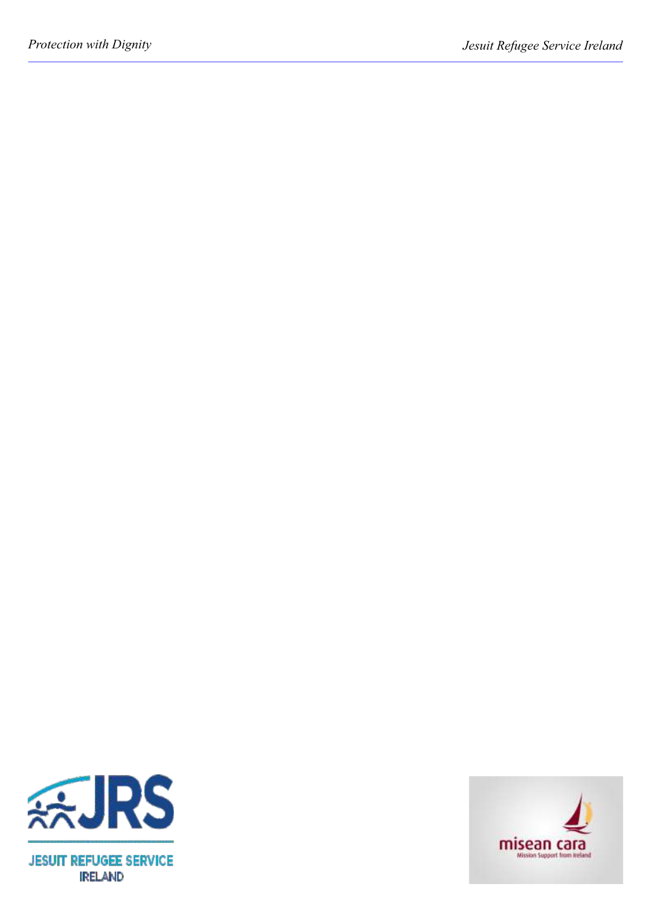JESUIT REFUGEE SERVICE

IRELAND

misean cara

Mission Support from Ireland